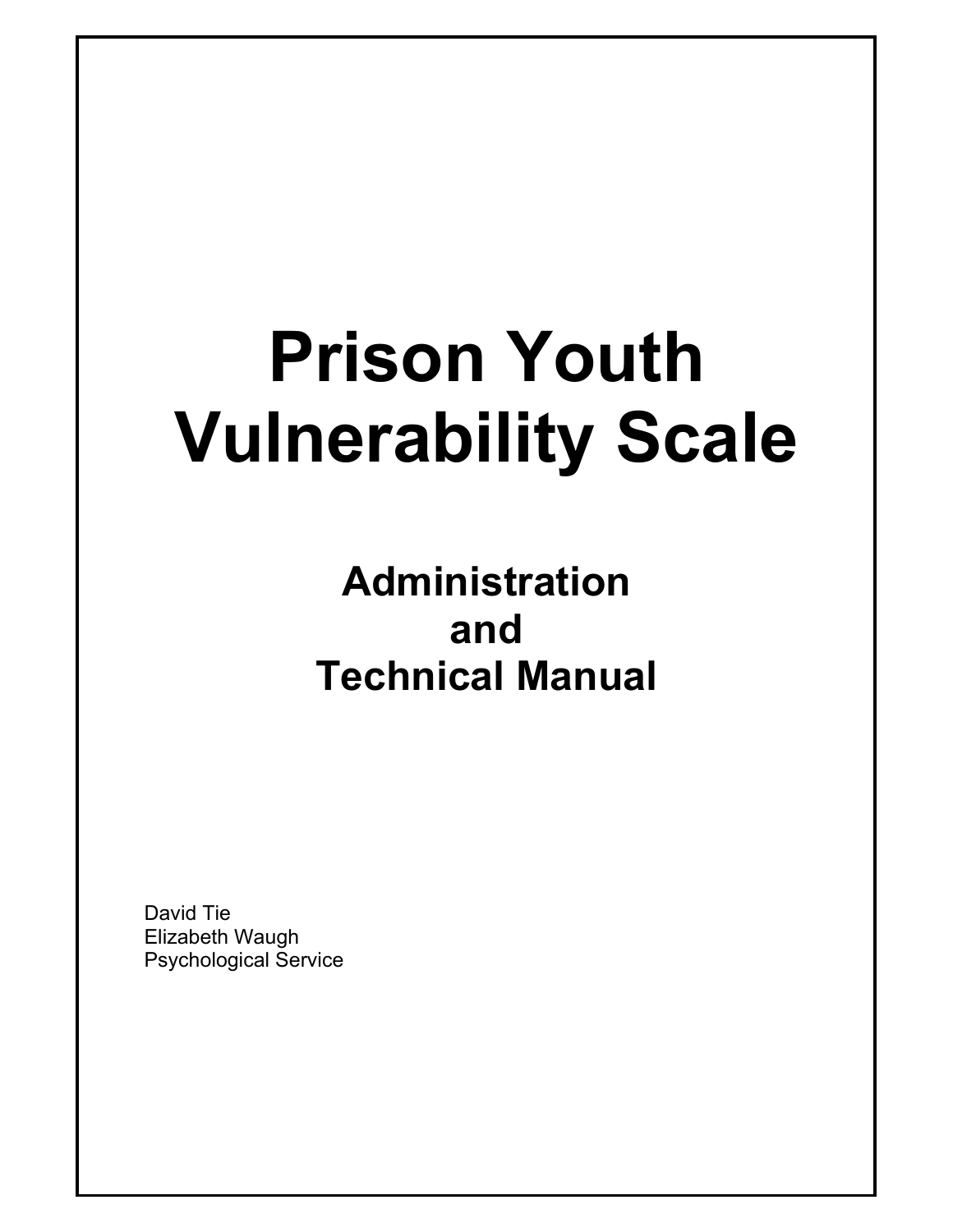# Prison Youth Vulnerability Scale

## Administration and Technical Manual

David Tie
Elizabeth Waugh
Psychological Service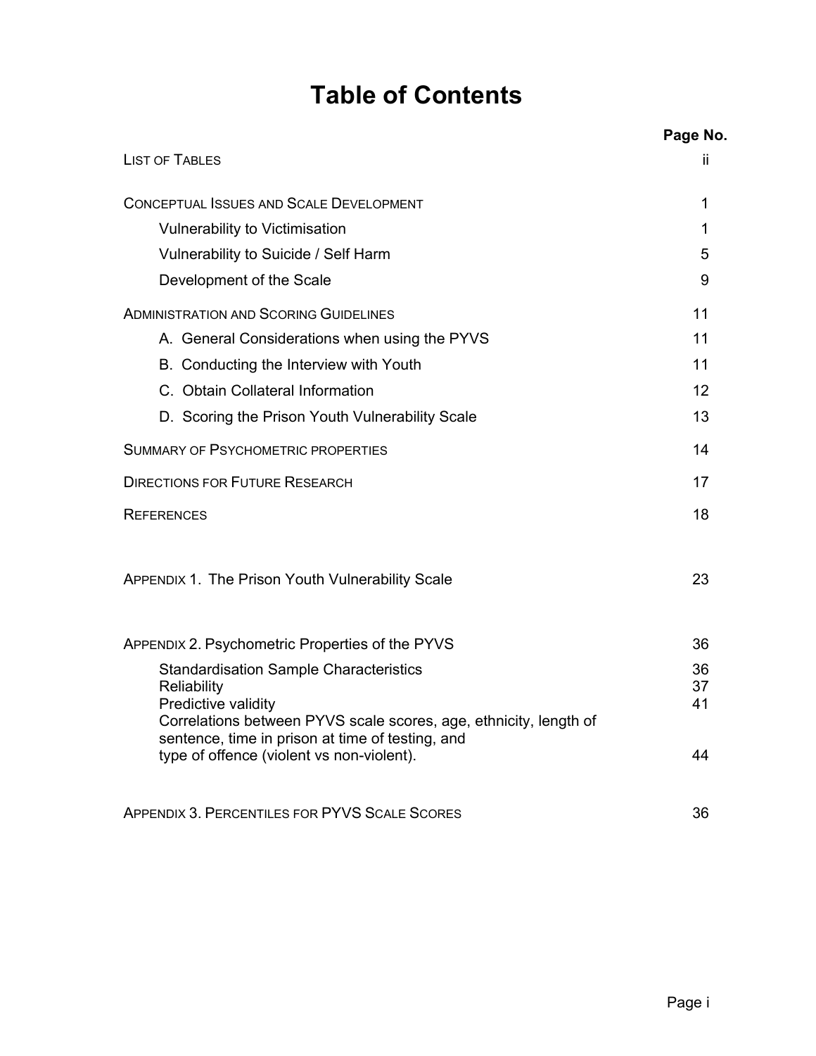# Table of Contents

| | Page No. |
|---|---|
| LIST OF TABLES | ii |
| CONCEPTUAL ISSUES AND SCALE DEVELOPMENT | 1 |
| Vulnerability to Victimisation | 1 |
| Vulnerability to Suicide / Self Harm | 5 |
| Development of the Scale | 9 |
| ADMINISTRATION AND SCORING GUIDELINES | 11 |
| A. General Considerations when using the PYVS | 11 |
| B. Conducting the Interview with Youth | 11 |
| C. Obtain Collateral Information | 12 |
| D. Scoring the Prison Youth Vulnerability Scale | 13 |
| SUMMARY OF PSYCHOMETRIC PROPERTIES | 14 |
| DIRECTIONS FOR FUTURE RESEARCH | 17 |
| REFERENCES | 18 |
| APPENDIX 1. The Prison Youth Vulnerability Scale | 23 |
| APPENDIX 2. Psychometric Properties of the PYVS | 36 |
| Standardisation Sample Characteristics | 36 |
| Reliability | 37 |
| Predictive validity | 41 |
| Correlations between PYVS scale scores, age, ethnicity, length of sentence, time in prison at time of testing, and type of offence (violent vs non-violent). | 44 |
| APPENDIX 3. PERCENTILES FOR PYVS SCALE SCORES | 36 |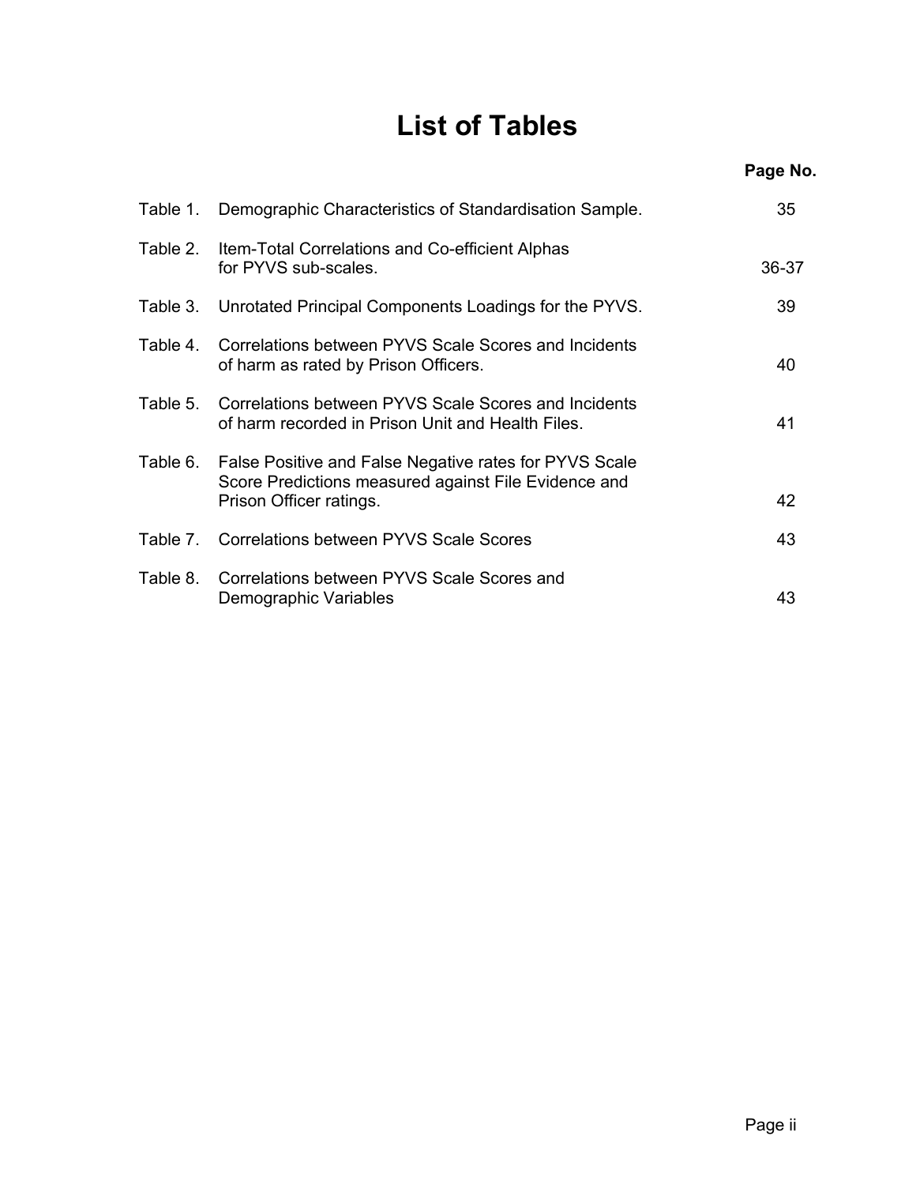# List of Tables

| | | Page No. |
|---|---|---|
| Table 1. | Demographic Characteristics of Standardisation Sample. | 35 |
| Table 2. | Item-Total Correlations and Co-efficient Alphas for PYVS sub-scales. | 36-37 |
| Table 3. | Unrotated Principal Components Loadings for the PYVS. | 39 |
| Table 4. | Correlations between PYVS Scale Scores and Incidents of harm as rated by Prison Officers. | 40 |
| Table 5. | Correlations between PYVS Scale Scores and Incidents of harm recorded in Prison Unit and Health Files. | 41 |
| Table 6. | False Positive and False Negative rates for PYVS Scale Score Predictions measured against File Evidence and Prison Officer ratings. | 42 |
| Table 7. | Correlations between PYVS Scale Scores | 43 |
| Table 8. | Correlations between PYVS Scale Scores and Demographic Variables | 43 |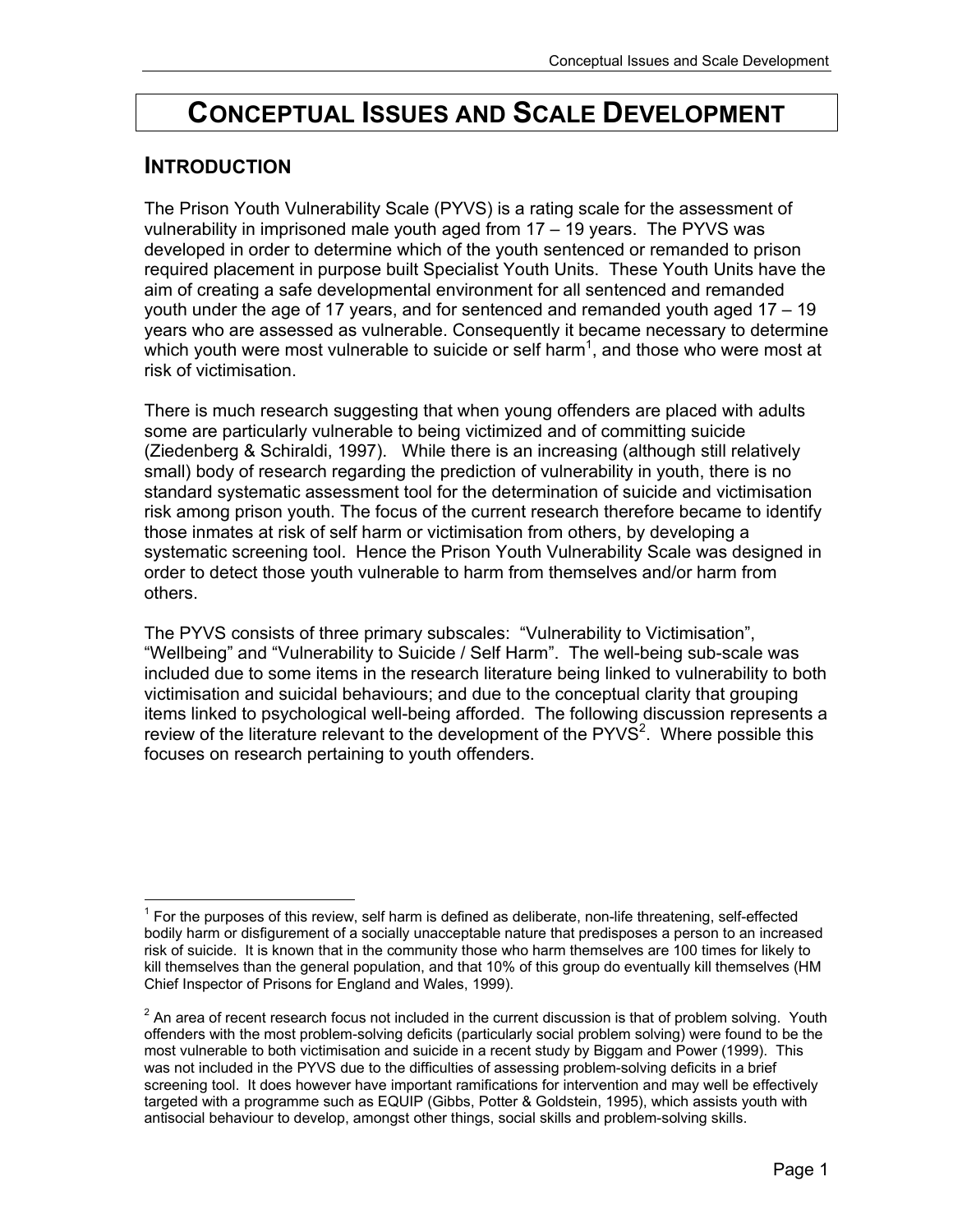# CONCEPTUAL ISSUES AND SCALE DEVELOPMENT

## INTRODUCTION

The Prison Youth Vulnerability Scale (PYVS) is a rating scale for the assessment of vulnerability in imprisoned male youth aged from 17 – 19 years. The PYVS was developed in order to determine which of the youth sentenced or remanded to prison required placement in purpose built Specialist Youth Units. These Youth Units have the aim of creating a safe developmental environment for all sentenced and remanded youth under the age of 17 years, and for sentenced and remanded youth aged 17 – 19 years who are assessed as vulnerable. Consequently it became necessary to determine which youth were most vulnerable to suicide or self harm[1], and those who were most at risk of victimisation.

There is much research suggesting that when young offenders are placed with adults some are particularly vulnerable to being victimized and of committing suicide (Ziedenberg & Schiraldi, 1997). While there is an increasing (although still relatively small) body of research regarding the prediction of vulnerability in youth, there is no standard systematic assessment tool for the determination of suicide and victimisation risk among prison youth. The focus of the current research therefore became to identify those inmates at risk of self harm or victimisation from others, by developing a systematic screening tool. Hence the Prison Youth Vulnerability Scale was designed in order to detect those youth vulnerable to harm from themselves and/or harm from others.

The PYVS consists of three primary subscales: "Vulnerability to Victimisation", "Wellbeing" and "Vulnerability to Suicide / Self Harm". The well-being sub-scale was included due to some items in the research literature being linked to vulnerability to both victimisation and suicidal behaviours; and due to the conceptual clarity that grouping items linked to psychological well-being afforded. The following discussion represents a review of the literature relevant to the development of the PYVS[2]. Where possible this focuses on research pertaining to youth offenders.

---

[1] For the purposes of this review, self harm is defined as deliberate, non-life threatening, self-effected bodily harm or disfigurement of a socially unacceptable nature that predisposes a person to an increased risk of suicide. It is known that in the community those who harm themselves are 100 times for likely to kill themselves than the general population, and that 10% of this group do eventually kill themselves (HM Chief Inspector of Prisons for England and Wales, 1999).

[2] An area of recent research focus not included in the current discussion is that of problem solving. Youth offenders with the most problem-solving deficits (particularly social problem solving) were found to be the most vulnerable to both victimisation and suicide in a recent study by Biggam and Power (1999). This was not included in the PYVS due to the difficulties of assessing problem-solving deficits in a brief screening tool. It does however have important ramifications for intervention and may well be effectively targeted with a programme such as EQUIP (Gibbs, Potter & Goldstein, 1995), which assists youth with antisocial behaviour to develop, amongst other things, social skills and problem-solving skills.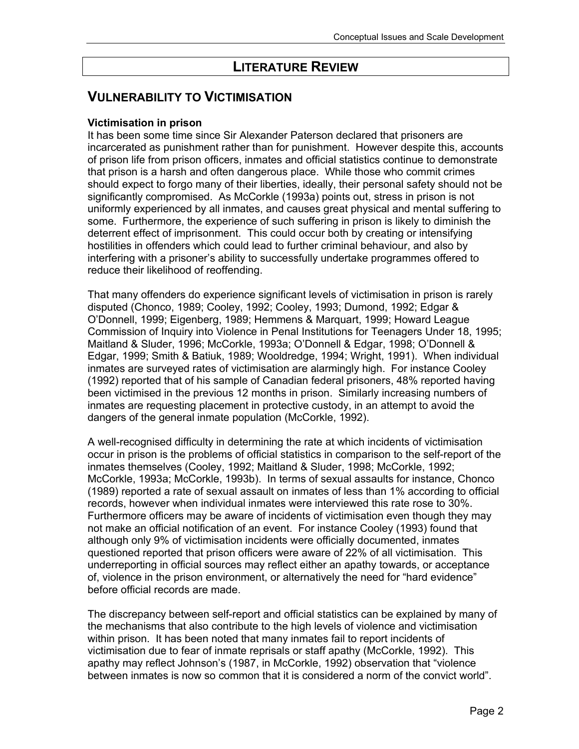# LITERATURE REVIEW

## VULNERABILITY TO VICTIMISATION

### Victimisation in prison

It has been some time since Sir Alexander Paterson declared that prisoners are incarcerated as punishment rather than for punishment. However despite this, accounts of prison life from prison officers, inmates and official statistics continue to demonstrate that prison is a harsh and often dangerous place. While those who commit crimes should expect to forgo many of their liberties, ideally, their personal safety should not be significantly compromised. As McCorkle (1993a) points out, stress in prison is not uniformly experienced by all inmates, and causes great physical and mental suffering to some. Furthermore, the experience of such suffering in prison is likely to diminish the deterrent effect of imprisonment. This could occur both by creating or intensifying hostilities in offenders which could lead to further criminal behaviour, and also by interfering with a prisoner's ability to successfully undertake programmes offered to reduce their likelihood of reoffending.

That many offenders do experience significant levels of victimisation in prison is rarely disputed (Chonco, 1989; Cooley, 1992; Cooley, 1993; Dumond, 1992; Edgar & O'Donnell, 1999; Eigenberg, 1989; Hemmens & Marquart, 1999; Howard League Commission of Inquiry into Violence in Penal Institutions for Teenagers Under 18, 1995; Maitland & Sluder, 1996; McCorkle, 1993a; O'Donnell & Edgar, 1998; O'Donnell & Edgar, 1999; Smith & Batiuk, 1989; Wooldredge, 1994; Wright, 1991). When individual inmates are surveyed rates of victimisation are alarmingly high. For instance Cooley (1992) reported that of his sample of Canadian federal prisoners, 48% reported having been victimised in the previous 12 months in prison. Similarly increasing numbers of inmates are requesting placement in protective custody, in an attempt to avoid the dangers of the general inmate population (McCorkle, 1992).

A well-recognised difficulty in determining the rate at which incidents of victimisation occur in prison is the problems of official statistics in comparison to the self-report of the inmates themselves (Cooley, 1992; Maitland & Sluder, 1998; McCorkle, 1992; McCorkle, 1993a; McCorkle, 1993b). In terms of sexual assaults for instance, Chonco (1989) reported a rate of sexual assault on inmates of less than 1% according to official records, however when individual inmates were interviewed this rate rose to 30%. Furthermore officers may be aware of incidents of victimisation even though they may not make an official notification of an event. For instance Cooley (1993) found that although only 9% of victimisation incidents were officially documented, inmates questioned reported that prison officers were aware of 22% of all victimisation. This underreporting in official sources may reflect either an apathy towards, or acceptance of, violence in the prison environment, or alternatively the need for "hard evidence" before official records are made.

The discrepancy between self-report and official statistics can be explained by many of the mechanisms that also contribute to the high levels of violence and victimisation within prison. It has been noted that many inmates fail to report incidents of victimisation due to fear of inmate reprisals or staff apathy (McCorkle, 1992). This apathy may reflect Johnson's (1987, in McCorkle, 1992) observation that "violence between inmates is now so common that it is considered a norm of the convict world".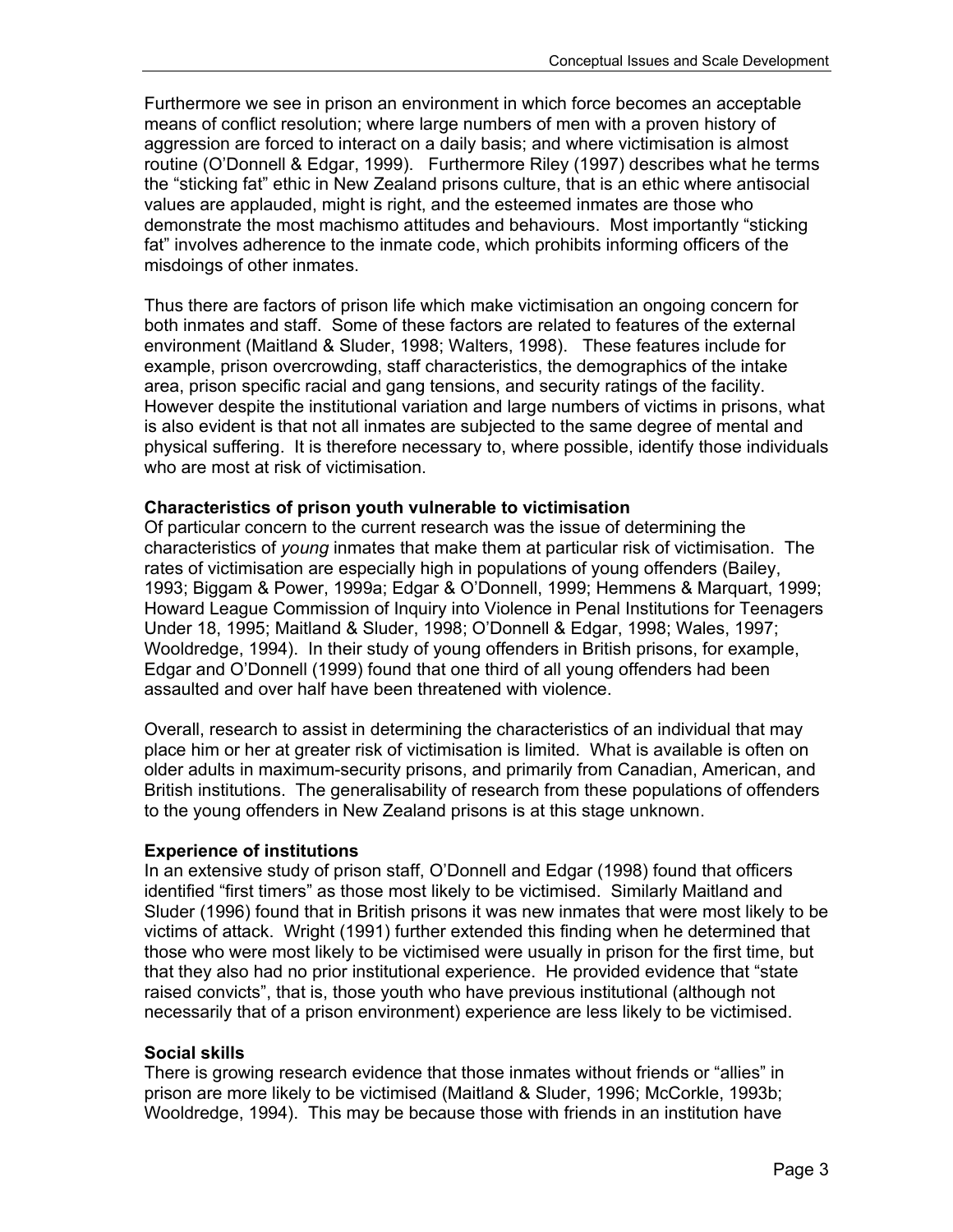Furthermore we see in prison an environment in which force becomes an acceptable means of conflict resolution; where large numbers of men with a proven history of aggression are forced to interact on a daily basis; and where victimisation is almost routine (O'Donnell & Edgar, 1999). Furthermore Riley (1997) describes what he terms the "sticking fat" ethic in New Zealand prisons culture, that is an ethic where antisocial values are applauded, might is right, and the esteemed inmates are those who demonstrate the most machismo attitudes and behaviours. Most importantly "sticking fat" involves adherence to the inmate code, which prohibits informing officers of the misdoings of other inmates.

Thus there are factors of prison life which make victimisation an ongoing concern for both inmates and staff. Some of these factors are related to features of the external environment (Maitland & Sluder, 1998; Walters, 1998). These features include for example, prison overcrowding, staff characteristics, the demographics of the intake area, prison specific racial and gang tensions, and security ratings of the facility. However despite the institutional variation and large numbers of victims in prisons, what is also evident is that not all inmates are subjected to the same degree of mental and physical suffering. It is therefore necessary to, where possible, identify those individuals who are most at risk of victimisation.

**Characteristics of prison youth vulnerable to victimisation**

Of particular concern to the current research was the issue of determining the characteristics of *young* inmates that make them at particular risk of victimisation. The rates of victimisation are especially high in populations of young offenders (Bailey, 1993; Biggam & Power, 1999a; Edgar & O'Donnell, 1999; Hemmens & Marquart, 1999; Howard League Commission of Inquiry into Violence in Penal Institutions for Teenagers Under 18, 1995; Maitland & Sluder, 1998; O'Donnell & Edgar, 1998; Wales, 1997; Wooldredge, 1994). In their study of young offenders in British prisons, for example, Edgar and O'Donnell (1999) found that one third of all young offenders had been assaulted and over half have been threatened with violence.

Overall, research to assist in determining the characteristics of an individual that may place him or her at greater risk of victimisation is limited. What is available is often on older adults in maximum-security prisons, and primarily from Canadian, American, and British institutions. The generalisability of research from these populations of offenders to the young offenders in New Zealand prisons is at this stage unknown.

**Experience of institutions**

In an extensive study of prison staff, O'Donnell and Edgar (1998) found that officers identified "first timers" as those most likely to be victimised. Similarly Maitland and Sluder (1996) found that in British prisons it was new inmates that were most likely to be victims of attack. Wright (1991) further extended this finding when he determined that those who were most likely to be victimised were usually in prison for the first time, but that they also had no prior institutional experience. He provided evidence that "state raised convicts", that is, those youth who have previous institutional (although not necessarily that of a prison environment) experience are less likely to be victimised.

**Social skills**

There is growing research evidence that those inmates without friends or "allies" in prison are more likely to be victimised (Maitland & Sluder, 1996; McCorkle, 1993b; Wooldredge, 1994). This may be because those with friends in an institution have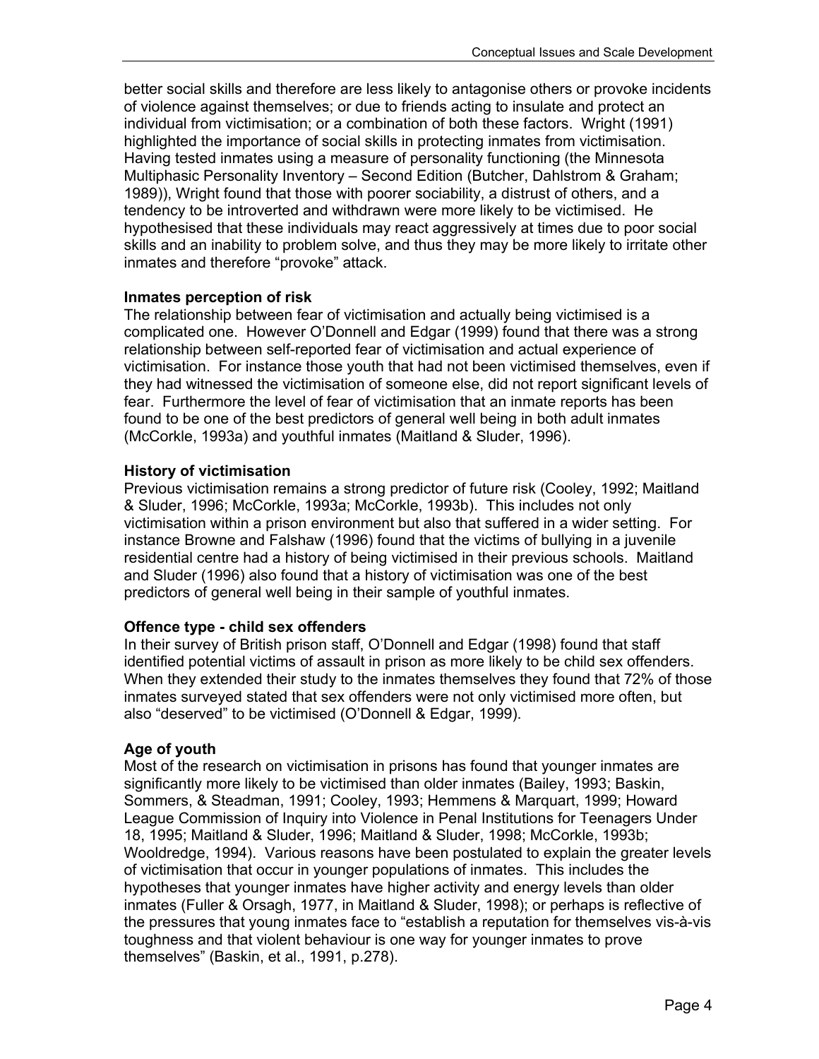better social skills and therefore are less likely to antagonise others or provoke incidents of violence against themselves; or due to friends acting to insulate and protect an individual from victimisation; or a combination of both these factors. Wright (1991) highlighted the importance of social skills in protecting inmates from victimisation. Having tested inmates using a measure of personality functioning (the Minnesota Multiphasic Personality Inventory – Second Edition (Butcher, Dahlstrom & Graham; 1989)), Wright found that those with poorer sociability, a distrust of others, and a tendency to be introverted and withdrawn were more likely to be victimised. He hypothesised that these individuals may react aggressively at times due to poor social skills and an inability to problem solve, and thus they may be more likely to irritate other inmates and therefore "provoke" attack.

**Inmates perception of risk**

The relationship between fear of victimisation and actually being victimised is a complicated one. However O'Donnell and Edgar (1999) found that there was a strong relationship between self-reported fear of victimisation and actual experience of victimisation. For instance those youth that had not been victimised themselves, even if they had witnessed the victimisation of someone else, did not report significant levels of fear. Furthermore the level of fear of victimisation that an inmate reports has been found to be one of the best predictors of general well being in both adult inmates (McCorkle, 1993a) and youthful inmates (Maitland & Sluder, 1996).

**History of victimisation**

Previous victimisation remains a strong predictor of future risk (Cooley, 1992; Maitland & Sluder, 1996; McCorkle, 1993a; McCorkle, 1993b). This includes not only victimisation within a prison environment but also that suffered in a wider setting. For instance Browne and Falshaw (1996) found that the victims of bullying in a juvenile residential centre had a history of being victimised in their previous schools. Maitland and Sluder (1996) also found that a history of victimisation was one of the best predictors of general well being in their sample of youthful inmates.

**Offence type - child sex offenders**

In their survey of British prison staff, O'Donnell and Edgar (1998) found that staff identified potential victims of assault in prison as more likely to be child sex offenders. When they extended their study to the inmates themselves they found that 72% of those inmates surveyed stated that sex offenders were not only victimised more often, but also "deserved" to be victimised (O'Donnell & Edgar, 1999).

**Age of youth**

Most of the research on victimisation in prisons has found that younger inmates are significantly more likely to be victimised than older inmates (Bailey, 1993; Baskin, Sommers, & Steadman, 1991; Cooley, 1993; Hemmens & Marquart, 1999; Howard League Commission of Inquiry into Violence in Penal Institutions for Teenagers Under 18, 1995; Maitland & Sluder, 1996; Maitland & Sluder, 1998; McCorkle, 1993b; Wooldredge, 1994). Various reasons have been postulated to explain the greater levels of victimisation that occur in younger populations of inmates. This includes the hypotheses that younger inmates have higher activity and energy levels than older inmates (Fuller & Orsagh, 1977, in Maitland & Sluder, 1998); or perhaps is reflective of the pressures that young inmates face to "establish a reputation for themselves vis-à-vis toughness and that violent behaviour is one way for younger inmates to prove themselves" (Baskin, et al., 1991, p.278).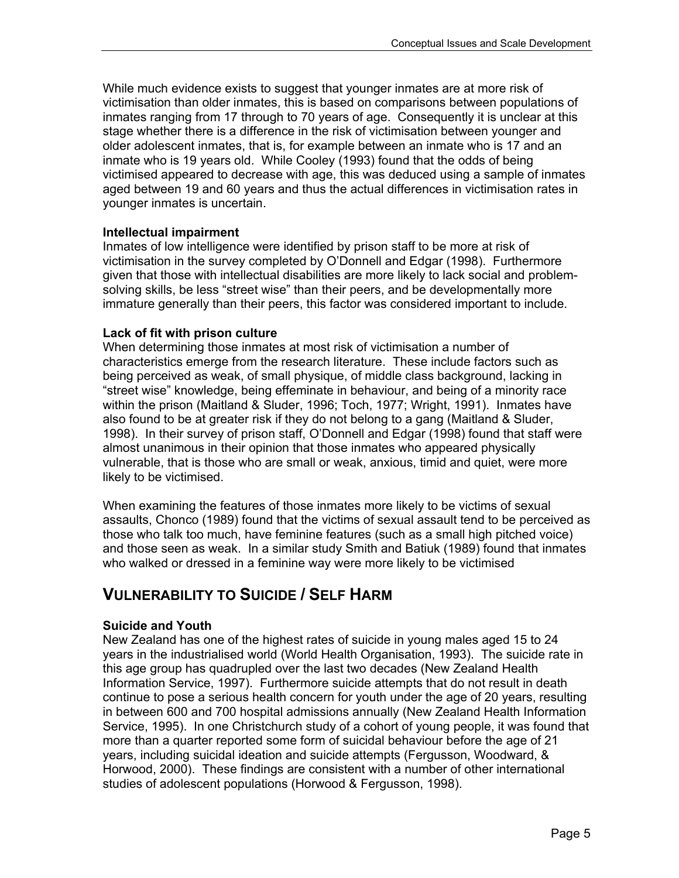While much evidence exists to suggest that younger inmates are at more risk of victimisation than older inmates, this is based on comparisons between populations of inmates ranging from 17 through to 70 years of age. Consequently it is unclear at this stage whether there is a difference in the risk of victimisation between younger and older adolescent inmates, that is, for example between an inmate who is 17 and an inmate who is 19 years old. While Cooley (1993) found that the odds of being victimised appeared to decrease with age, this was deduced using a sample of inmates aged between 19 and 60 years and thus the actual differences in victimisation rates in younger inmates is uncertain.

### Intellectual impairment

Inmates of low intelligence were identified by prison staff to be more at risk of victimisation in the survey completed by O'Donnell and Edgar (1998). Furthermore given that those with intellectual disabilities are more likely to lack social and problem-solving skills, be less "street wise" than their peers, and be developmentally more immature generally than their peers, this factor was considered important to include.

### Lack of fit with prison culture

When determining those inmates at most risk of victimisation a number of characteristics emerge from the research literature. These include factors such as being perceived as weak, of small physique, of middle class background, lacking in "street wise" knowledge, being effeminate in behaviour, and being of a minority race within the prison (Maitland & Sluder, 1996; Toch, 1977; Wright, 1991). Inmates have also found to be at greater risk if they do not belong to a gang (Maitland & Sluder, 1998). In their survey of prison staff, O'Donnell and Edgar (1998) found that staff were almost unanimous in their opinion that those inmates who appeared physically vulnerable, that is those who are small or weak, anxious, timid and quiet, were more likely to be victimised.

When examining the features of those inmates more likely to be victims of sexual assaults, Chonco (1989) found that the victims of sexual assault tend to be perceived as those who talk too much, have feminine features (such as a small high pitched voice) and those seen as weak. In a similar study Smith and Batiuk (1989) found that inmates who walked or dressed in a feminine way were more likely to be victimised

## Vulnerability to Suicide / Self Harm

### Suicide and Youth

New Zealand has one of the highest rates of suicide in young males aged 15 to 24 years in the industrialised world (World Health Organisation, 1993). The suicide rate in this age group has quadrupled over the last two decades (New Zealand Health Information Service, 1997). Furthermore suicide attempts that do not result in death continue to pose a serious health concern for youth under the age of 20 years, resulting in between 600 and 700 hospital admissions annually (New Zealand Health Information Service, 1995). In one Christchurch study of a cohort of young people, it was found that more than a quarter reported some form of suicidal behaviour before the age of 21 years, including suicidal ideation and suicide attempts (Fergusson, Woodward, & Horwood, 2000). These findings are consistent with a number of other international studies of adolescent populations (Horwood & Fergusson, 1998).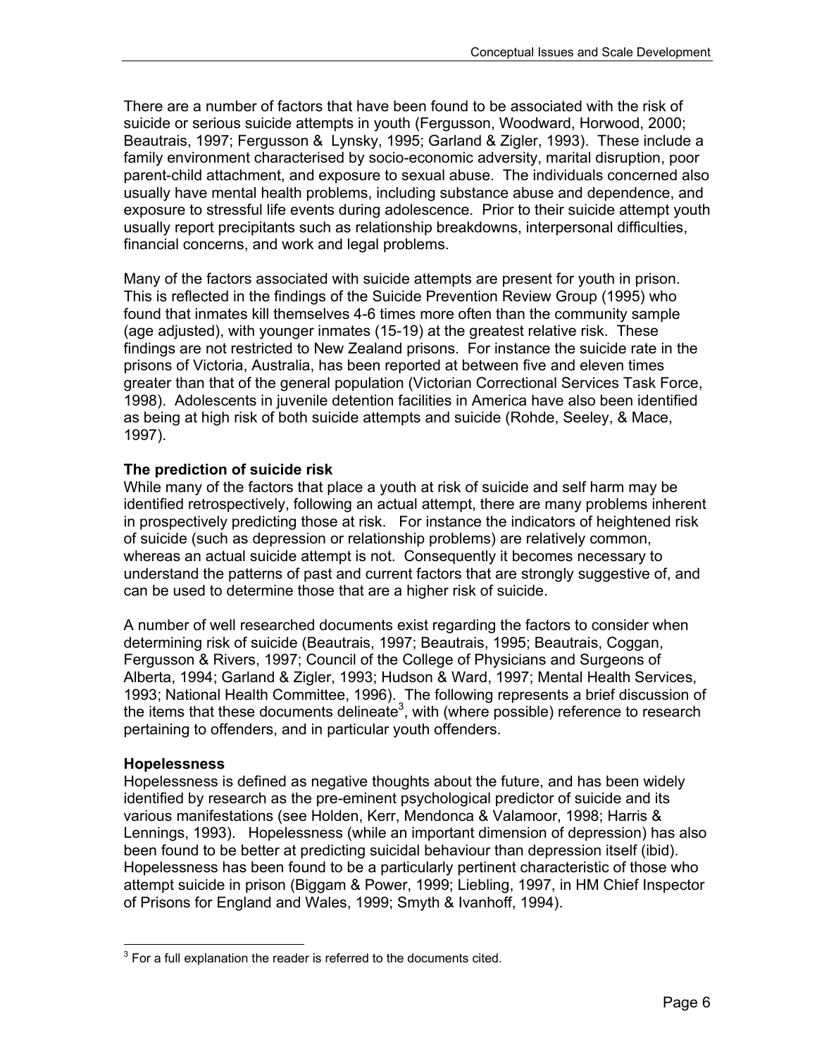There are a number of factors that have been found to be associated with the risk of suicide or serious suicide attempts in youth (Fergusson, Woodward, Horwood, 2000; Beautrais, 1997; Fergusson & Lynsky, 1995; Garland & Zigler, 1993). These include a family environment characterised by socio-economic adversity, marital disruption, poor parent-child attachment, and exposure to sexual abuse. The individuals concerned also usually have mental health problems, including substance abuse and dependence, and exposure to stressful life events during adolescence. Prior to their suicide attempt youth usually report precipitants such as relationship breakdowns, interpersonal difficulties, financial concerns, and work and legal problems.

Many of the factors associated with suicide attempts are present for youth in prison. This is reflected in the findings of the Suicide Prevention Review Group (1995) who found that inmates kill themselves 4-6 times more often than the community sample (age adjusted), with younger inmates (15-19) at the greatest relative risk. These findings are not restricted to New Zealand prisons. For instance the suicide rate in the prisons of Victoria, Australia, has been reported at between five and eleven times greater than that of the general population (Victorian Correctional Services Task Force, 1998). Adolescents in juvenile detention facilities in America have also been identified as being at high risk of both suicide attempts and suicide (Rohde, Seeley, & Mace, 1997).

**The prediction of suicide risk**

While many of the factors that place a youth at risk of suicide and self harm may be identified retrospectively, following an actual attempt, there are many problems inherent in prospectively predicting those at risk. For instance the indicators of heightened risk of suicide (such as depression or relationship problems) are relatively common, whereas an actual suicide attempt is not. Consequently it becomes necessary to understand the patterns of past and current factors that are strongly suggestive of, and can be used to determine those that are a higher risk of suicide.

A number of well researched documents exist regarding the factors to consider when determining risk of suicide (Beautrais, 1997; Beautrais, 1995; Beautrais, Coggan, Fergusson & Rivers, 1997; Council of the College of Physicians and Surgeons of Alberta, 1994; Garland & Zigler, 1993; Hudson & Ward, 1997; Mental Health Services, 1993; National Health Committee, 1996). The following represents a brief discussion of the items that these documents delineate[3], with (where possible) reference to research pertaining to offenders, and in particular youth offenders.

**Hopelessness**

Hopelessness is defined as negative thoughts about the future, and has been widely identified by research as the pre-eminent psychological predictor of suicide and its various manifestations (see Holden, Kerr, Mendonca & Valamoor, 1998; Harris & Lennings, 1993). Hopelessness (while an important dimension of depression) has also been found to be better at predicting suicidal behaviour than depression itself (ibid). Hopelessness has been found to be a particularly pertinent characteristic of those who attempt suicide in prison (Biggam & Power, 1999; Liebling, 1997, in HM Chief Inspector of Prisons for England and Wales, 1999; Smyth & Ivanhoff, 1994).

[3] For a full explanation the reader is referred to the documents cited.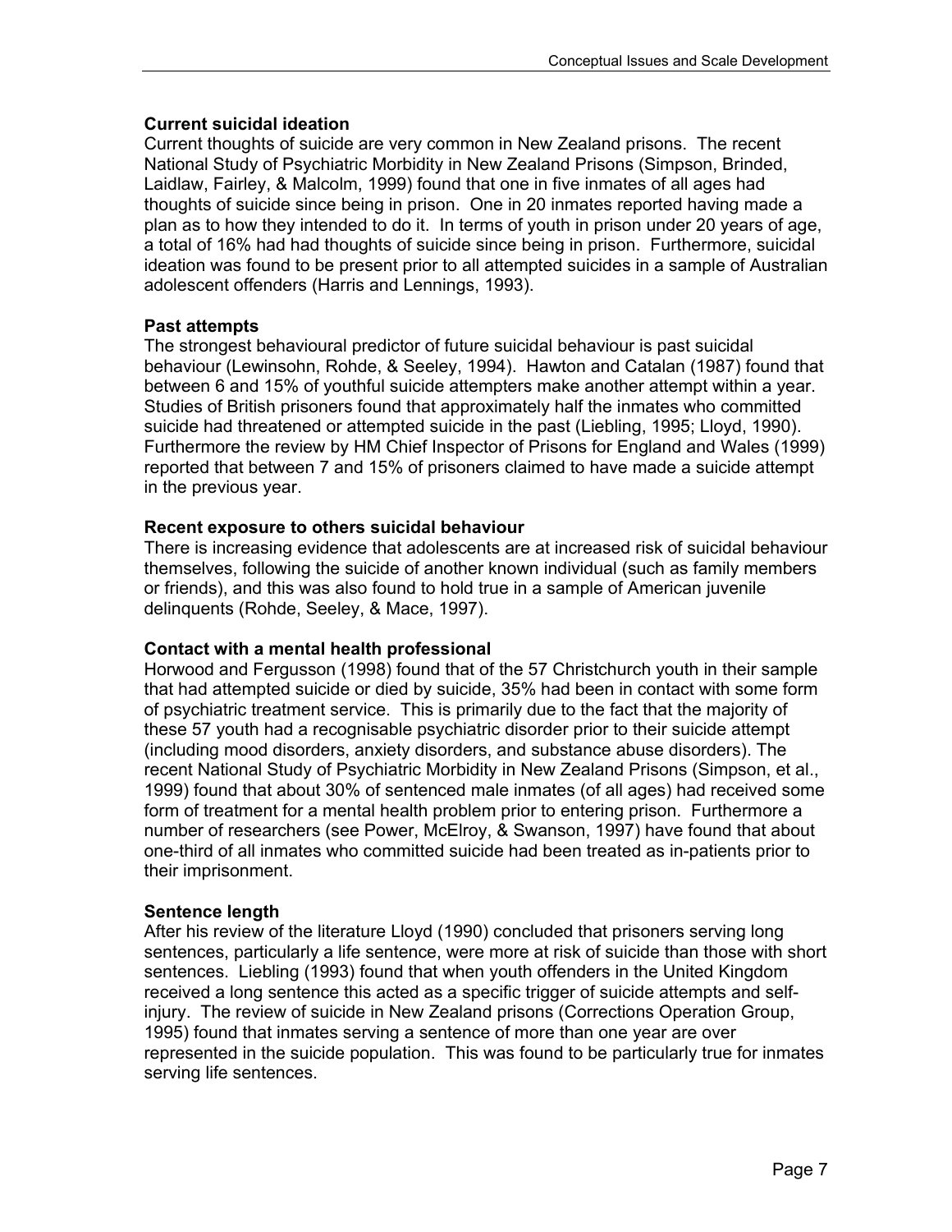**Current suicidal ideation**

Current thoughts of suicide are very common in New Zealand prisons. The recent National Study of Psychiatric Morbidity in New Zealand Prisons (Simpson, Brinded, Laidlaw, Fairley, & Malcolm, 1999) found that one in five inmates of all ages had thoughts of suicide since being in prison. One in 20 inmates reported having made a plan as to how they intended to do it. In terms of youth in prison under 20 years of age, a total of 16% had had thoughts of suicide since being in prison. Furthermore, suicidal ideation was found to be present prior to all attempted suicides in a sample of Australian adolescent offenders (Harris and Lennings, 1993).

**Past attempts**

The strongest behavioural predictor of future suicidal behaviour is past suicidal behaviour (Lewinsohn, Rohde, & Seeley, 1994). Hawton and Catalan (1987) found that between 6 and 15% of youthful suicide attempters make another attempt within a year. Studies of British prisoners found that approximately half the inmates who committed suicide had threatened or attempted suicide in the past (Liebling, 1995; Lloyd, 1990). Furthermore the review by HM Chief Inspector of Prisons for England and Wales (1999) reported that between 7 and 15% of prisoners claimed to have made a suicide attempt in the previous year.

**Recent exposure to others suicidal behaviour**

There is increasing evidence that adolescents are at increased risk of suicidal behaviour themselves, following the suicide of another known individual (such as family members or friends), and this was also found to hold true in a sample of American juvenile delinquents (Rohde, Seeley, & Mace, 1997).

**Contact with a mental health professional**

Horwood and Fergusson (1998) found that of the 57 Christchurch youth in their sample that had attempted suicide or died by suicide, 35% had been in contact with some form of psychiatric treatment service. This is primarily due to the fact that the majority of these 57 youth had a recognisable psychiatric disorder prior to their suicide attempt (including mood disorders, anxiety disorders, and substance abuse disorders). The recent National Study of Psychiatric Morbidity in New Zealand Prisons (Simpson, et al., 1999) found that about 30% of sentenced male inmates (of all ages) had received some form of treatment for a mental health problem prior to entering prison. Furthermore a number of researchers (see Power, McElroy, & Swanson, 1997) have found that about one-third of all inmates who committed suicide had been treated as in-patients prior to their imprisonment.

**Sentence length**

After his review of the literature Lloyd (1990) concluded that prisoners serving long sentences, particularly a life sentence, were more at risk of suicide than those with short sentences. Liebling (1993) found that when youth offenders in the United Kingdom received a long sentence this acted as a specific trigger of suicide attempts and self-injury. The review of suicide in New Zealand prisons (Corrections Operation Group, 1995) found that inmates serving a sentence of more than one year are over represented in the suicide population. This was found to be particularly true for inmates serving life sentences.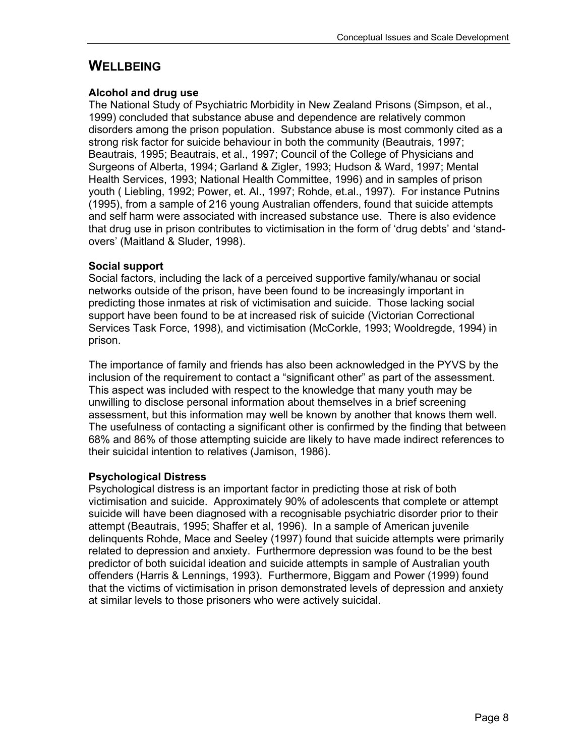# WELLBEING

### Alcohol and drug use

The National Study of Psychiatric Morbidity in New Zealand Prisons (Simpson, et al., 1999) concluded that substance abuse and dependence are relatively common disorders among the prison population. Substance abuse is most commonly cited as a strong risk factor for suicide behaviour in both the community (Beautrais, 1997; Beautrais, 1995; Beautrais, et al., 1997; Council of the College of Physicians and Surgeons of Alberta, 1994; Garland & Zigler, 1993; Hudson & Ward, 1997; Mental Health Services, 1993; National Health Committee, 1996) and in samples of prison youth ( Liebling, 1992; Power, et. Al., 1997; Rohde, et.al., 1997). For instance Putnins (1995), from a sample of 216 young Australian offenders, found that suicide attempts and self harm were associated with increased substance use. There is also evidence that drug use in prison contributes to victimisation in the form of 'drug debts' and 'stand-overs' (Maitland & Sluder, 1998).

### Social support

Social factors, including the lack of a perceived supportive family/whanau or social networks outside of the prison, have been found to be increasingly important in predicting those inmates at risk of victimisation and suicide. Those lacking social support have been found to be at increased risk of suicide (Victorian Correctional Services Task Force, 1998), and victimisation (McCorkle, 1993; Wooldregde, 1994) in prison.

The importance of family and friends has also been acknowledged in the PYVS by the inclusion of the requirement to contact a "significant other" as part of the assessment. This aspect was included with respect to the knowledge that many youth may be unwilling to disclose personal information about themselves in a brief screening assessment, but this information may well be known by another that knows them well. The usefulness of contacting a significant other is confirmed by the finding that between 68% and 86% of those attempting suicide are likely to have made indirect references to their suicidal intention to relatives (Jamison, 1986).

### Psychological Distress

Psychological distress is an important factor in predicting those at risk of both victimisation and suicide. Approximately 90% of adolescents that complete or attempt suicide will have been diagnosed with a recognisable psychiatric disorder prior to their attempt (Beautrais, 1995; Shaffer et al, 1996). In a sample of American juvenile delinquents Rohde, Mace and Seeley (1997) found that suicide attempts were primarily related to depression and anxiety. Furthermore depression was found to be the best predictor of both suicidal ideation and suicide attempts in sample of Australian youth offenders (Harris & Lennings, 1993). Furthermore, Biggam and Power (1999) found that the victims of victimisation in prison demonstrated levels of depression and anxiety at similar levels to those prisoners who were actively suicidal.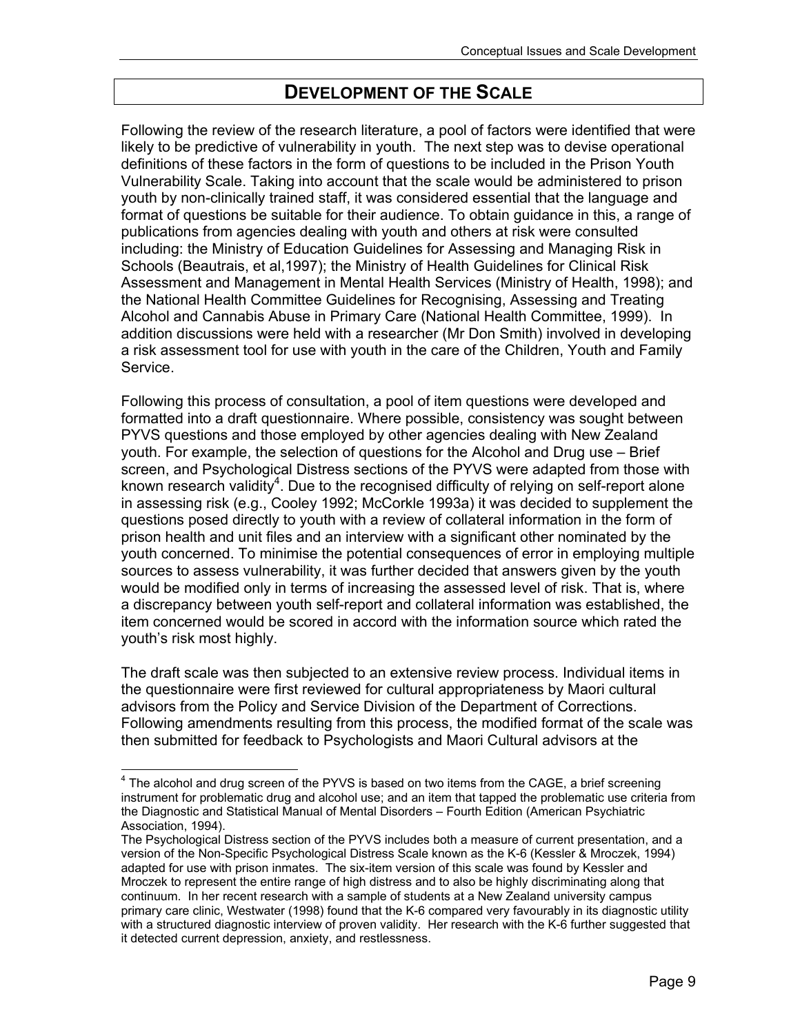## DEVELOPMENT OF THE SCALE

Following the review of the research literature, a pool of factors were identified that were likely to be predictive of vulnerability in youth. The next step was to devise operational definitions of these factors in the form of questions to be included in the Prison Youth Vulnerability Scale. Taking into account that the scale would be administered to prison youth by non-clinically trained staff, it was considered essential that the language and format of questions be suitable for their audience. To obtain guidance in this, a range of publications from agencies dealing with youth and others at risk were consulted including: the Ministry of Education Guidelines for Assessing and Managing Risk in Schools (Beautrais, et al,1997); the Ministry of Health Guidelines for Clinical Risk Assessment and Management in Mental Health Services (Ministry of Health, 1998); and the National Health Committee Guidelines for Recognising, Assessing and Treating Alcohol and Cannabis Abuse in Primary Care (National Health Committee, 1999). In addition discussions were held with a researcher (Mr Don Smith) involved in developing a risk assessment tool for use with youth in the care of the Children, Youth and Family Service.

Following this process of consultation, a pool of item questions were developed and formatted into a draft questionnaire. Where possible, consistency was sought between PYVS questions and those employed by other agencies dealing with New Zealand youth. For example, the selection of questions for the Alcohol and Drug use – Brief screen, and Psychological Distress sections of the PYVS were adapted from those with known research validity[4]. Due to the recognised difficulty of relying on self-report alone in assessing risk (e.g., Cooley 1992; McCorkle 1993a) it was decided to supplement the questions posed directly to youth with a review of collateral information in the form of prison health and unit files and an interview with a significant other nominated by the youth concerned. To minimise the potential consequences of error in employing multiple sources to assess vulnerability, it was further decided that answers given by the youth would be modified only in terms of increasing the assessed level of risk. That is, where a discrepancy between youth self-report and collateral information was established, the item concerned would be scored in accord with the information source which rated the youth's risk most highly.

The draft scale was then subjected to an extensive review process. Individual items in the questionnaire were first reviewed for cultural appropriateness by Maori cultural advisors from the Policy and Service Division of the Department of Corrections. Following amendments resulting from this process, the modified format of the scale was then submitted for feedback to Psychologists and Maori Cultural advisors at the

---

[4] The alcohol and drug screen of the PYVS is based on two items from the CAGE, a brief screening instrument for problematic drug and alcohol use; and an item that tapped the problematic use criteria from the Diagnostic and Statistical Manual of Mental Disorders – Fourth Edition (American Psychiatric Association, 1994).

The Psychological Distress section of the PYVS includes both a measure of current presentation, and a version of the Non-Specific Psychological Distress Scale known as the K-6 (Kessler & Mroczek, 1994) adapted for use with prison inmates. The six-item version of this scale was found by Kessler and Mroczek to represent the entire range of high distress and to also be highly discriminating along that continuum. In her recent research with a sample of students at a New Zealand university campus primary care clinic, Westwater (1998) found that the K-6 compared very favourably in its diagnostic utility with a structured diagnostic interview of proven validity. Her research with the K-6 further suggested that it detected current depression, anxiety, and restlessness.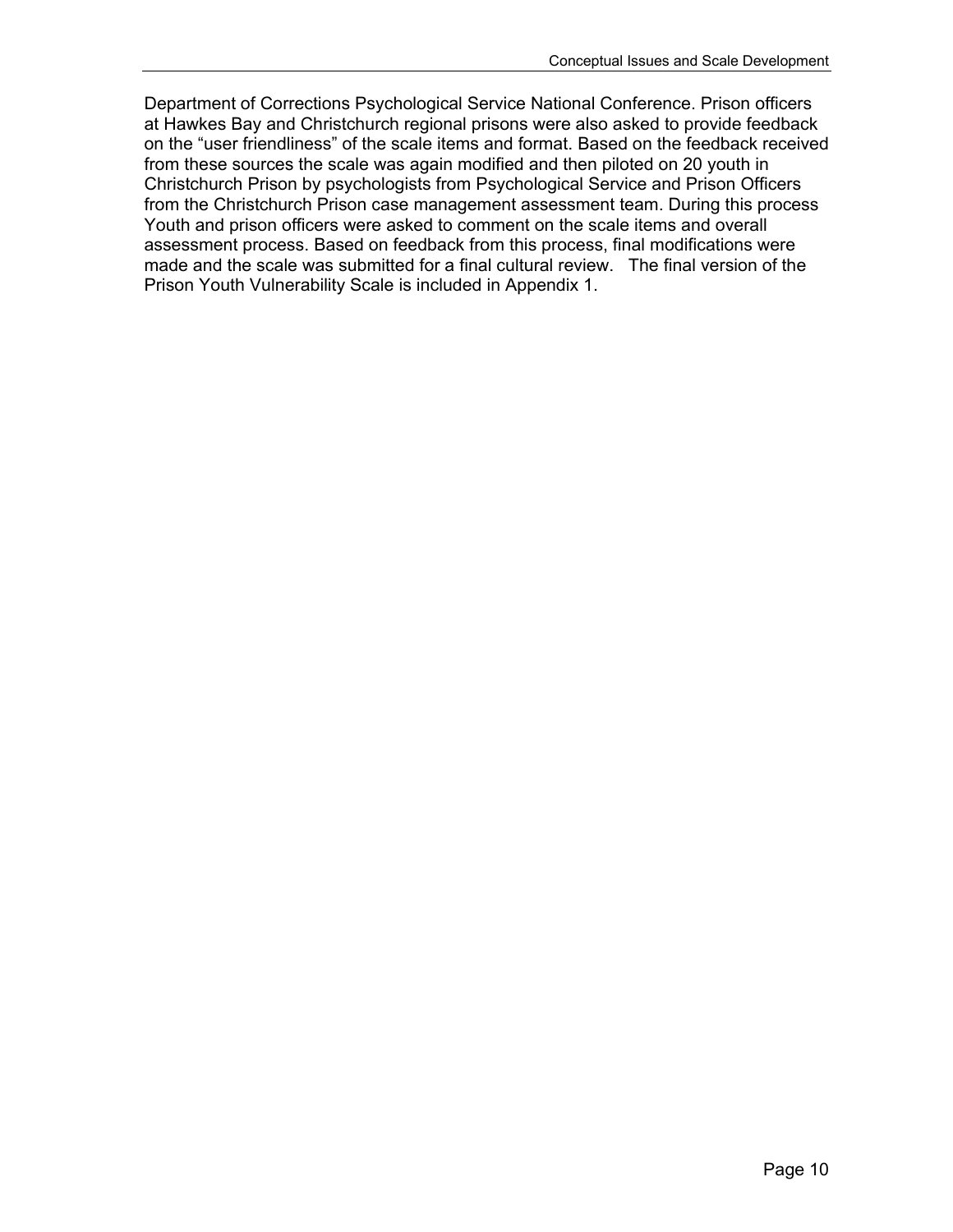Department of Corrections Psychological Service National Conference. Prison officers at Hawkes Bay and Christchurch regional prisons were also asked to provide feedback on the "user friendliness" of the scale items and format. Based on the feedback received from these sources the scale was again modified and then piloted on 20 youth in Christchurch Prison by psychologists from Psychological Service and Prison Officers from the Christchurch Prison case management assessment team. During this process Youth and prison officers were asked to comment on the scale items and overall assessment process. Based on feedback from this process, final modifications were made and the scale was submitted for a final cultural review. The final version of the Prison Youth Vulnerability Scale is included in Appendix 1.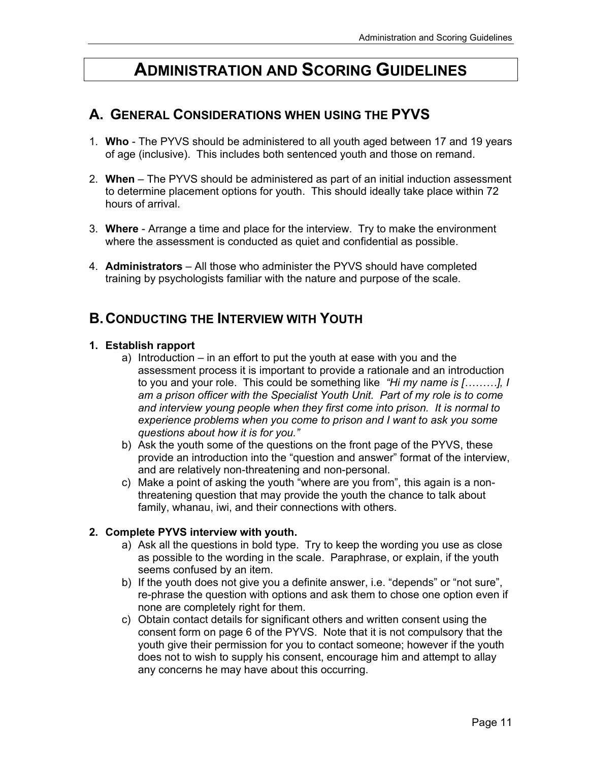# Administration and Scoring Guidelines

## A. General Considerations when using the PYVS

1. **Who** - The PYVS should be administered to all youth aged between 17 and 19 years of age (inclusive). This includes both sentenced youth and those on remand.

2. **When** – The PYVS should be administered as part of an initial induction assessment to determine placement options for youth. This should ideally take place within 72 hours of arrival.

3. **Where** - Arrange a time and place for the interview. Try to make the environment where the assessment is conducted as quiet and confidential as possible.

4. **Administrators** – All those who administer the PYVS should have completed training by psychologists familiar with the nature and purpose of the scale.

## B. Conducting the Interview with Youth

**1. Establish rapport**

a) Introduction – in an effort to put the youth at ease with you and the assessment process it is important to provide a rationale and an introduction to you and your role. This could be something like *"Hi my name is […….], I am a prison officer with the Specialist Youth Unit. Part of my role is to come and interview young people when they first come into prison. It is normal to experience problems when you come to prison and I want to ask you some questions about how it is for you."*

b) Ask the youth some of the questions on the front page of the PYVS, these provide an introduction into the "question and answer" format of the interview, and are relatively non-threatening and non-personal.

c) Make a point of asking the youth "where are you from", this again is a non-threatening question that may provide the youth the chance to talk about family, whanau, iwi, and their connections with others.

**2. Complete PYVS interview with youth.**

a) Ask all the questions in bold type. Try to keep the wording you use as close as possible to the wording in the scale. Paraphrase, or explain, if the youth seems confused by an item.

b) If the youth does not give you a definite answer, i.e. "depends" or "not sure", re-phrase the question with options and ask them to chose one option even if none are completely right for them.

c) Obtain contact details for significant others and written consent using the consent form on page 6 of the PYVS. Note that it is not compulsory that the youth give their permission for you to contact someone; however if the youth does not to wish to supply his consent, encourage him and attempt to allay any concerns he may have about this occurring.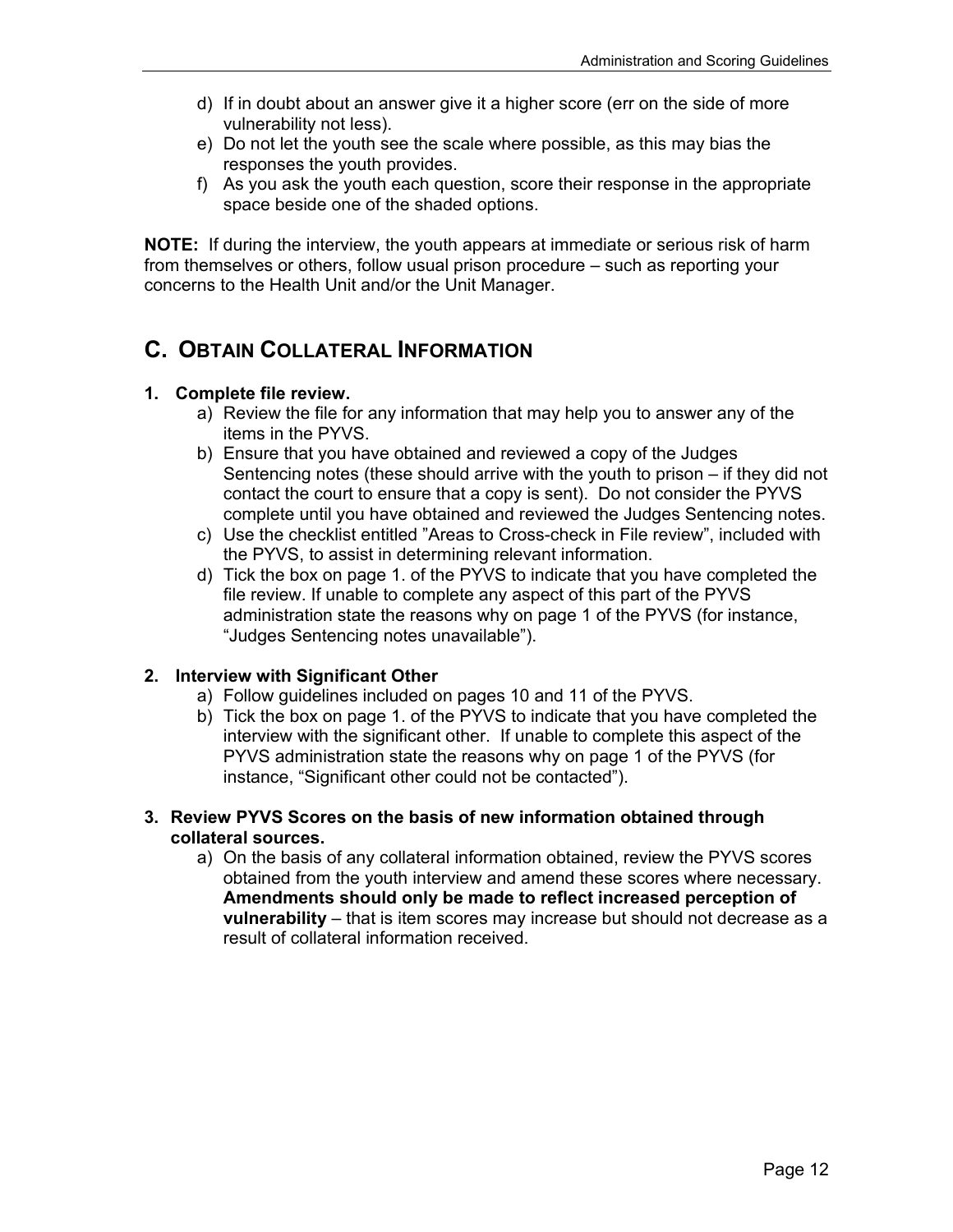d) If in doubt about an answer give it a higher score (err on the side of more vulnerability not less).
e) Do not let the youth see the scale where possible, as this may bias the responses the youth provides.
f) As you ask the youth each question, score their response in the appropriate space beside one of the shaded options.

**NOTE:** If during the interview, the youth appears at immediate or serious risk of harm from themselves or others, follow usual prison procedure – such as reporting your concerns to the Health Unit and/or the Unit Manager.

## C. OBTAIN COLLATERAL INFORMATION

**1. Complete file review.**

a) Review the file for any information that may help you to answer any of the items in the PYVS.
b) Ensure that you have obtained and reviewed a copy of the Judges Sentencing notes (these should arrive with the youth to prison – if they did not contact the court to ensure that a copy is sent). Do not consider the PYVS complete until you have obtained and reviewed the Judges Sentencing notes.
c) Use the checklist entitled "Areas to Cross-check in File review", included with the PYVS, to assist in determining relevant information.
d) Tick the box on page 1. of the PYVS to indicate that you have completed the file review. If unable to complete any aspect of this part of the PYVS administration state the reasons why on page 1 of the PYVS (for instance, "Judges Sentencing notes unavailable").

**2. Interview with Significant Other**

a) Follow guidelines included on pages 10 and 11 of the PYVS.
b) Tick the box on page 1. of the PYVS to indicate that you have completed the interview with the significant other. If unable to complete this aspect of the PYVS administration state the reasons why on page 1 of the PYVS (for instance, "Significant other could not be contacted").

**3. Review PYVS Scores on the basis of new information obtained through collateral sources.**

a) On the basis of any collateral information obtained, review the PYVS scores obtained from the youth interview and amend these scores where necessary. **Amendments should only be made to reflect increased perception of vulnerability** – that is item scores may increase but should not decrease as a result of collateral information received.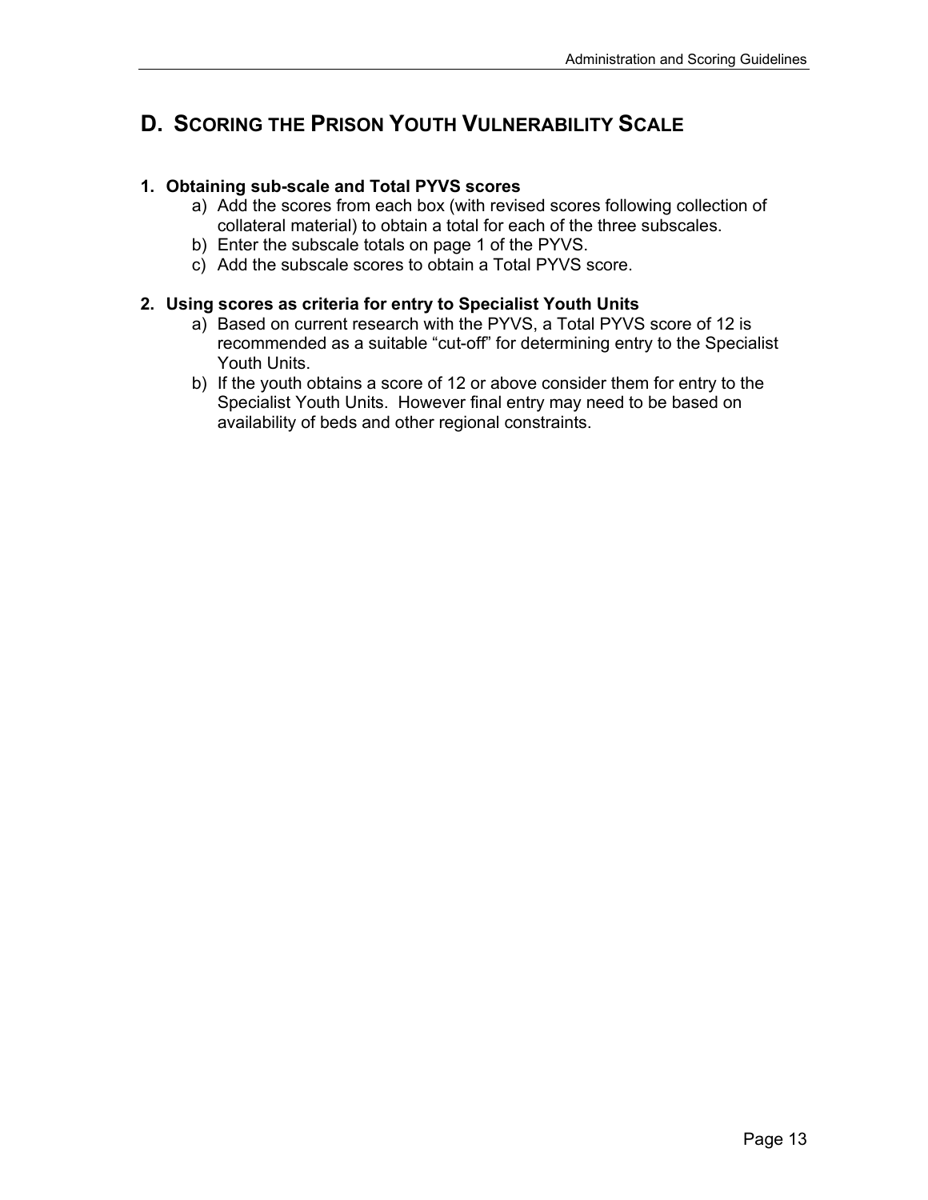## D. Scoring the Prison Youth Vulnerability Scale

### 1. Obtaining sub-scale and Total PYVS scores

a) Add the scores from each box (with revised scores following collection of collateral material) to obtain a total for each of the three subscales.
b) Enter the subscale totals on page 1 of the PYVS.
c) Add the subscale scores to obtain a Total PYVS score.

### 2. Using scores as criteria for entry to Specialist Youth Units

a) Based on current research with the PYVS, a Total PYVS score of 12 is recommended as a suitable "cut-off" for determining entry to the Specialist Youth Units.
b) If the youth obtains a score of 12 or above consider them for entry to the Specialist Youth Units. However final entry may need to be based on availability of beds and other regional constraints.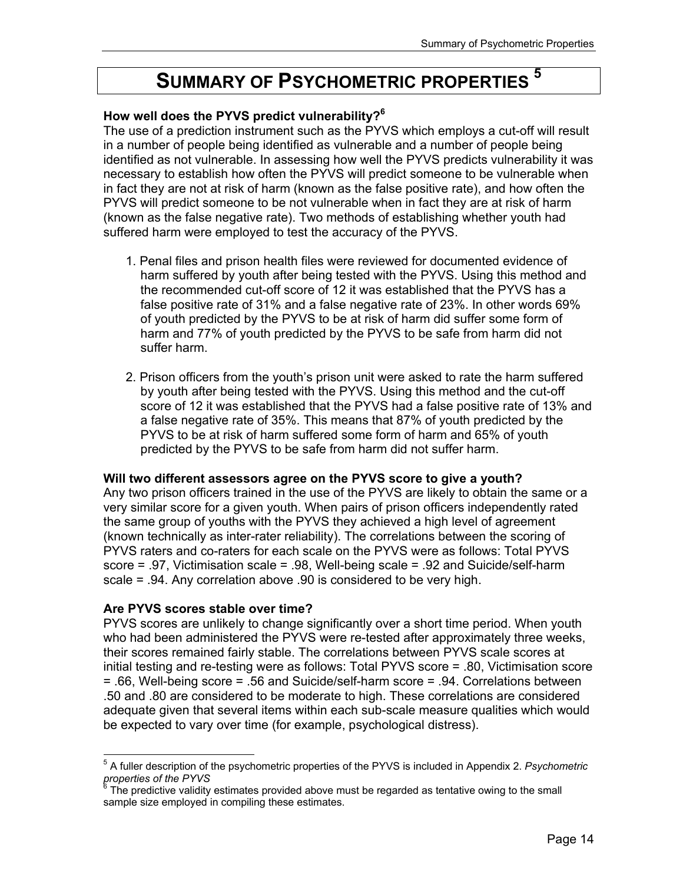# SUMMARY OF PSYCHOMETRIC PROPERTIES [5]

**How well does the PYVS predict vulnerability?[6]**

The use of a prediction instrument such as the PYVS which employs a cut-off will result in a number of people being identified as vulnerable and a number of people being identified as not vulnerable. In assessing how well the PYVS predicts vulnerability it was necessary to establish how often the PYVS will predict someone to be vulnerable when in fact they are not at risk of harm (known as the false positive rate), and how often the PYVS will predict someone to be not vulnerable when in fact they are at risk of harm (known as the false negative rate). Two methods of establishing whether youth had suffered harm were employed to test the accuracy of the PYVS.

1. Penal files and prison health files were reviewed for documented evidence of harm suffered by youth after being tested with the PYVS. Using this method and the recommended cut-off score of 12 it was established that the PYVS has a false positive rate of 31% and a false negative rate of 23%. In other words 69% of youth predicted by the PYVS to be at risk of harm did suffer some form of harm and 77% of youth predicted by the PYVS to be safe from harm did not suffer harm.

2. Prison officers from the youth's prison unit were asked to rate the harm suffered by youth after being tested with the PYVS. Using this method and the cut-off score of 12 it was established that the PYVS had a false positive rate of 13% and a false negative rate of 35%. This means that 87% of youth predicted by the PYVS to be at risk of harm suffered some form of harm and 65% of youth predicted by the PYVS to be safe from harm did not suffer harm.

**Will two different assessors agree on the PYVS score to give a youth?**

Any two prison officers trained in the use of the PYVS are likely to obtain the same or a very similar score for a given youth. When pairs of prison officers independently rated the same group of youths with the PYVS they achieved a high level of agreement (known technically as inter-rater reliability). The correlations between the scoring of PYVS raters and co-raters for each scale on the PYVS were as follows: Total PYVS score = .97, Victimisation scale = .98, Well-being scale = .92 and Suicide/self-harm scale = .94. Any correlation above .90 is considered to be very high.

**Are PYVS scores stable over time?**

PYVS scores are unlikely to change significantly over a short time period. When youth who had been administered the PYVS were re-tested after approximately three weeks, their scores remained fairly stable. The correlations between PYVS scale scores at initial testing and re-testing were as follows: Total PYVS score = .80, Victimisation score = .66, Well-being score = .56 and Suicide/self-harm score = .94. Correlations between .50 and .80 are considered to be moderate to high. These correlations are considered adequate given that several items within each sub-scale measure qualities which would be expected to vary over time (for example, psychological distress).

---

[5] A fuller description of the psychometric properties of the PYVS is included in Appendix 2. *Psychometric properties of the PYVS*

[6] The predictive validity estimates provided above must be regarded as tentative owing to the small sample size employed in compiling these estimates.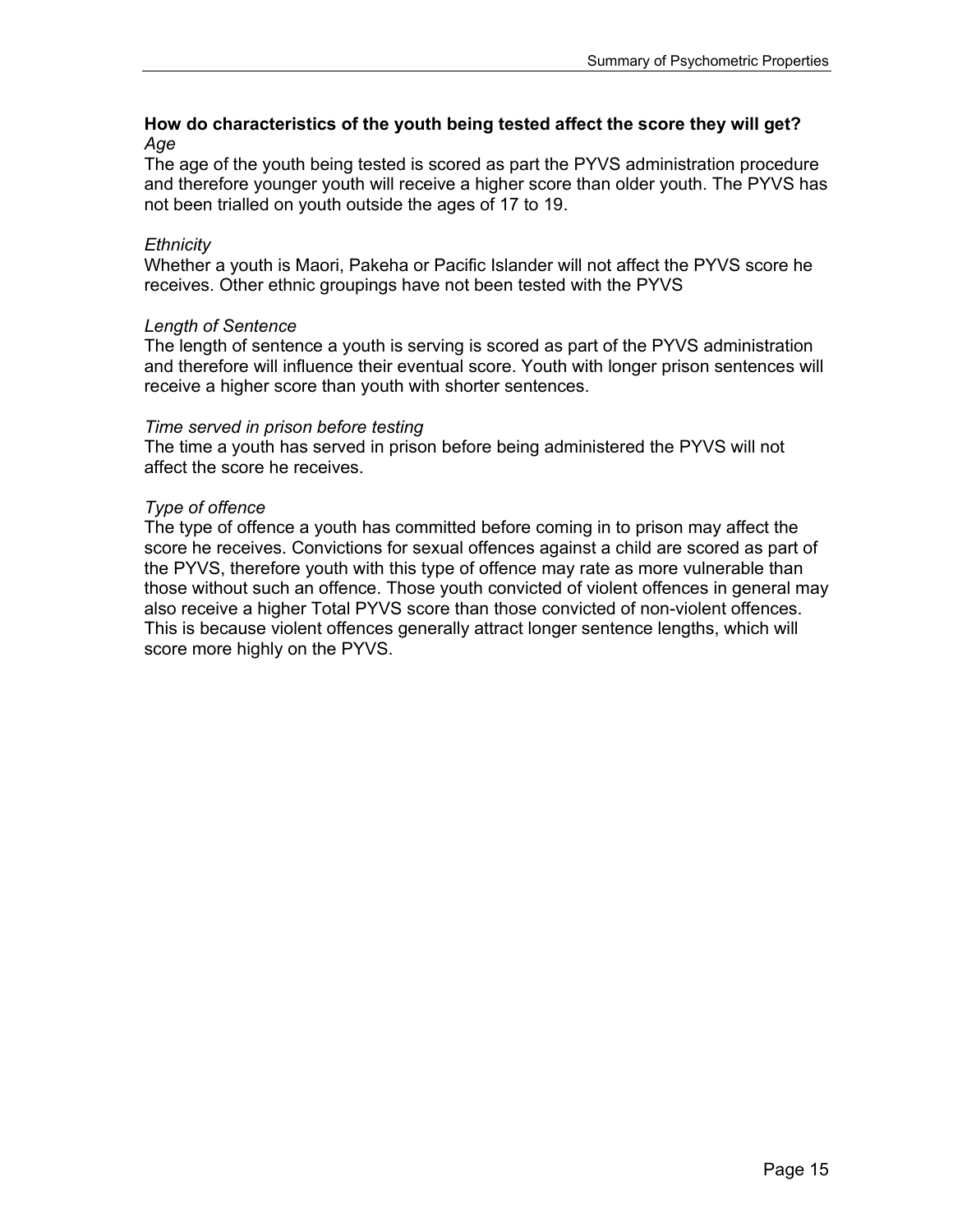### How do characteristics of the youth being tested affect the score they will get?

*Age*

The age of the youth being tested is scored as part the PYVS administration procedure and therefore younger youth will receive a higher score than older youth. The PYVS has not been trialled on youth outside the ages of 17 to 19.

*Ethnicity*

Whether a youth is Maori, Pakeha or Pacific Islander will not affect the PYVS score he receives. Other ethnic groupings have not been tested with the PYVS

*Length of Sentence*

The length of sentence a youth is serving is scored as part of the PYVS administration and therefore will influence their eventual score. Youth with longer prison sentences will receive a higher score than youth with shorter sentences.

*Time served in prison before testing*

The time a youth has served in prison before being administered the PYVS will not affect the score he receives.

*Type of offence*

The type of offence a youth has committed before coming in to prison may affect the score he receives. Convictions for sexual offences against a child are scored as part of the PYVS, therefore youth with this type of offence may rate as more vulnerable than those without such an offence. Those youth convicted of violent offences in general may also receive a higher Total PYVS score than those convicted of non-violent offences. This is because violent offences generally attract longer sentence lengths, which will score more highly on the PYVS.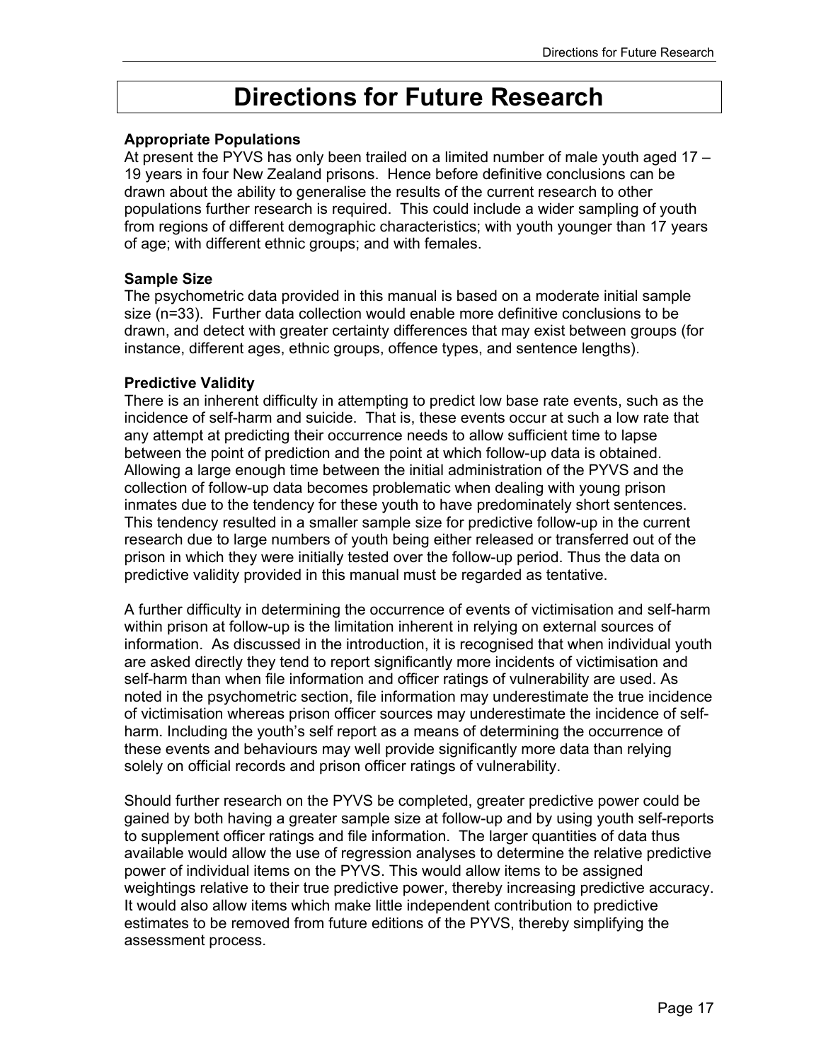# Directions for Future Research

**Appropriate Populations**

At present the PYVS has only been trailed on a limited number of male youth aged 17 – 19 years in four New Zealand prisons. Hence before definitive conclusions can be drawn about the ability to generalise the results of the current research to other populations further research is required. This could include a wider sampling of youth from regions of different demographic characteristics; with youth younger than 17 years of age; with different ethnic groups; and with females.

**Sample Size**

The psychometric data provided in this manual is based on a moderate initial sample size (n=33). Further data collection would enable more definitive conclusions to be drawn, and detect with greater certainty differences that may exist between groups (for instance, different ages, ethnic groups, offence types, and sentence lengths).

**Predictive Validity**

There is an inherent difficulty in attempting to predict low base rate events, such as the incidence of self-harm and suicide. That is, these events occur at such a low rate that any attempt at predicting their occurrence needs to allow sufficient time to lapse between the point of prediction and the point at which follow-up data is obtained. Allowing a large enough time between the initial administration of the PYVS and the collection of follow-up data becomes problematic when dealing with young prison inmates due to the tendency for these youth to have predominately short sentences. This tendency resulted in a smaller sample size for predictive follow-up in the current research due to large numbers of youth being either released or transferred out of the prison in which they were initially tested over the follow-up period. Thus the data on predictive validity provided in this manual must be regarded as tentative.

A further difficulty in determining the occurrence of events of victimisation and self-harm within prison at follow-up is the limitation inherent in relying on external sources of information. As discussed in the introduction, it is recognised that when individual youth are asked directly they tend to report significantly more incidents of victimisation and self-harm than when file information and officer ratings of vulnerability are used. As noted in the psychometric section, file information may underestimate the true incidence of victimisation whereas prison officer sources may underestimate the incidence of self-harm. Including the youth's self report as a means of determining the occurrence of these events and behaviours may well provide significantly more data than relying solely on official records and prison officer ratings of vulnerability.

Should further research on the PYVS be completed, greater predictive power could be gained by both having a greater sample size at follow-up and by using youth self-reports to supplement officer ratings and file information. The larger quantities of data thus available would allow the use of regression analyses to determine the relative predictive power of individual items on the PYVS. This would allow items to be assigned weightings relative to their true predictive power, thereby increasing predictive accuracy. It would also allow items which make little independent contribution to predictive estimates to be removed from future editions of the PYVS, thereby simplifying the assessment process.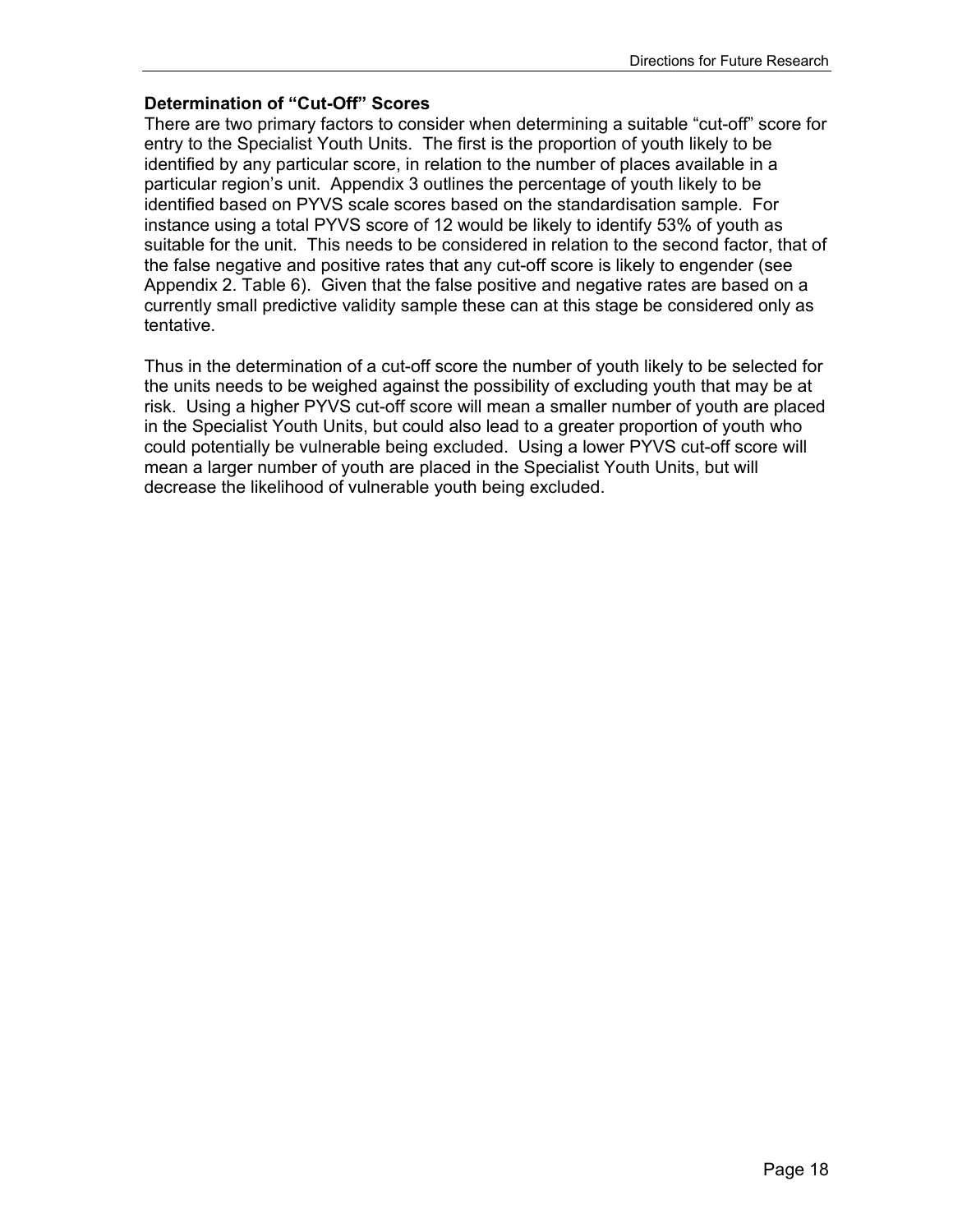### Determination of "Cut-Off" Scores

There are two primary factors to consider when determining a suitable "cut-off" score for entry to the Specialist Youth Units. The first is the proportion of youth likely to be identified by any particular score, in relation to the number of places available in a particular region's unit. Appendix 3 outlines the percentage of youth likely to be identified based on PYVS scale scores based on the standardisation sample. For instance using a total PYVS score of 12 would be likely to identify 53% of youth as suitable for the unit. This needs to be considered in relation to the second factor, that of the false negative and positive rates that any cut-off score is likely to engender (see Appendix 2. Table 6). Given that the false positive and negative rates are based on a currently small predictive validity sample these can at this stage be considered only as tentative.

Thus in the determination of a cut-off score the number of youth likely to be selected for the units needs to be weighed against the possibility of excluding youth that may be at risk. Using a higher PYVS cut-off score will mean a smaller number of youth are placed in the Specialist Youth Units, but could also lead to a greater proportion of youth who could potentially be vulnerable being excluded. Using a lower PYVS cut-off score will mean a larger number of youth are placed in the Specialist Youth Units, but will decrease the likelihood of vulnerable youth being excluded.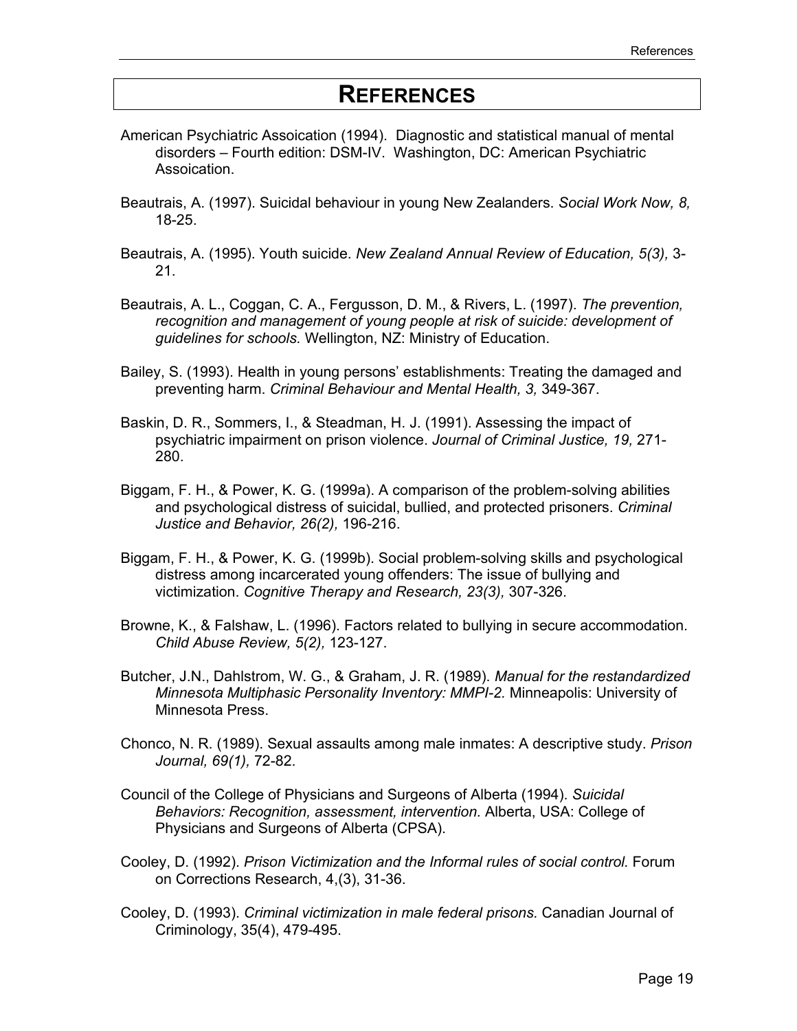# REFERENCES

American Psychiatric Assoication (1994). Diagnostic and statistical manual of mental disorders – Fourth edition: DSM-IV. Washington, DC: American Psychiatric Assoication.

Beautrais, A. (1997). Suicidal behaviour in young New Zealanders. *Social Work Now, 8,* 18-25.

Beautrais, A. (1995). Youth suicide. *New Zealand Annual Review of Education, 5(3),* 3-21.

Beautrais, A. L., Coggan, C. A., Fergusson, D. M., & Rivers, L. (1997). *The prevention, recognition and management of young people at risk of suicide: development of guidelines for schools.* Wellington, NZ: Ministry of Education.

Bailey, S. (1993). Health in young persons' establishments: Treating the damaged and preventing harm. *Criminal Behaviour and Mental Health, 3,* 349-367.

Baskin, D. R., Sommers, I., & Steadman, H. J. (1991). Assessing the impact of psychiatric impairment on prison violence. *Journal of Criminal Justice, 19,* 271-280.

Biggam, F. H., & Power, K. G. (1999a). A comparison of the problem-solving abilities and psychological distress of suicidal, bullied, and protected prisoners. *Criminal Justice and Behavior, 26(2),* 196-216.

Biggam, F. H., & Power, K. G. (1999b). Social problem-solving skills and psychological distress among incarcerated young offenders: The issue of bullying and victimization. *Cognitive Therapy and Research, 23(3),* 307-326.

Browne, K., & Falshaw, L. (1996). Factors related to bullying in secure accommodation. *Child Abuse Review, 5(2),* 123-127.

Butcher, J.N., Dahlstrom, W. G., & Graham, J. R. (1989). *Manual for the restandardized Minnesota Multiphasic Personality Inventory: MMPI-2.* Minneapolis: University of Minnesota Press.

Chonco, N. R. (1989). Sexual assaults among male inmates: A descriptive study. *Prison Journal, 69(1),* 72-82.

Council of the College of Physicians and Surgeons of Alberta (1994). *Suicidal Behaviors: Recognition, assessment, intervention.* Alberta, USA: College of Physicians and Surgeons of Alberta (CPSA).

Cooley, D. (1992). *Prison Victimization and the Informal rules of social control.* Forum on Corrections Research, 4,(3), 31-36.

Cooley, D. (1993). *Criminal victimization in male federal prisons.* Canadian Journal of Criminology, 35(4), 479-495.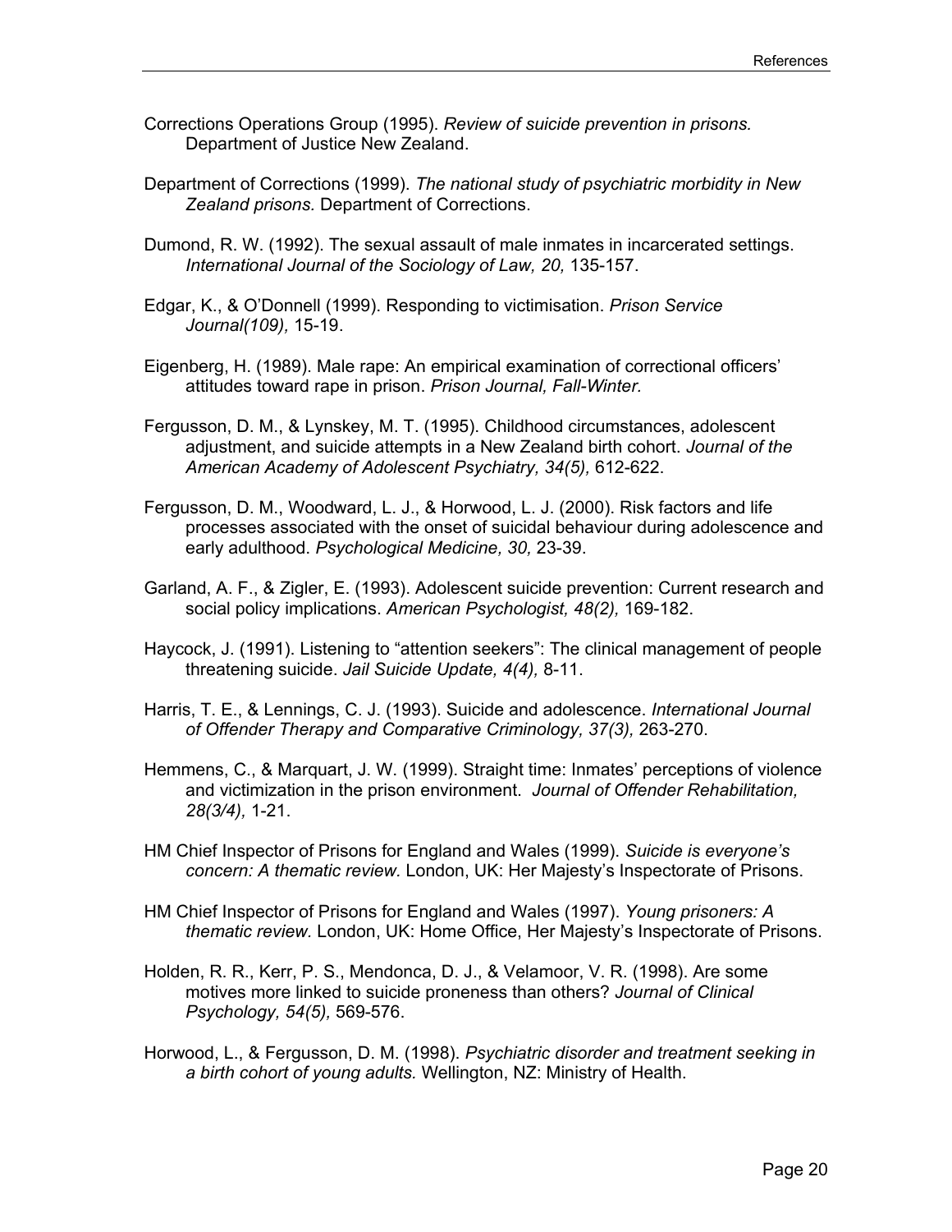Corrections Operations Group (1995). *Review of suicide prevention in prisons.* Department of Justice New Zealand.

Department of Corrections (1999). *The national study of psychiatric morbidity in New Zealand prisons.* Department of Corrections.

Dumond, R. W. (1992). The sexual assault of male inmates in incarcerated settings. *International Journal of the Sociology of Law, 20,* 135-157.

Edgar, K., & O'Donnell (1999). Responding to victimisation. *Prison Service Journal(109),* 15-19.

Eigenberg, H. (1989). Male rape: An empirical examination of correctional officers' attitudes toward rape in prison. *Prison Journal, Fall-Winter.*

Fergusson, D. M., & Lynskey, M. T. (1995). Childhood circumstances, adolescent adjustment, and suicide attempts in a New Zealand birth cohort. *Journal of the American Academy of Adolescent Psychiatry, 34(5),* 612-622.

Fergusson, D. M., Woodward, L. J., & Horwood, L. J. (2000). Risk factors and life processes associated with the onset of suicidal behaviour during adolescence and early adulthood. *Psychological Medicine, 30,* 23-39.

Garland, A. F., & Zigler, E. (1993). Adolescent suicide prevention: Current research and social policy implications. *American Psychologist, 48(2),* 169-182.

Haycock, J. (1991). Listening to "attention seekers": The clinical management of people threatening suicide. *Jail Suicide Update, 4(4),* 8-11.

Harris, T. E., & Lennings, C. J. (1993). Suicide and adolescence. *International Journal of Offender Therapy and Comparative Criminology, 37(3),* 263-270.

Hemmens, C., & Marquart, J. W. (1999). Straight time: Inmates' perceptions of violence and victimization in the prison environment. *Journal of Offender Rehabilitation, 28(3/4),* 1-21.

HM Chief Inspector of Prisons for England and Wales (1999). *Suicide is everyone's concern: A thematic review.* London, UK: Her Majesty's Inspectorate of Prisons.

HM Chief Inspector of Prisons for England and Wales (1997). *Young prisoners: A thematic review.* London, UK: Home Office, Her Majesty's Inspectorate of Prisons.

Holden, R. R., Kerr, P. S., Mendonca, D. J., & Velamoor, V. R. (1998). Are some motives more linked to suicide proneness than others? *Journal of Clinical Psychology, 54(5),* 569-576.

Horwood, L., & Fergusson, D. M. (1998). *Psychiatric disorder and treatment seeking in a birth cohort of young adults.* Wellington, NZ: Ministry of Health.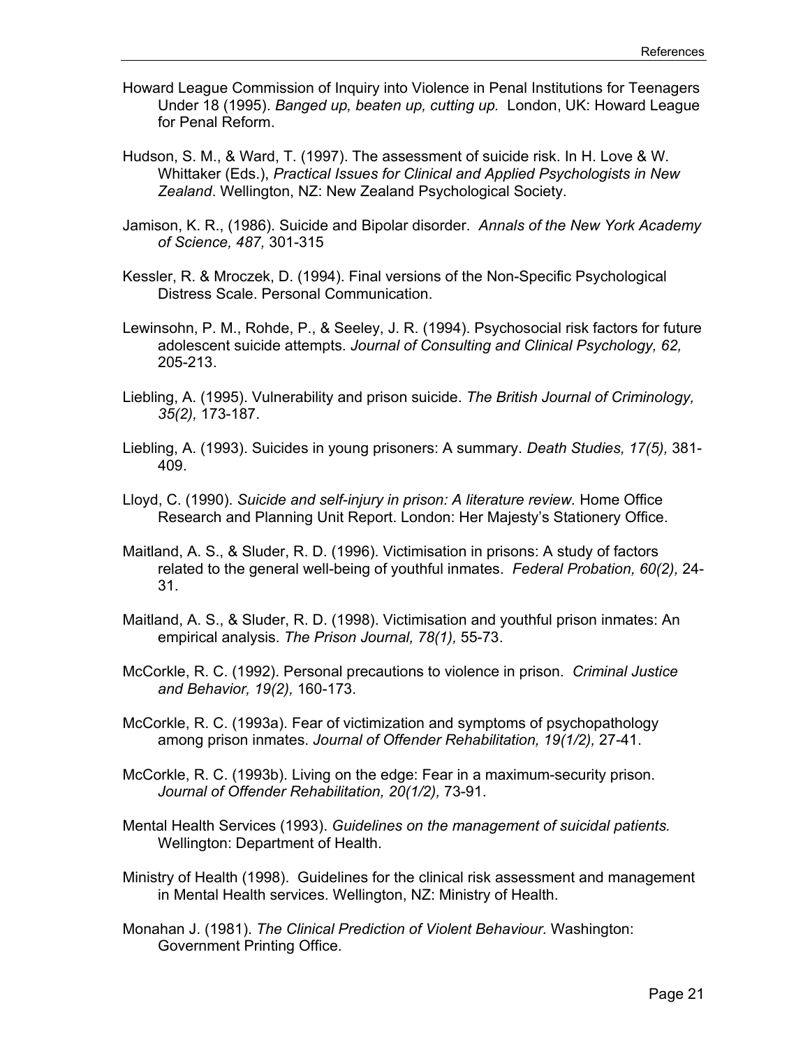Howard League Commission of Inquiry into Violence in Penal Institutions for Teenagers Under 18 (1995). *Banged up, beaten up, cutting up.* London, UK: Howard League for Penal Reform.

Hudson, S. M., & Ward, T. (1997). The assessment of suicide risk. In H. Love & W. Whittaker (Eds.), *Practical Issues for Clinical and Applied Psychologists in New Zealand*. Wellington, NZ: New Zealand Psychological Society.

Jamison, K. R., (1986). Suicide and Bipolar disorder. *Annals of the New York Academy of Science, 487,* 301-315

Kessler, R. & Mroczek, D. (1994). Final versions of the Non-Specific Psychological Distress Scale. Personal Communication.

Lewinsohn, P. M., Rohde, P., & Seeley, J. R. (1994). Psychosocial risk factors for future adolescent suicide attempts. *Journal of Consulting and Clinical Psychology, 62,* 205-213.

Liebling, A. (1995). Vulnerability and prison suicide. *The British Journal of Criminology, 35(2),* 173-187.

Liebling, A. (1993). Suicides in young prisoners: A summary. *Death Studies, 17(5),* 381-409.

Lloyd, C. (1990). *Suicide and self-injury in prison: A literature review*. Home Office Research and Planning Unit Report. London: Her Majesty's Stationery Office.

Maitland, A. S., & Sluder, R. D. (1996). Victimisation in prisons: A study of factors related to the general well-being of youthful inmates. *Federal Probation, 60(2),* 24-31.

Maitland, A. S., & Sluder, R. D. (1998). Victimisation and youthful prison inmates: An empirical analysis. *The Prison Journal, 78(1),* 55-73.

McCorkle, R. C. (1992). Personal precautions to violence in prison. *Criminal Justice and Behavior, 19(2),* 160-173.

McCorkle, R. C. (1993a). Fear of victimization and symptoms of psychopathology among prison inmates. *Journal of Offender Rehabilitation, 19(1/2),* 27-41.

McCorkle, R. C. (1993b). Living on the edge: Fear in a maximum-security prison. *Journal of Offender Rehabilitation, 20(1/2),* 73-91.

Mental Health Services (1993). *Guidelines on the management of suicidal patients.* Wellington: Department of Health.

Ministry of Health (1998). Guidelines for the clinical risk assessment and management in Mental Health services. Wellington, NZ: Ministry of Health.

Monahan J. (1981). *The Clinical Prediction of Violent Behaviour.* Washington: Government Printing Office.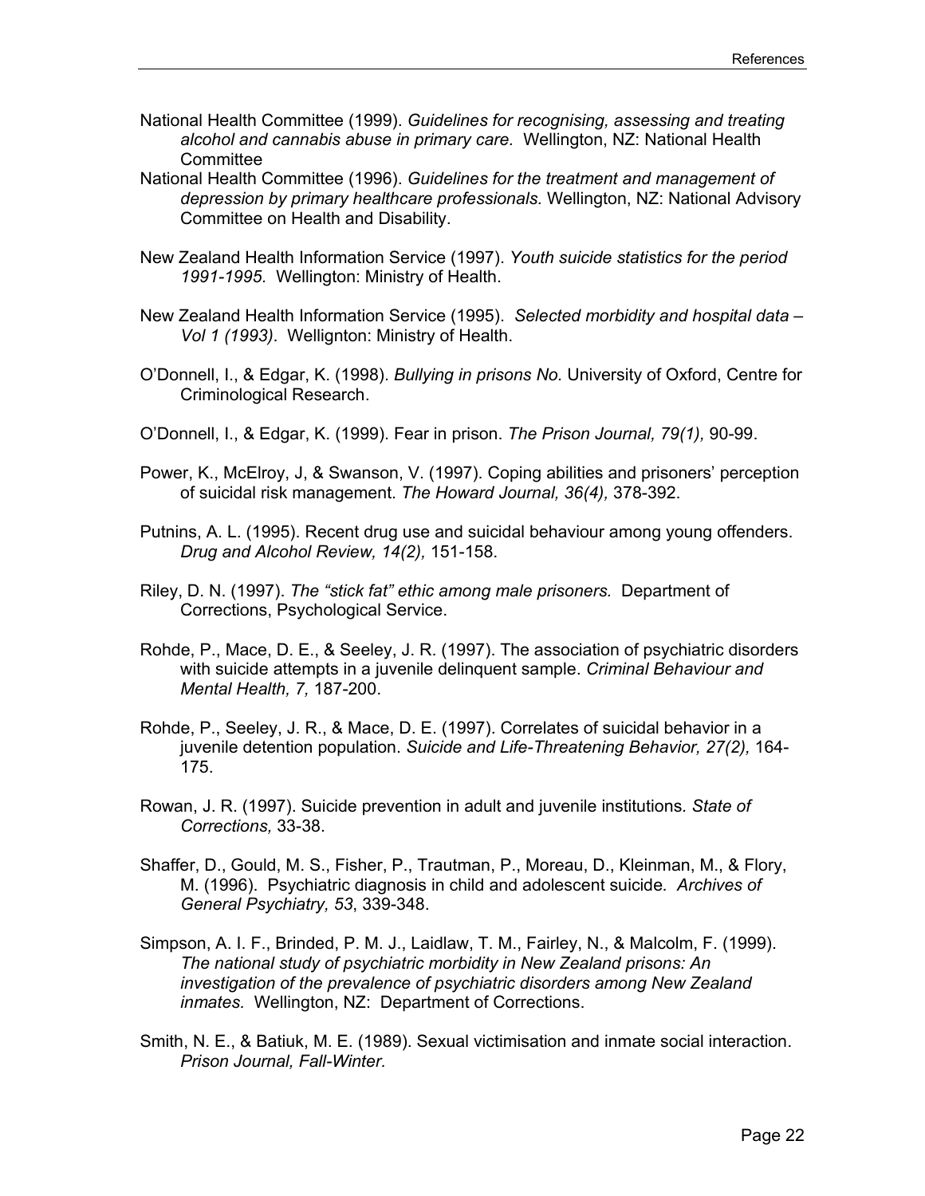National Health Committee (1999). *Guidelines for recognising, assessing and treating alcohol and cannabis abuse in primary care.* Wellington, NZ: National Health Committee

National Health Committee (1996). *Guidelines for the treatment and management of depression by primary healthcare professionals.* Wellington, NZ: National Advisory Committee on Health and Disability.

New Zealand Health Information Service (1997). *Youth suicide statistics for the period 1991-1995.* Wellington: Ministry of Health.

New Zealand Health Information Service (1995). *Selected morbidity and hospital data – Vol 1 (1993)*. Wellignton: Ministry of Health.

O'Donnell, I., & Edgar, K. (1998). *Bullying in prisons No.* University of Oxford, Centre for Criminological Research.

O'Donnell, I., & Edgar, K. (1999). Fear in prison. *The Prison Journal, 79(1),* 90-99.

Power, K., McElroy, J, & Swanson, V. (1997). Coping abilities and prisoners' perception of suicidal risk management. *The Howard Journal, 36(4),* 378-392.

Putnins, A. L. (1995). Recent drug use and suicidal behaviour among young offenders. *Drug and Alcohol Review, 14(2),* 151-158.

Riley, D. N. (1997). *The "stick fat" ethic among male prisoners.* Department of Corrections, Psychological Service.

Rohde, P., Mace, D. E., & Seeley, J. R. (1997). The association of psychiatric disorders with suicide attempts in a juvenile delinquent sample. *Criminal Behaviour and Mental Health, 7,* 187-200.

Rohde, P., Seeley, J. R., & Mace, D. E. (1997). Correlates of suicidal behavior in a juvenile detention population. *Suicide and Life-Threatening Behavior, 27(2),* 164-175.

Rowan, J. R. (1997). Suicide prevention in adult and juvenile institutions. *State of Corrections,* 33-38.

Shaffer, D., Gould, M. S., Fisher, P., Trautman, P., Moreau, D., Kleinman, M., & Flory, M. (1996). Psychiatric diagnosis in child and adolescent suicide. *Archives of General Psychiatry, 53*, 339-348.

Simpson, A. I. F., Brinded, P. M. J., Laidlaw, T. M., Fairley, N., & Malcolm, F. (1999). *The national study of psychiatric morbidity in New Zealand prisons: An investigation of the prevalence of psychiatric disorders among New Zealand inmates.* Wellington, NZ: Department of Corrections.

Smith, N. E., & Batiuk, M. E. (1989). Sexual victimisation and inmate social interaction. *Prison Journal, Fall-Winter.*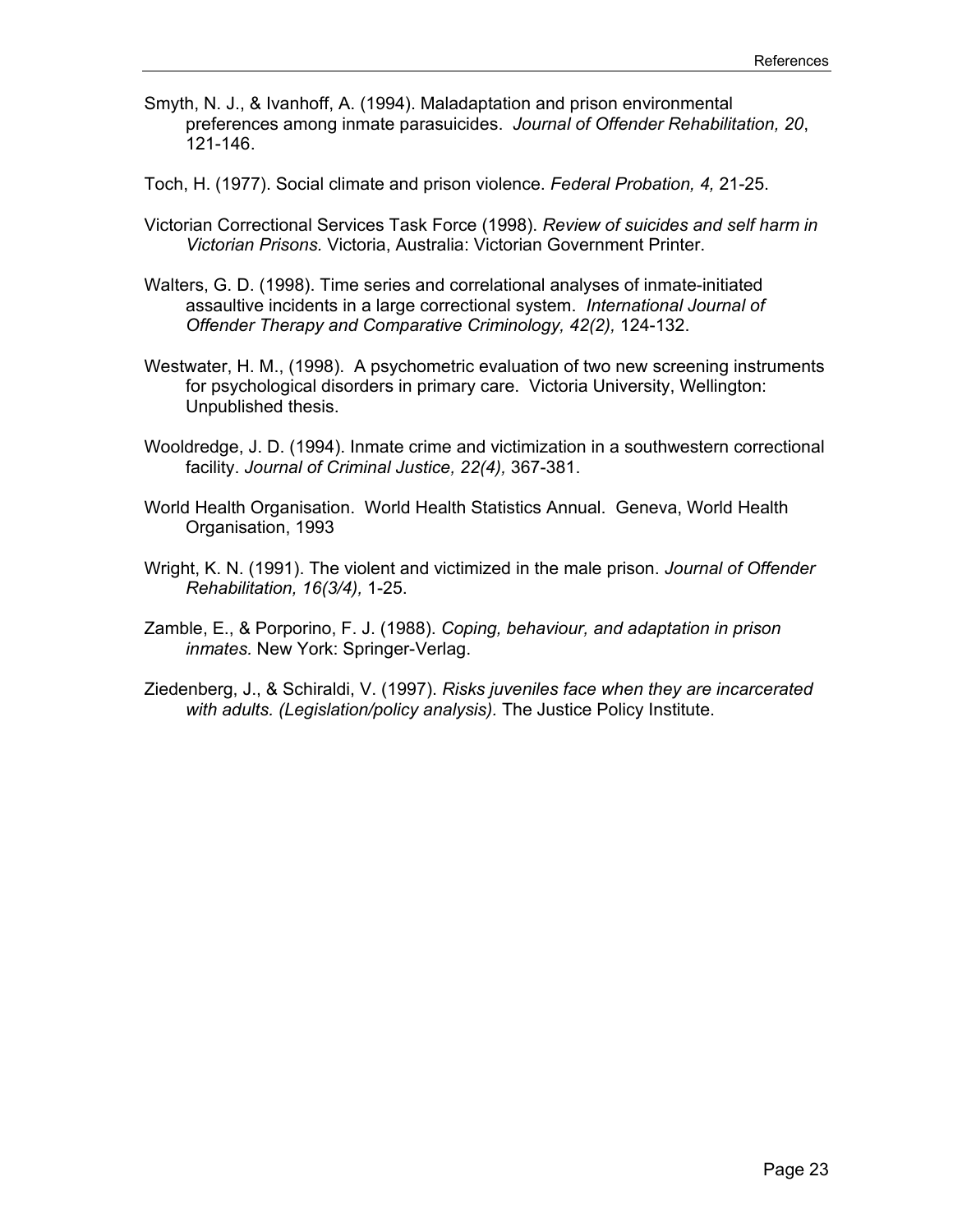Smyth, N. J., & Ivanhoff, A. (1994). Maladaptation and prison environmental preferences among inmate parasuicides. *Journal of Offender Rehabilitation, 20*, 121-146.

Toch, H. (1977). Social climate and prison violence. *Federal Probation, 4,* 21-25.

Victorian Correctional Services Task Force (1998). *Review of suicides and self harm in Victorian Prisons.* Victoria, Australia: Victorian Government Printer.

Walters, G. D. (1998). Time series and correlational analyses of inmate-initiated assaultive incidents in a large correctional system. *International Journal of Offender Therapy and Comparative Criminology, 42(2),* 124-132.

Westwater, H. M., (1998). A psychometric evaluation of two new screening instruments for psychological disorders in primary care. Victoria University, Wellington: Unpublished thesis.

Wooldredge, J. D. (1994). Inmate crime and victimization in a southwestern correctional facility. *Journal of Criminal Justice, 22(4),* 367-381.

World Health Organisation. World Health Statistics Annual. Geneva, World Health Organisation, 1993

Wright, K. N. (1991). The violent and victimized in the male prison. *Journal of Offender Rehabilitation, 16(3/4),* 1-25.

Zamble, E., & Porporino, F. J. (1988). *Coping, behaviour, and adaptation in prison inmates.* New York: Springer-Verlag.

Ziedenberg, J., & Schiraldi, V. (1997). *Risks juveniles face when they are incarcerated with adults. (Legislation/policy analysis).* The Justice Policy Institute.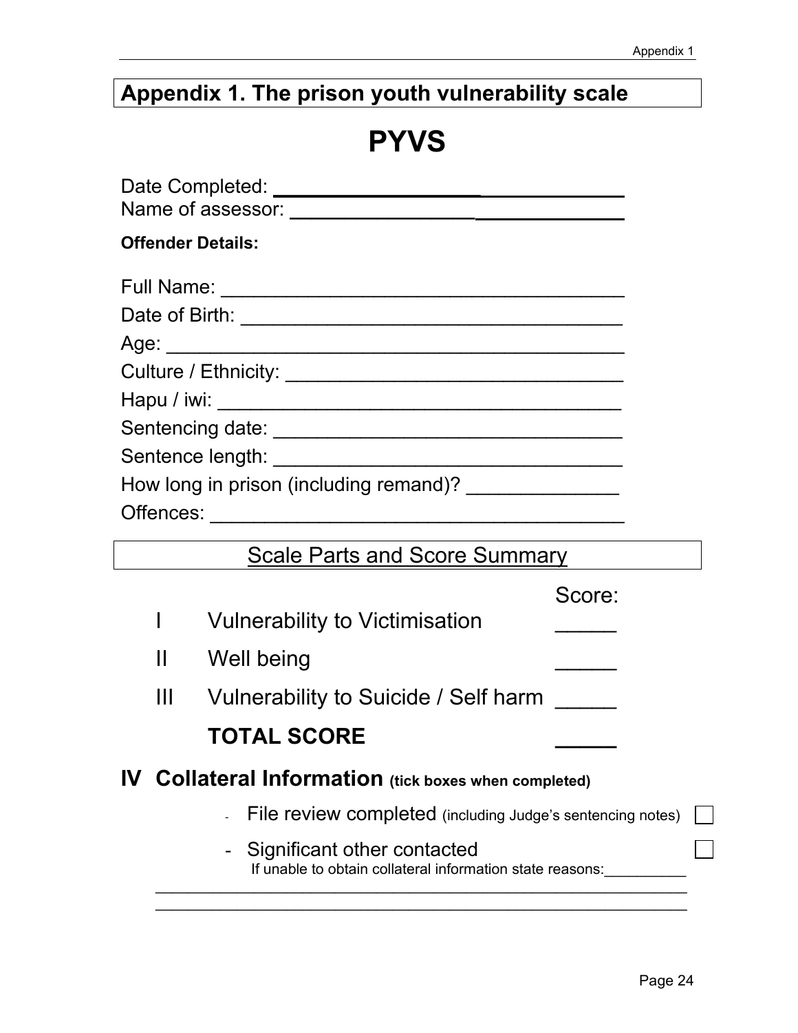# Appendix 1. The prison youth vulnerability scale

# PYVS

Date Completed: ______________________________

Name of assessor: ______________________________

**Offender Details:**

Full Name: ______________________________

Date of Birth: ______________________________

Age: ______________________________

Culture / Ethnicity: ______________________________

Hapu / iwi: ______________________________

Sentencing date: ______________________________

Sentence length: ______________________________

How long in prison (including remand)? ______________

Offences: ______________________________

## Scale Parts and Score Summary

| | | Score: |
|---|---|---|
| I | Vulnerability to Victimisation | _____ |
| II | Well being | _____ |
| III | Vulnerability to Suicide / Self harm | _____ |
| | **TOTAL SCORE** | _____ |

## IV Collateral Information (tick boxes when completed)

- File review completed (including Judge's sentencing notes) ☐
- Significant other contacted ☐
  If unable to obtain collateral information state reasons:__________

______________________________________________________________

______________________________________________________________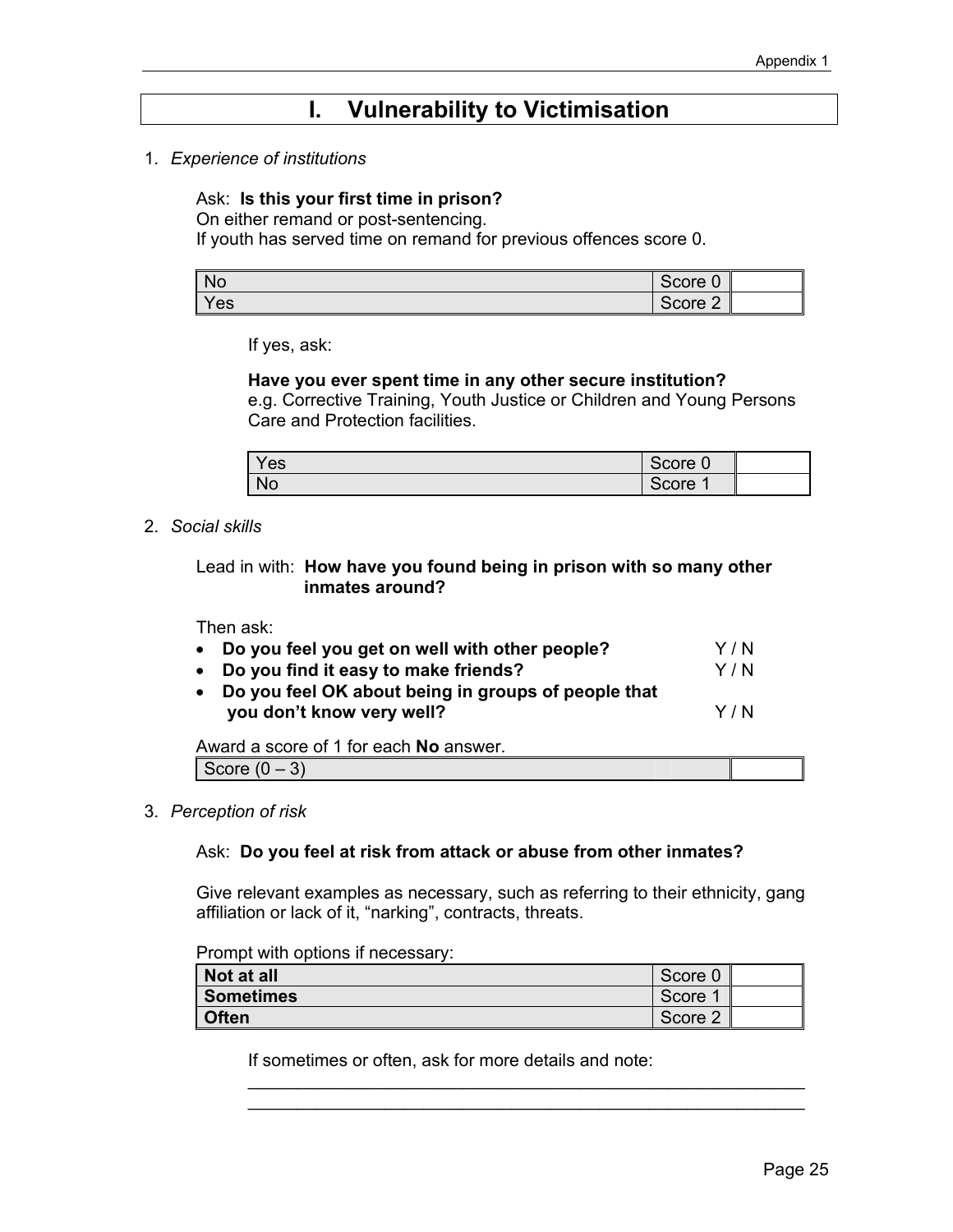# I. Vulnerability to Victimisation

1. *Experience of institutions*

   Ask: **Is this your first time in prison?**
   On either remand or post-sentencing.
   If youth has served time on remand for previous offences score 0.

   | | | |
   |---|---|---|
   | No | Score 0 | |
   | Yes | Score 2 | |

   If yes, ask:

   **Have you ever spent time in any other secure institution?**
   e.g. Corrective Training, Youth Justice or Children and Young Persons Care and Protection facilities.

   | | | |
   |---|---|---|
   | Yes | Score 0 | |
   | No | Score 1 | |

2. *Social skills*

   Lead in with: **How have you found being in prison with so many other inmates around?**

   Then ask:

   - **Do you feel you get on well with other people?** Y / N
   - **Do you find it easy to make friends?** Y / N
   - **Do you feel OK about being in groups of people that you don't know very well?** Y / N

   Award a score of 1 for each **No** answer.

   | | |
   |---|---|
   | Score (0 – 3) | |

3. *Perception of risk*

   Ask: **Do you feel at risk from attack or abuse from other inmates?**

   Give relevant examples as necessary, such as referring to their ethnicity, gang affiliation or lack of it, "narking", contracts, threats.

   Prompt with options if necessary:

   | | | |
   |---|---|---|
   | **Not at all** | Score 0 | |
   | **Sometimes** | Score 1 | |
   | **Often** | Score 2 | |

   If sometimes or often, ask for more details and note:

   \_\_\_\_\_\_\_\_\_\_\_\_\_\_\_\_\_\_\_\_\_\_\_\_\_\_\_\_\_\_\_\_\_\_\_\_\_\_\_\_\_\_\_\_\_\_\_\_\_\_\_\_\_\_\_\_

   \_\_\_\_\_\_\_\_\_\_\_\_\_\_\_\_\_\_\_\_\_\_\_\_\_\_\_\_\_\_\_\_\_\_\_\_\_\_\_\_\_\_\_\_\_\_\_\_\_\_\_\_\_\_\_\_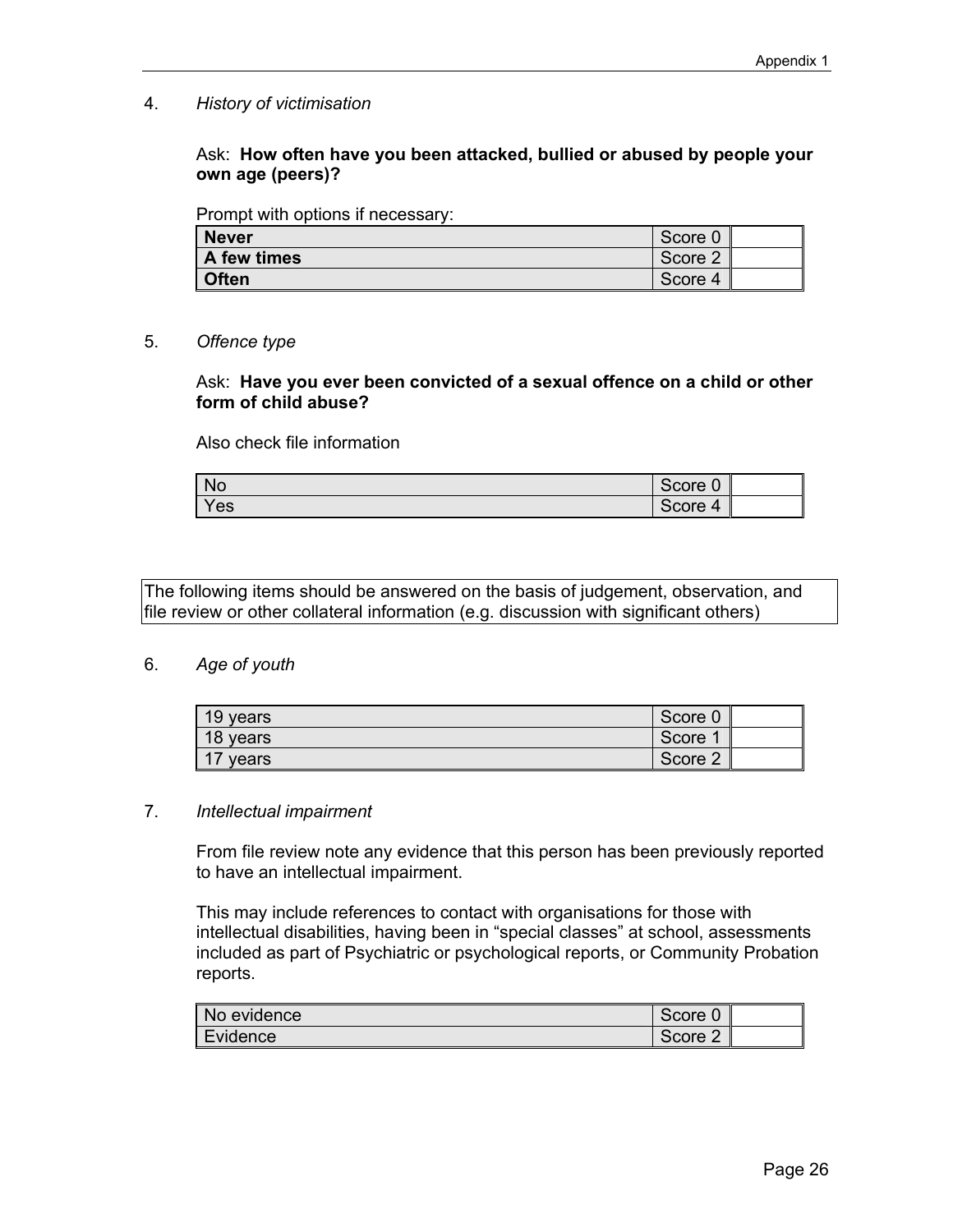4. *History of victimisation*

Ask: **How often have you been attacked, bullied or abused by people your own age (peers)?**

Prompt with options if necessary:

| | | |
|---|---|---|
| **Never** | Score 0 | |
| **A few times** | Score 2 | |
| **Often** | Score 4 | |

5. *Offence type*

Ask: **Have you ever been convicted of a sexual offence on a child or other form of child abuse?**

Also check file information

| | | |
|---|---|---|
| No | Score 0 | |
| Yes | Score 4 | |

The following items should be answered on the basis of judgement, observation, and file review or other collateral information (e.g. discussion with significant others)

6. *Age of youth*

| | | |
|---|---|---|
| 19 years | Score 0 | |
| 18 years | Score 1 | |
| 17 years | Score 2 | |

7. *Intellectual impairment*

From file review note any evidence that this person has been previously reported to have an intellectual impairment.

This may include references to contact with organisations for those with intellectual disabilities, having been in "special classes" at school, assessments included as part of Psychiatric or psychological reports, or Community Probation reports.

| | | |
|---|---|---|
| No evidence | Score 0 | |
| Evidence | Score 2 | |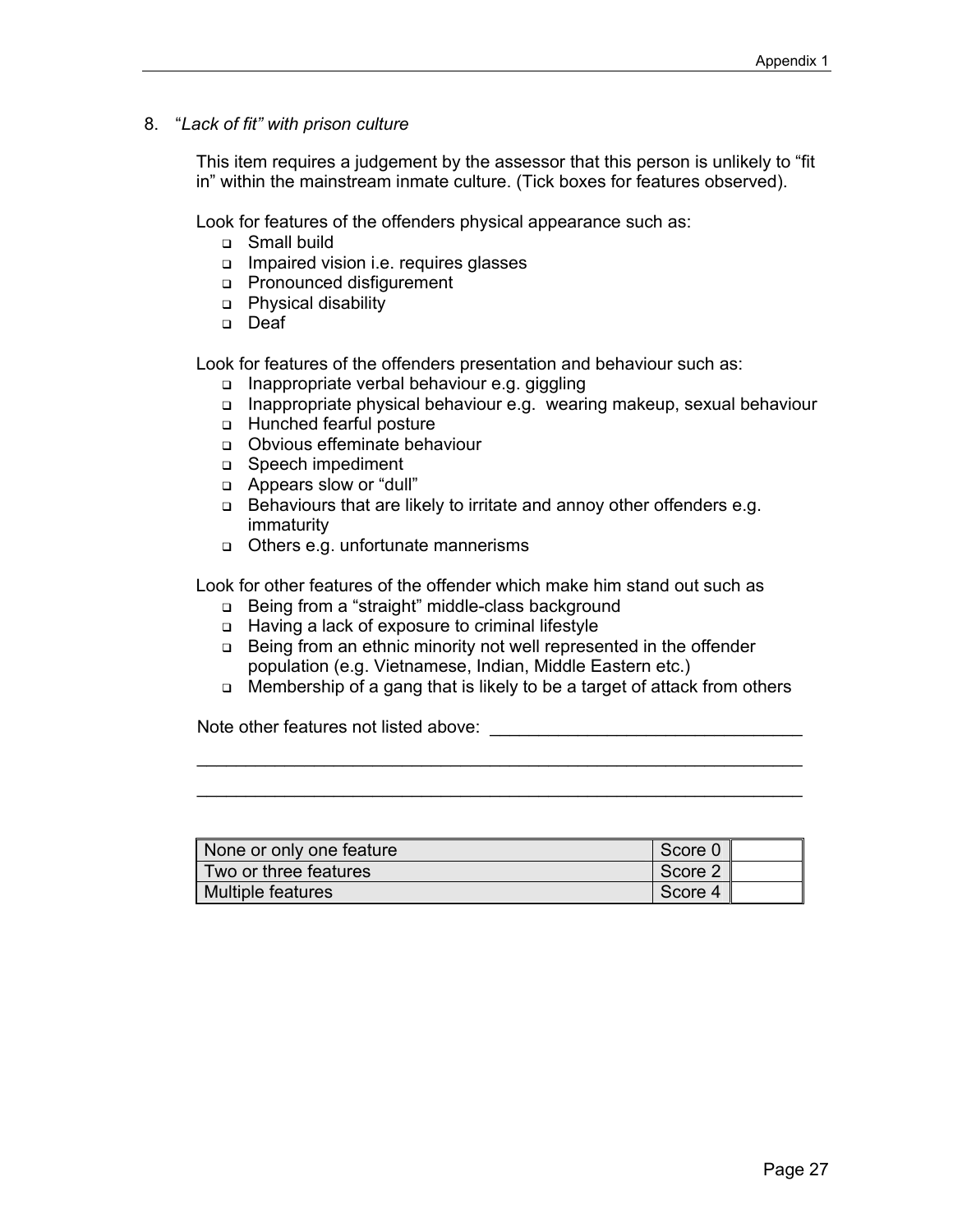8. "*Lack of fit" with prison culture*

This item requires a judgement by the assessor that this person is unlikely to "fit in" within the mainstream inmate culture. (Tick boxes for features observed).

Look for features of the offenders physical appearance such as:

- ❑ Small build
- ❑ Impaired vision i.e. requires glasses
- ❑ Pronounced disfigurement
- ❑ Physical disability
- ❑ Deaf

Look for features of the offenders presentation and behaviour such as:

- ❑ Inappropriate verbal behaviour e.g. giggling
- ❑ Inappropriate physical behaviour e.g. wearing makeup, sexual behaviour
- ❑ Hunched fearful posture
- ❑ Obvious effeminate behaviour
- ❑ Speech impediment
- ❑ Appears slow or "dull"
- ❑ Behaviours that are likely to irritate and annoy other offenders e.g. immaturity
- ❑ Others e.g. unfortunate mannerisms

Look for other features of the offender which make him stand out such as

- ❑ Being from a "straight" middle-class background
- ❑ Having a lack of exposure to criminal lifestyle
- ❑ Being from an ethnic minority not well represented in the offender population (e.g. Vietnamese, Indian, Middle Eastern etc.)
- ❑ Membership of a gang that is likely to be a target of attack from others

Note other features not listed above: _______________________________

_____________________________________________________________

_____________________________________________________________

| | | |
|---|---|---|
| None or only one feature | Score 0 | |
| Two or three features | Score 2 | |
| Multiple features | Score 4 | |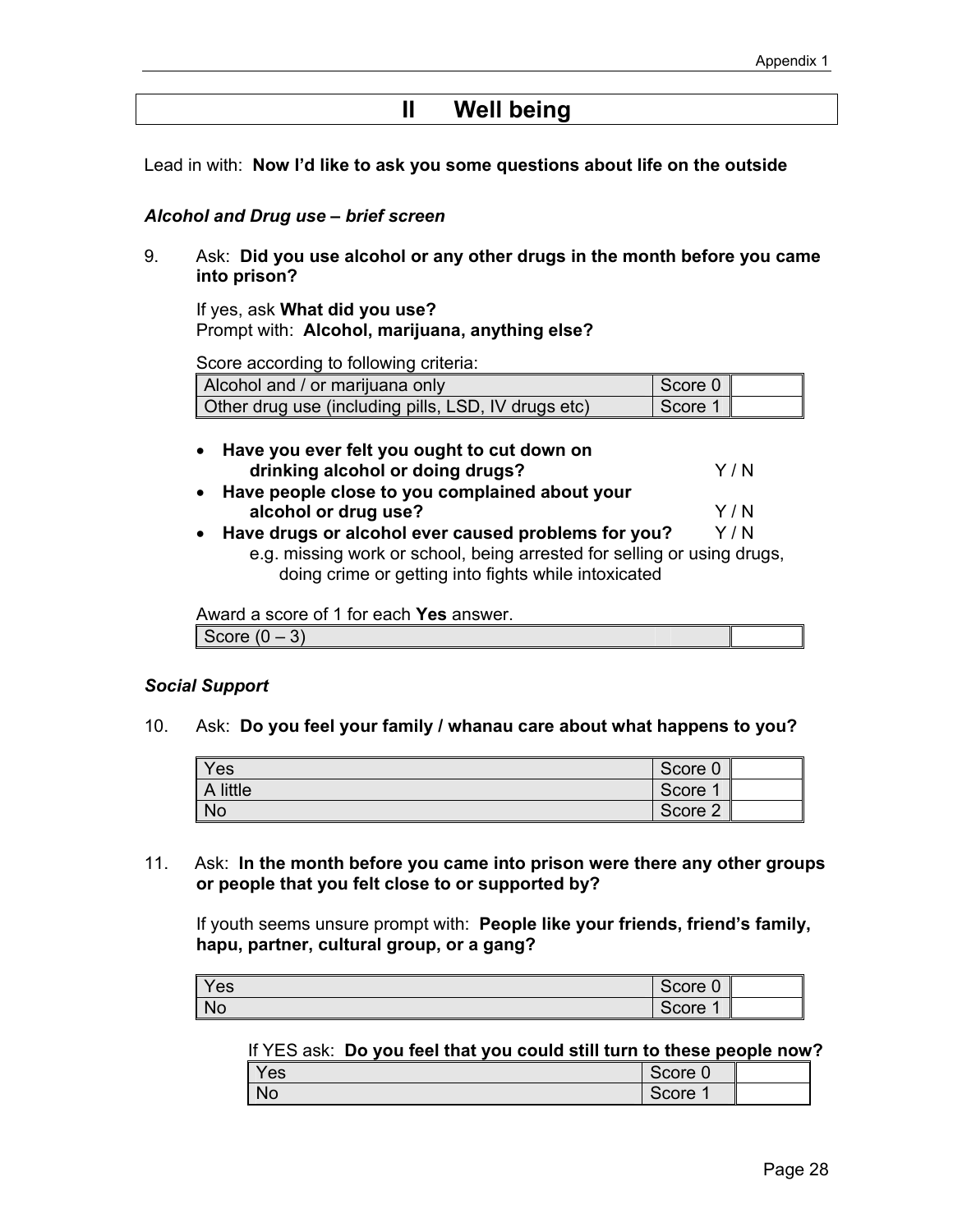# II Well being

Lead in with: **Now I'd like to ask you some questions about life on the outside**

***Alcohol and Drug use – brief screen***

9. Ask: **Did you use alcohol or any other drugs in the month before you came into prison?**

   If yes, ask **What did you use?**
   Prompt with: **Alcohol, marijuana, anything else?**

   Score according to following criteria:

| | | |
|---|---|---|
| Alcohol and / or marijuana only | Score 0 | |
| Other drug use (including pills, LSD, IV drugs etc) | Score 1 | |

   - **Have you ever felt you ought to cut down on drinking alcohol or doing drugs?** Y / N
   - **Have people close to you complained about your alcohol or drug use?** Y / N
   - **Have drugs or alcohol ever caused problems for you?** Y / N
     e.g. missing work or school, being arrested for selling or using drugs, doing crime or getting into fights while intoxicated

   Award a score of 1 for each **Yes** answer.

| | |
|---|---|
| Score (0 – 3) | |

***Social Support***

10. Ask: **Do you feel your family / whanau care about what happens to you?**

| | | |
|---|---|---|
| Yes | Score 0 | |
| A little | Score 1 | |
| No | Score 2 | |

11. Ask: **In the month before you came into prison were there any other groups or people that you felt close to or supported by?**

    If youth seems unsure prompt with: **People like your friends, friend's family, hapu, partner, cultural group, or a gang?**

| | | |
|---|---|---|
| Yes | Score 0 | |
| No | Score 1 | |

    If YES ask: **Do you feel that you could still turn to these people now?**

| | | |
|---|---|---|
| Yes | Score 0 | |
| No | Score 1 | |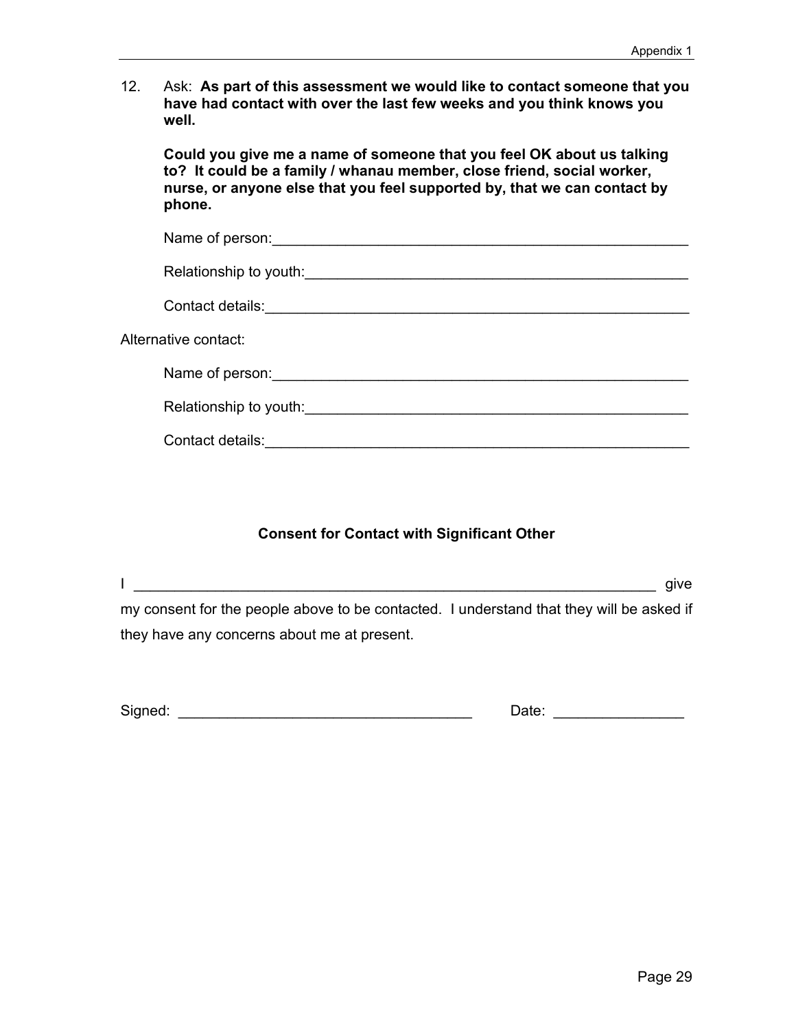12. Ask: **As part of this assessment we would like to contact someone that you have had contact with over the last few weeks and you think knows you well.**

    **Could you give me a name of someone that you feel OK about us talking to? It could be a family / whanau member, close friend, social worker, nurse, or anyone else that you feel supported by, that we can contact by phone.**

    Name of person:_____________________________________________

    Relationship to youth:_______________________________________

    Contact details:____________________________________________

Alternative contact:

    Name of person:_____________________________________________

    Relationship to youth:_______________________________________

    Contact details:____________________________________________

**Consent for Contact with Significant Other**

I ____________________________________________________________ give my consent for the people above to be contacted. I understand that they will be asked if they have any concerns about me at present.

Signed: ________________________________ Date: ______________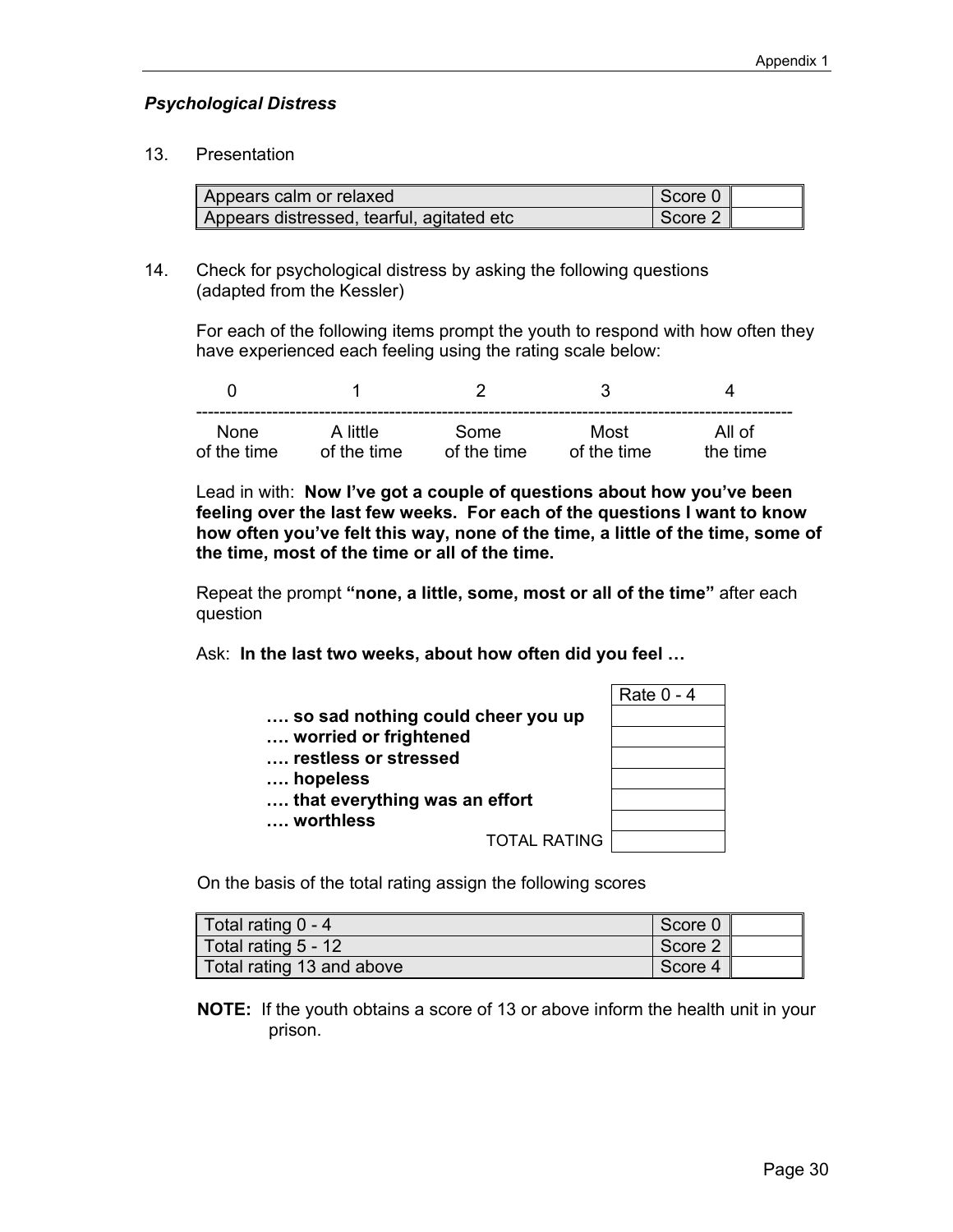*Psychological Distress*

13. Presentation

| | | |
|---|---|---|
| Appears calm or relaxed | Score 0 | |
| Appears distressed, tearful, agitated etc | Score 2 | |

14. Check for psychological distress by asking the following questions (adapted from the Kessler)

For each of the following items prompt the youth to respond with how often they have experienced each feeling using the rating scale below:

| 0 | 1 | 2 | 3 | 4 |
|---|---|---|---|---|
| None of the time | A little of the time | Some of the time | Most of the time | All of the time |

Lead in with: **Now I've got a couple of questions about how you've been feeling over the last few weeks. For each of the questions I want to know how often you've felt this way, none of the time, a little of the time, some of the time, most of the time or all of the time.**

Repeat the prompt **"none, a little, some, most or all of the time"** after each question

Ask: **In the last two weeks, about how often did you feel …**

| | Rate 0 - 4 |
|---|---|
| **…. so sad nothing could cheer you up** | |
| **…. worried or frightened** | |
| **…. restless or stressed** | |
| **…. hopeless** | |
| **…. that everything was an effort** | |
| **…. worthless** | |
| TOTAL RATING | |

On the basis of the total rating assign the following scores

| | | |
|---|---|---|
| Total rating 0 - 4 | Score 0 | |
| Total rating 5 - 12 | Score 2 | |
| Total rating 13 and above | Score 4 | |

**NOTE:** If the youth obtains a score of 13 or above inform the health unit in your prison.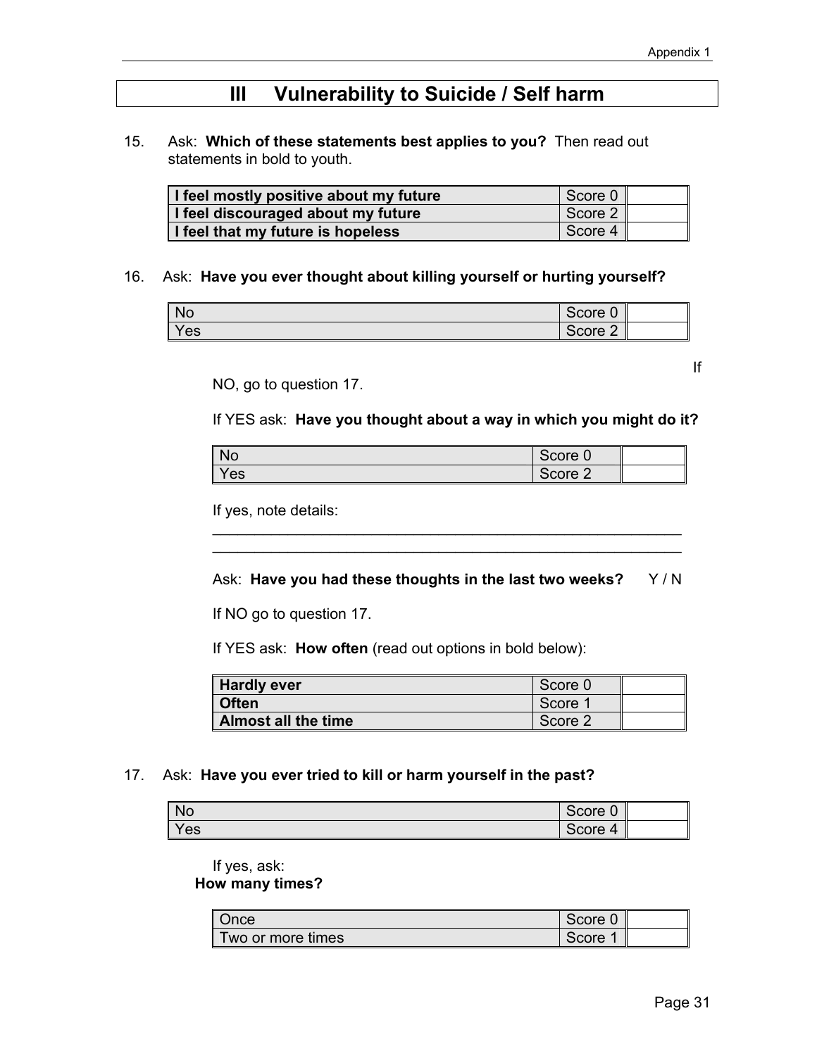# III Vulnerability to Suicide / Self harm

15. Ask: **Which of these statements best applies to you?** Then read out statements in bold to youth.

| | | |
|---|---|---|
| **I feel mostly positive about my future** | Score 0 | |
| **I feel discouraged about my future** | Score 2 | |
| **I feel that my future is hopeless** | Score 4 | |

16. Ask: **Have you ever thought about killing yourself or hurting yourself?**

| | | |
|---|---|---|
| No | Score 0 | |
| Yes | Score 2 | |

If NO, go to question 17.

If YES ask: **Have you thought about a way in which you might do it?**

| | | |
|---|---|---|
| No | Score 0 | |
| Yes | Score 2 | |

If yes, note details:

\_\_\_\_\_\_\_\_\_\_\_\_\_\_\_\_\_\_\_\_\_\_\_\_\_\_\_\_\_\_\_\_\_\_\_\_\_\_\_\_\_\_\_\_\_\_\_\_\_\_\_\_\_\_\_\_\_\_
\_\_\_\_\_\_\_\_\_\_\_\_\_\_\_\_\_\_\_\_\_\_\_\_\_\_\_\_\_\_\_\_\_\_\_\_\_\_\_\_\_\_\_\_\_\_\_\_\_\_\_\_\_\_\_\_\_\_

Ask: **Have you had these thoughts in the last two weeks?** Y / N

If NO go to question 17.

If YES ask: **How often** (read out options in bold below):

| | | |
|---|---|---|
| **Hardly ever** | Score 0 | |
| **Often** | Score 1 | |
| **Almost all the time** | Score 2 | |

17. Ask: **Have you ever tried to kill or harm yourself in the past?**

| | | |
|---|---|---|
| No | Score 0 | |
| Yes | Score 4 | |

If yes, ask:
**How many times?**

| | | |
|---|---|---|
| Once | Score 0 | |
| Two or more times | Score 1 | |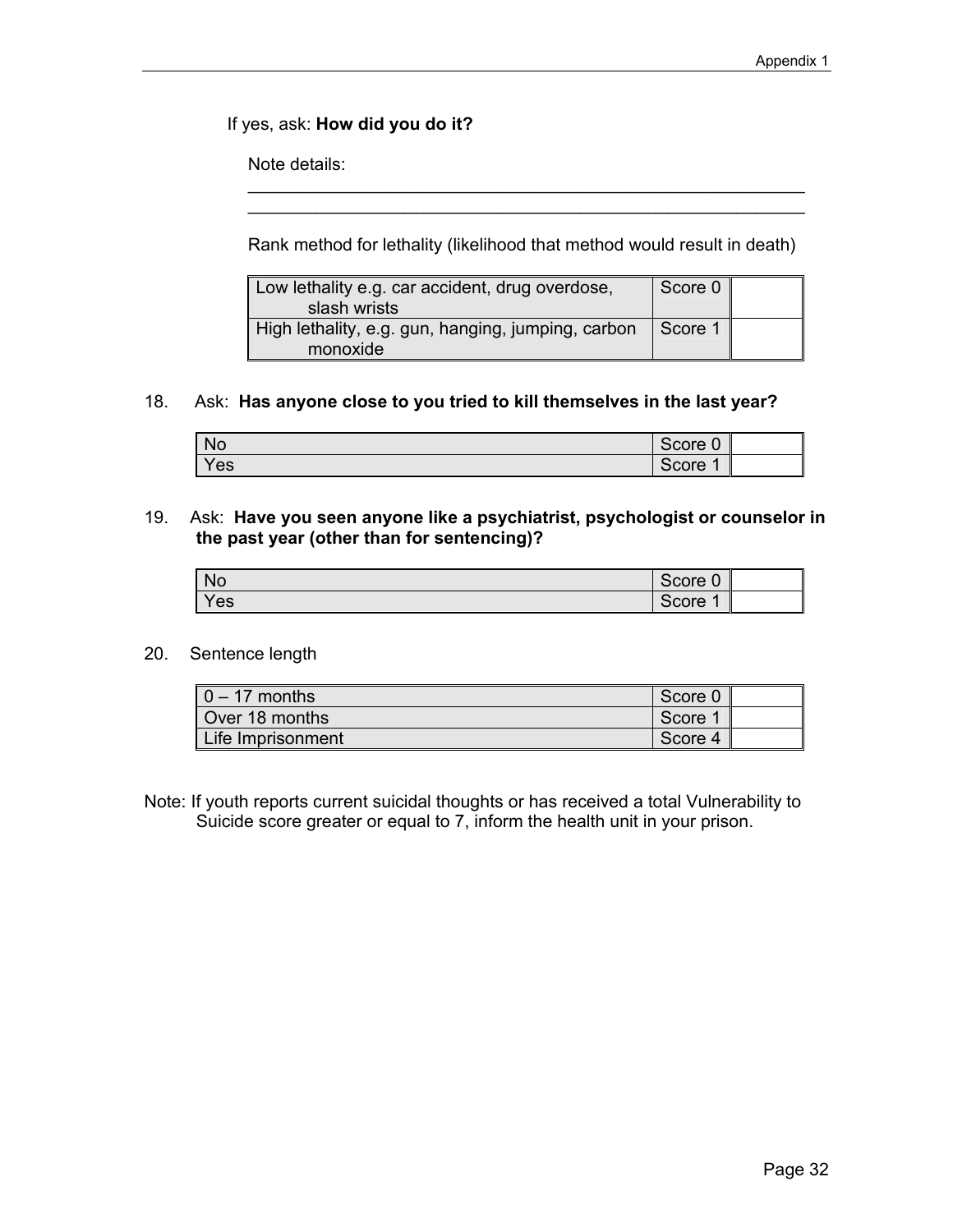If yes, ask: **How did you do it?**

Note details:

\_\_\_\_\_\_\_\_\_\_\_\_\_\_\_\_\_\_\_\_\_\_\_\_\_\_\_\_\_\_\_\_\_\_\_\_\_\_\_\_\_\_\_\_\_\_\_\_\_\_\_\_\_\_\_\_\_\_\_\_

\_\_\_\_\_\_\_\_\_\_\_\_\_\_\_\_\_\_\_\_\_\_\_\_\_\_\_\_\_\_\_\_\_\_\_\_\_\_\_\_\_\_\_\_\_\_\_\_\_\_\_\_\_\_\_\_\_\_\_\_

Rank method for lethality (likelihood that method would result in death)

| | | |
|---|---|---|
| Low lethality e.g. car accident, drug overdose, slash wrists | Score 0 | |
| High lethality, e.g. gun, hanging, jumping, carbon monoxide | Score 1 | |

18. Ask: **Has anyone close to you tried to kill themselves in the last year?**

| | | |
|---|---|---|
| No | Score 0 | |
| Yes | Score 1 | |

19. Ask: **Have you seen anyone like a psychiatrist, psychologist or counselor in the past year (other than for sentencing)?**

| | | |
|---|---|---|
| No | Score 0 | |
| Yes | Score 1 | |

20. Sentence length

| | | |
|---|---|---|
| 0 – 17 months | Score 0 | |
| Over 18 months | Score 1 | |
| Life Imprisonment | Score 4 | |

Note: If youth reports current suicidal thoughts or has received a total Vulnerability to Suicide score greater or equal to 7, inform the health unit in your prison.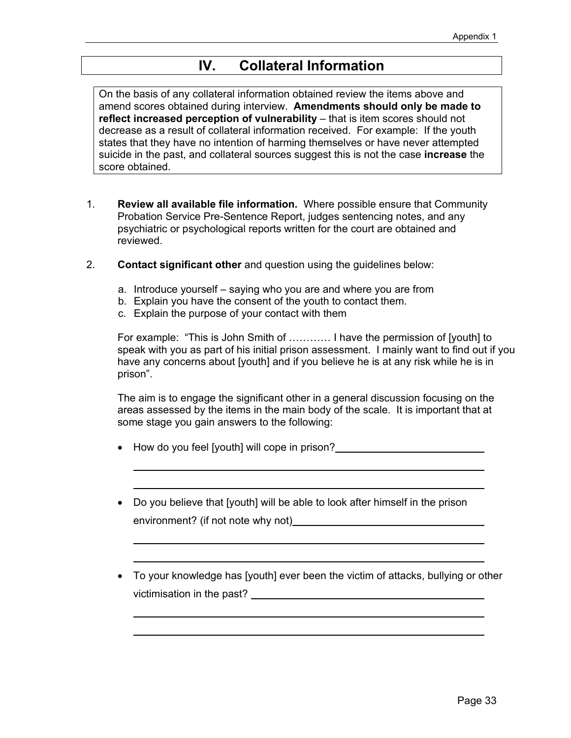# IV. Collateral Information

On the basis of any collateral information obtained review the items above and amend scores obtained during interview. **Amendments should only be made to reflect increased perception of vulnerability** – that is item scores should not decrease as a result of collateral information received. For example: If the youth states that they have no intention of harming themselves or have never attempted suicide in the past, and collateral sources suggest this is not the case **increase** the score obtained.

1. **Review all available file information.** Where possible ensure that Community Probation Service Pre-Sentence Report, judges sentencing notes, and any psychiatric or psychological reports written for the court are obtained and reviewed.

2. **Contact significant other** and question using the guidelines below:

   a. Introduce yourself – saying who you are and where you are from
   b. Explain you have the consent of the youth to contact them.
   c. Explain the purpose of your contact with them

   For example: "This is John Smith of ………… I have the permission of [youth] to speak with you as part of his initial prison assessment. I mainly want to find out if you have any concerns about [youth] and if you believe he is at any risk while he is in prison".

   The aim is to engage the significant other in a general discussion focusing on the areas assessed by the items in the main body of the scale. It is important that at some stage you gain answers to the following:

   - How do you feel [youth] will cope in prison? ____________________

     ____________________________________________

     ____________________________________________

   - Do you believe that [youth] will be able to look after himself in the prison environment? (if not note why not) ____________________

     ____________________________________________

     ____________________________________________

   - To your knowledge has [youth] ever been the victim of attacks, bullying or other victimisation in the past? ____________________

     ____________________________________________

     ____________________________________________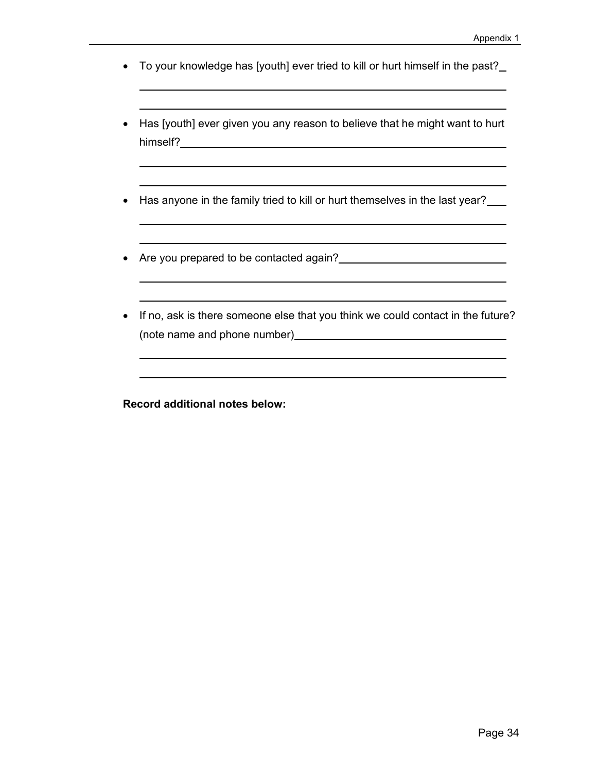- To your knowledge has [youth] ever tried to kill or hurt himself in the past? \_\_\_\_\_\_\_\_\_\_\_\_\_\_\_\_\_\_\_\_\_\_\_\_\_\_\_\_\_\_\_\_\_\_\_\_\_\_\_\_\_\_\_\_\_\_\_\_\_\_\_\_\_\_\_\_\_\_\_\_\_\_\_\_\_\_\_\_\_\_\_\_\_\_\_\_\_\_\_\_\_\_\_\_\_\_\_\_\_\_\_\_\_\_\_\_\_\_\_\_\_\_\_\_\_\_\_\_\_\_\_\_\_\_\_\_\_\_\_\_\_\_\_\_\_\_\_\_\_\_\_\_\_\_\_\_\_

- Has [youth] ever given you any reason to believe that he might want to hurt himself? \_\_\_\_\_\_\_\_\_\_\_\_\_\_\_\_\_\_\_\_\_\_\_\_\_\_\_\_\_\_\_\_\_\_\_\_\_\_\_\_\_\_\_\_\_\_\_\_\_\_\_\_\_\_\_\_\_\_\_\_\_\_\_\_\_\_\_\_\_\_\_\_\_\_\_\_\_\_\_\_\_\_\_\_\_\_\_\_\_\_\_\_\_\_\_\_\_\_\_\_\_\_\_\_\_\_\_\_\_\_\_\_\_\_\_\_\_\_\_\_\_\_\_\_\_\_\_\_\_\_\_\_\_\_\_\_\_

- Has anyone in the family tried to kill or hurt themselves in the last year? \_\_\_\_\_\_\_\_\_\_\_\_\_\_\_\_\_\_\_\_\_\_\_\_\_\_\_\_\_\_\_\_\_\_\_\_\_\_\_\_\_\_\_\_\_\_\_\_\_\_\_\_\_\_\_\_\_\_\_\_\_\_\_\_\_\_\_\_\_\_\_\_\_\_\_\_\_\_\_\_\_\_\_\_\_\_\_\_\_\_\_\_\_\_\_\_\_\_\_\_\_\_\_\_\_\_\_\_\_\_\_\_\_\_\_\_\_\_\_\_\_\_\_\_\_\_\_\_\_\_\_\_\_\_\_\_\_

- Are you prepared to be contacted again? \_\_\_\_\_\_\_\_\_\_\_\_\_\_\_\_\_\_\_\_\_\_\_\_\_\_\_\_\_\_\_\_\_\_\_\_\_\_\_\_\_\_\_\_\_\_\_\_\_\_\_\_\_\_\_\_\_\_\_\_\_\_\_\_\_\_\_\_\_\_\_\_\_\_\_\_\_\_\_\_\_\_\_\_\_\_\_\_\_\_\_\_\_\_\_\_\_\_\_\_\_\_\_\_\_\_\_\_\_\_\_\_\_\_\_\_\_\_\_\_\_\_\_\_\_\_\_\_\_\_\_\_\_\_\_\_\_

- If no, ask is there someone else that you think we could contact in the future? (note name and phone number) \_\_\_\_\_\_\_\_\_\_\_\_\_\_\_\_\_\_\_\_\_\_\_\_\_\_\_\_\_\_\_\_\_\_\_\_\_\_\_\_\_\_\_\_\_\_\_\_\_\_\_\_\_\_\_\_\_\_\_\_\_\_\_\_\_\_\_\_\_\_\_\_\_\_\_\_\_\_\_\_\_\_\_\_\_\_\_\_\_\_\_\_\_\_\_\_\_\_\_\_\_\_\_\_\_\_\_\_\_\_\_\_\_\_\_\_\_\_\_\_\_\_\_\_\_\_\_\_\_\_\_\_\_\_\_\_\_

**Record additional notes below:**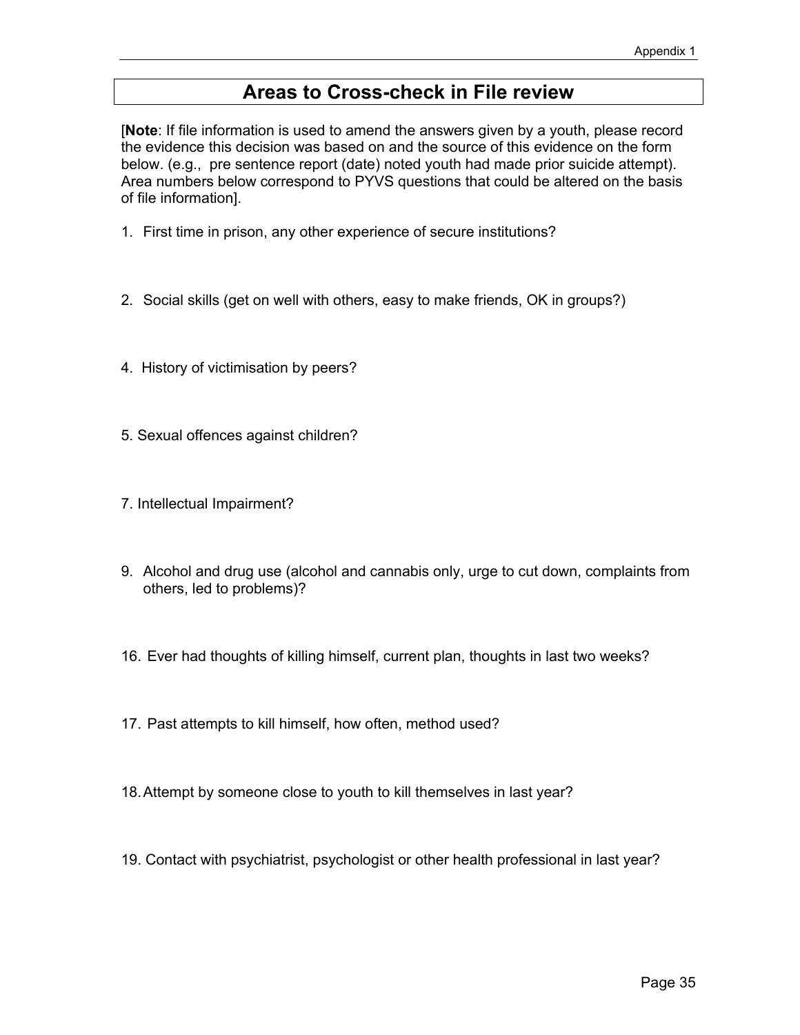Appendix 1

# Areas to Cross-check in File review

[**Note**: If file information is used to amend the answers given by a youth, please record the evidence this decision was based on and the source of this evidence on the form below. (e.g., pre sentence report (date) noted youth had made prior suicide attempt). Area numbers below correspond to PYVS questions that could be altered on the basis of file information].

1. First time in prison, any other experience of secure institutions?

2. Social skills (get on well with others, easy to make friends, OK in groups?)

4. History of victimisation by peers?

5. Sexual offences against children?

7. Intellectual Impairment?

9. Alcohol and drug use (alcohol and cannabis only, urge to cut down, complaints from others, led to problems)?

16. Ever had thoughts of killing himself, current plan, thoughts in last two weeks?

17. Past attempts to kill himself, how often, method used?

18. Attempt by someone close to youth to kill themselves in last year?

19. Contact with psychiatrist, psychologist or other health professional in last year?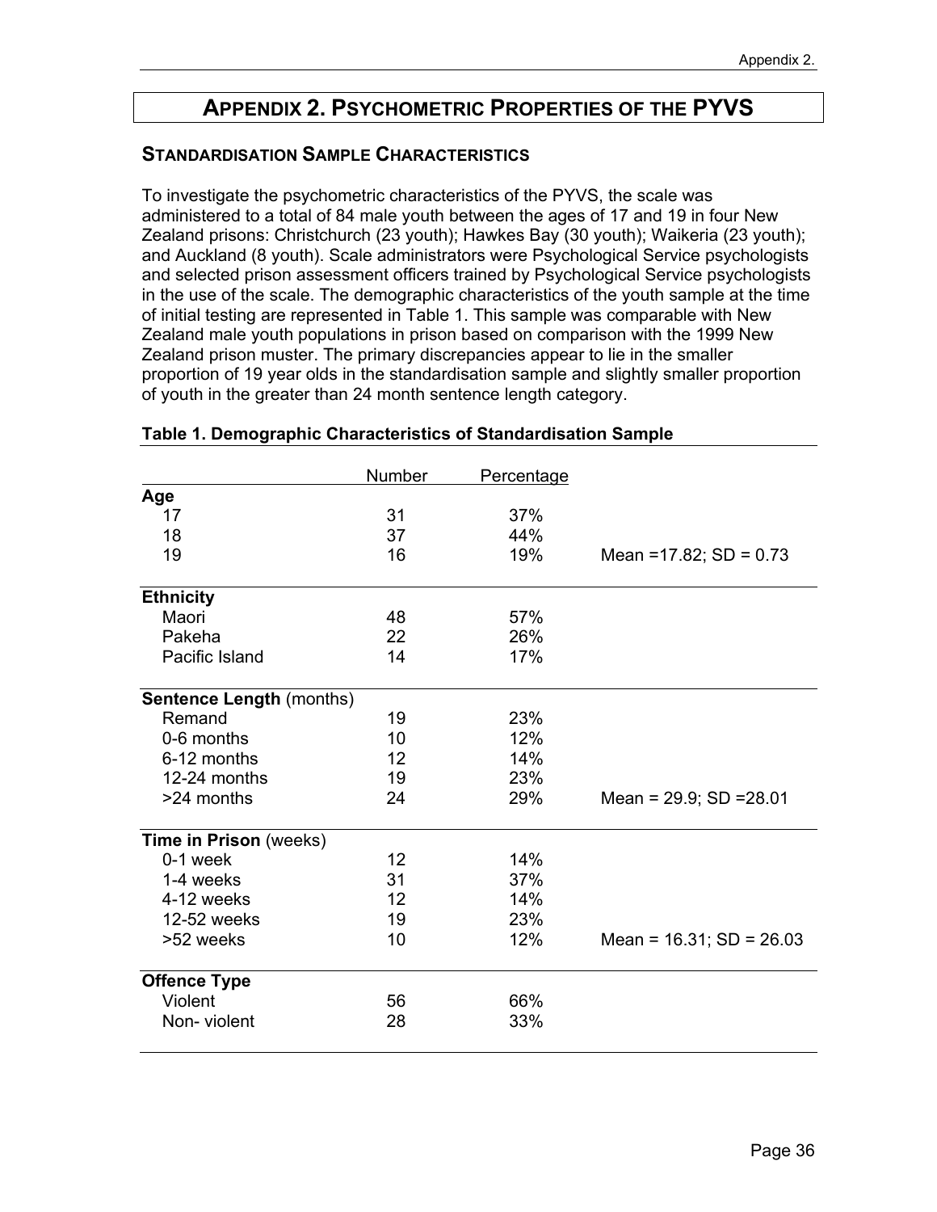# APPENDIX 2. PSYCHOMETRIC PROPERTIES OF THE PYVS

## STANDARDISATION SAMPLE CHARACTERISTICS

To investigate the psychometric characteristics of the PYVS, the scale was administered to a total of 84 male youth between the ages of 17 and 19 in four New Zealand prisons: Christchurch (23 youth); Hawkes Bay (30 youth); Waikeria (23 youth); and Auckland (8 youth). Scale administrators were Psychological Service psychologists and selected prison assessment officers trained by Psychological Service psychologists in the use of the scale. The demographic characteristics of the youth sample at the time of initial testing are represented in Table 1. This sample was comparable with New Zealand male youth populations in prison based on comparison with the 1999 New Zealand prison muster. The primary discrepancies appear to lie in the smaller proportion of 19 year olds in the standardisation sample and slightly smaller proportion of youth in the greater than 24 month sentence length category.

**Table 1. Demographic Characteristics of Standardisation Sample**

| | Number | Percentage | |
|---|---|---|---|
| **Age** | | | |
| 17 | 31 | 37% | |
| 18 | 37 | 44% | |
| 19 | 16 | 19% | Mean =17.82; SD = 0.73 |
| **Ethnicity** | | | |
| Maori | 48 | 57% | |
| Pakeha | 22 | 26% | |
| Pacific Island | 14 | 17% | |
| **Sentence Length** (months) | | | |
| Remand | 19 | 23% | |
| 0-6 months | 10 | 12% | |
| 6-12 months | 12 | 14% | |
| 12-24 months | 19 | 23% | |
| >24 months | 24 | 29% | Mean = 29.9; SD =28.01 |
| **Time in Prison** (weeks) | | | |
| 0-1 week | 12 | 14% | |
| 1-4 weeks | 31 | 37% | |
| 4-12 weeks | 12 | 14% | |
| 12-52 weeks | 19 | 23% | |
| >52 weeks | 10 | 12% | Mean = 16.31; SD = 26.03 |
| **Offence Type** | | | |
| Violent | 56 | 66% | |
| Non- violent | 28 | 33% | |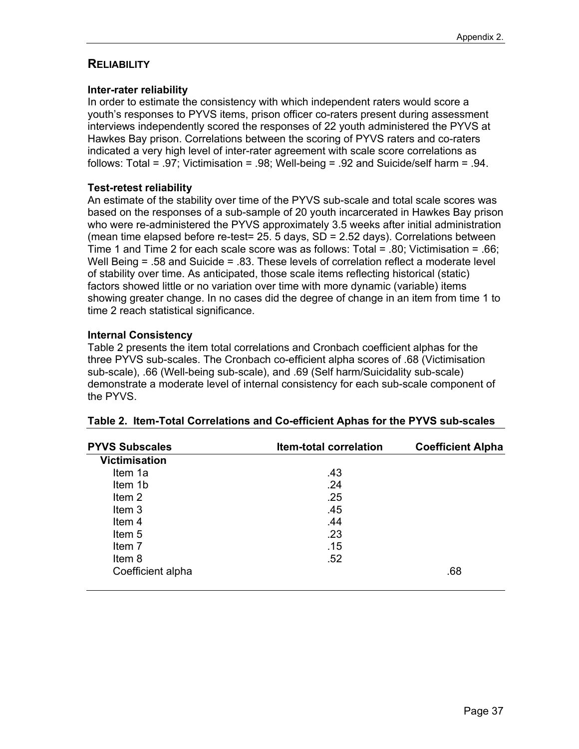## RELIABILITY

### Inter-rater reliability

In order to estimate the consistency with which independent raters would score a youth's responses to PYVS items, prison officer co-raters present during assessment interviews independently scored the responses of 22 youth administered the PYVS at Hawkes Bay prison. Correlations between the scoring of PYVS raters and co-raters indicated a very high level of inter-rater agreement with scale score correlations as follows: Total = .97; Victimisation = .98; Well-being = .92 and Suicide/self harm = .94.

### Test-retest reliability

An estimate of the stability over time of the PYVS sub-scale and total scale scores was based on the responses of a sub-sample of 20 youth incarcerated in Hawkes Bay prison who were re-administered the PYVS approximately 3.5 weeks after initial administration (mean time elapsed before re-test= 25. 5 days, SD = 2.52 days). Correlations between Time 1 and Time 2 for each scale score was as follows: Total = .80; Victimisation = .66; Well Being = .58 and Suicide = .83. These levels of correlation reflect a moderate level of stability over time. As anticipated, those scale items reflecting historical (static) factors showed little or no variation over time with more dynamic (variable) items showing greater change. In no cases did the degree of change in an item from time 1 to time 2 reach statistical significance.

### Internal Consistency

Table 2 presents the item total correlations and Cronbach coefficient alphas for the three PYVS sub-scales. The Cronbach co-efficient alpha scores of .68 (Victimisation sub-scale), .66 (Well-being sub-scale), and .69 (Self harm/Suicidality sub-scale) demonstrate a moderate level of internal consistency for each sub-scale component of the PYVS.

**Table 2. Item-Total Correlations and Co-efficient Aphas for the PYVS sub-scales**

| PYVS Subscales | Item-total correlation | Coefficient Alpha |
|---|---|---|
| **Victimisation** | | |
| Item 1a | .43 | |
| Item 1b | .24 | |
| Item 2 | .25 | |
| Item 3 | .45 | |
| Item 4 | .44 | |
| Item 5 | .23 | |
| Item 7 | .15 | |
| Item 8 | .52 | |
| Coefficient alpha | | .68 |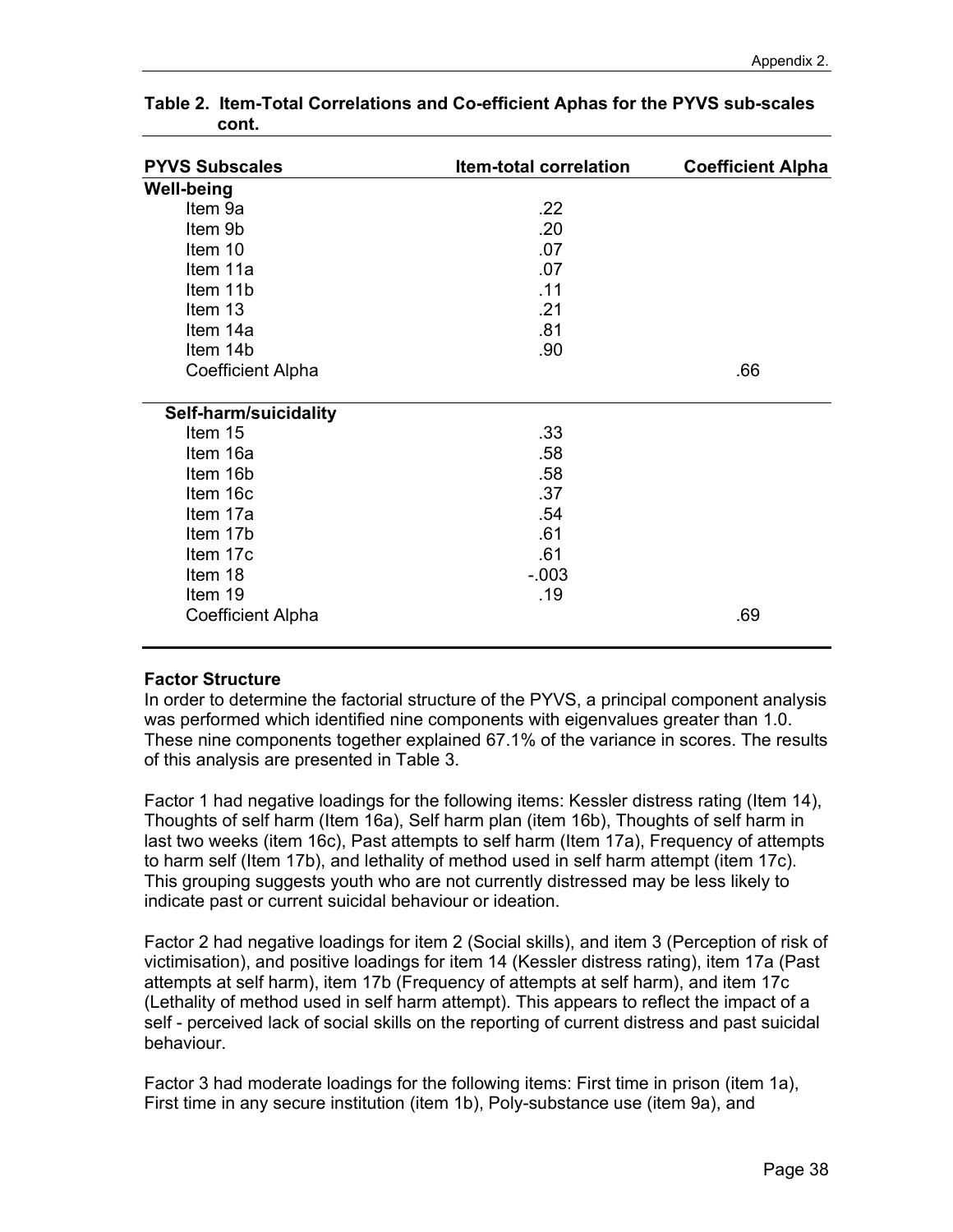**Table 2. Item-Total Correlations and Co-efficient Aphas for the PYVS sub-scales cont.**

| PYVS Subscales | Item-total correlation | Coefficient Alpha |
|---|---|---|
| **Well-being** | | |
| Item 9a | .22 | |
| Item 9b | .20 | |
| Item 10 | .07 | |
| Item 11a | .07 | |
| Item 11b | .11 | |
| Item 13 | .21 | |
| Item 14a | .81 | |
| Item 14b | .90 | |
| Coefficient Alpha | | .66 |
| **Self-harm/suicidality** | | |
| Item 15 | .33 | |
| Item 16a | .58 | |
| Item 16b | .58 | |
| Item 16c | .37 | |
| Item 17a | .54 | |
| Item 17b | .61 | |
| Item 17c | .61 | |
| Item 18 | -.003 | |
| Item 19 | .19 | |
| Coefficient Alpha | | .69 |

**Factor Structure**

In order to determine the factorial structure of the PYVS, a principal component analysis was performed which identified nine components with eigenvalues greater than 1.0. These nine components together explained 67.1% of the variance in scores. The results of this analysis are presented in Table 3.

Factor 1 had negative loadings for the following items: Kessler distress rating (Item 14), Thoughts of self harm (Item 16a), Self harm plan (item 16b), Thoughts of self harm in last two weeks (item 16c), Past attempts to self harm (Item 17a), Frequency of attempts to harm self (Item 17b), and lethality of method used in self harm attempt (item 17c). This grouping suggests youth who are not currently distressed may be less likely to indicate past or current suicidal behaviour or ideation.

Factor 2 had negative loadings for item 2 (Social skills), and item 3 (Perception of risk of victimisation), and positive loadings for item 14 (Kessler distress rating), item 17a (Past attempts at self harm), item 17b (Frequency of attempts at self harm), and item 17c (Lethality of method used in self harm attempt). This appears to reflect the impact of a self - perceived lack of social skills on the reporting of current distress and past suicidal behaviour.

Factor 3 had moderate loadings for the following items: First time in prison (item 1a), First time in any secure institution (item 1b), Poly-substance use (item 9a), and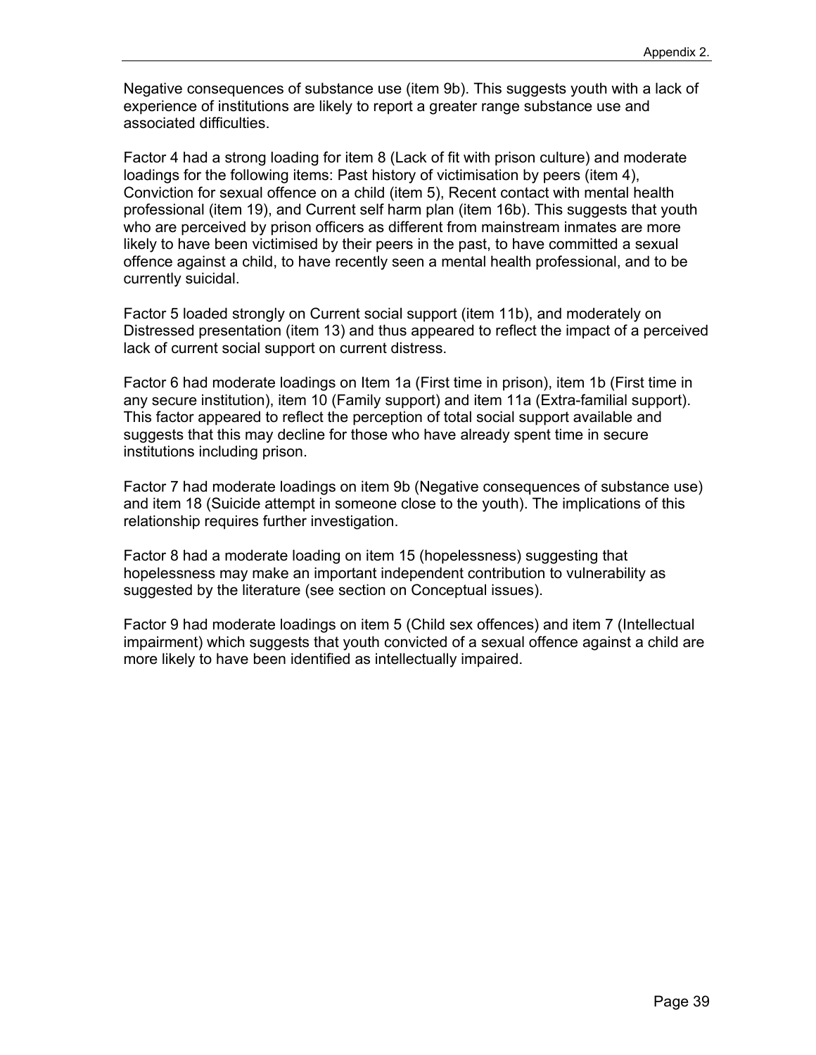Negative consequences of substance use (item 9b). This suggests youth with a lack of experience of institutions are likely to report a greater range substance use and associated difficulties.

Factor 4 had a strong loading for item 8 (Lack of fit with prison culture) and moderate loadings for the following items: Past history of victimisation by peers (item 4), Conviction for sexual offence on a child (item 5), Recent contact with mental health professional (item 19), and Current self harm plan (item 16b). This suggests that youth who are perceived by prison officers as different from mainstream inmates are more likely to have been victimised by their peers in the past, to have committed a sexual offence against a child, to have recently seen a mental health professional, and to be currently suicidal.

Factor 5 loaded strongly on Current social support (item 11b), and moderately on Distressed presentation (item 13) and thus appeared to reflect the impact of a perceived lack of current social support on current distress.

Factor 6 had moderate loadings on Item 1a (First time in prison), item 1b (First time in any secure institution), item 10 (Family support) and item 11a (Extra-familial support). This factor appeared to reflect the perception of total social support available and suggests that this may decline for those who have already spent time in secure institutions including prison.

Factor 7 had moderate loadings on item 9b (Negative consequences of substance use) and item 18 (Suicide attempt in someone close to the youth). The implications of this relationship requires further investigation.

Factor 8 had a moderate loading on item 15 (hopelessness) suggesting that hopelessness may make an important independent contribution to vulnerability as suggested by the literature (see section on Conceptual issues).

Factor 9 had moderate loadings on item 5 (Child sex offences) and item 7 (Intellectual impairment) which suggests that youth convicted of a sexual offence against a child are more likely to have been identified as intellectually impaired.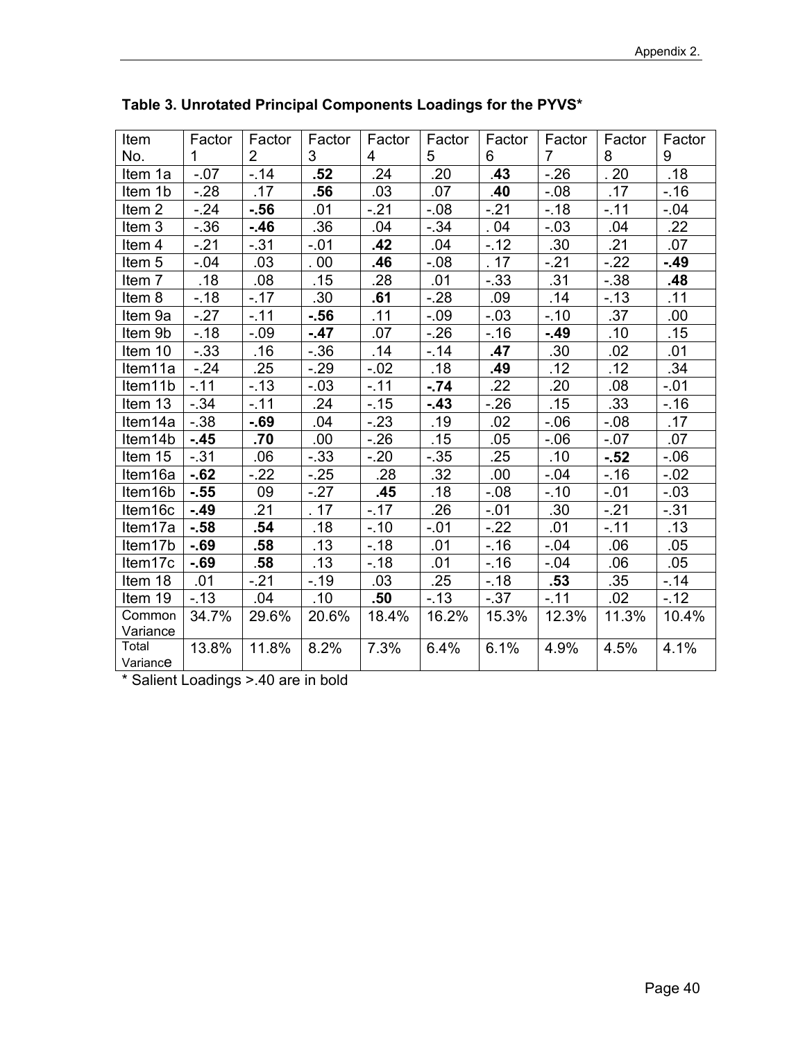**Table 3. Unrotated Principal Components Loadings for the PYVS***

| Item No. | Factor 1 | Factor 2 | Factor 3 | Factor 4 | Factor 5 | Factor 6 | Factor 7 | Factor 8 | Factor 9 |
|---|---|---|---|---|---|---|---|---|---|
| Item 1a | -.07 | -.14 | **.52** | .24 | .20 | **.43** | -.26 | . 20 | .18 |
| Item 1b | -.28 | .17 | **.56** | .03 | .07 | **.40** | -.08 | .17 | -.16 |
| Item 2 | -.24 | **-.56** | .01 | -.21 | -.08 | -.21 | -.18 | -.11 | -.04 |
| Item 3 | -.36 | **-.46** | .36 | .04 | -.34 | . 04 | -.03 | .04 | .22 |
| Item 4 | -.21 | -.31 | -.01 | **.42** | .04 | -.12 | .30 | .21 | .07 |
| Item 5 | -.04 | .03 | . 00 | **.46** | -.08 | . 17 | -.21 | -.22 | **-.49** |
| Item 7 | .18 | .08 | .15 | .28 | .01 | -.33 | .31 | -.38 | **.48** |
| Item 8 | -.18 | -.17 | .30 | **.61** | -.28 | .09 | .14 | -.13 | .11 |
| Item 9a | -.27 | -.11 | **-.56** | .11 | -.09 | -.03 | -.10 | .37 | .00 |
| Item 9b | -.18 | -.09 | **-.47** | .07 | -.26 | -.16 | **-.49** | .10 | .15 |
| Item 10 | -.33 | .16 | -.36 | .14 | -.14 | **.47** | .30 | .02 | .01 |
| Item11a | -.24 | .25 | -.29 | -.02 | .18 | **.49** | .12 | .12 | .34 |
| Item11b | -.11 | -.13 | -.03 | -.11 | **-.74** | .22 | .20 | .08 | -.01 |
| Item 13 | -.34 | -.11 | .24 | -.15 | **-.43** | -.26 | .15 | .33 | -.16 |
| Item14a | -.38 | **-.69** | .04 | -.23 | .19 | .02 | -.06 | -.08 | .17 |
| Item14b | **-.45** | **.70** | .00 | -.26 | .15 | .05 | -.06 | -.07 | .07 |
| Item 15 | -.31 | .06 | -.33 | -.20 | -.35 | .25 | .10 | **-.52** | -.06 |
| Item16a | **-.62** | -.22 | -.25 | .28 | .32 | .00 | -.04 | -.16 | -.02 |
| Item16b | **-.55** | 09 | -.27 | **.45** | .18 | -.08 | -.10 | -.01 | -.03 |
| Item16c | **-.49** | .21 | . 17 | -.17 | .26 | -.01 | .30 | -.21 | -.31 |
| Item17a | **-.58** | **.54** | .18 | -.10 | -.01 | -.22 | .01 | -.11 | .13 |
| Item17b | **-.69** | **.58** | .13 | -.18 | .01 | -.16 | -.04 | .06 | .05 |
| Item17c | **-.69** | **.58** | .13 | -.18 | .01 | -.16 | -.04 | .06 | .05 |
| Item 18 | .01 | -.21 | -.19 | .03 | .25 | -.18 | **.53** | .35 | -.14 |
| Item 19 | -.13 | .04 | .10 | **.50** | -.13 | -.37 | -.11 | .02 | -.12 |
| Common Variance | 34.7% | 29.6% | 20.6% | 18.4% | 16.2% | 15.3% | 12.3% | 11.3% | 10.4% |
| Total Variance | 13.8% | 11.8% | 8.2% | 7.3% | 6.4% | 6.1% | 4.9% | 4.5% | 4.1% |

* Salient Loadings >.40 are in bold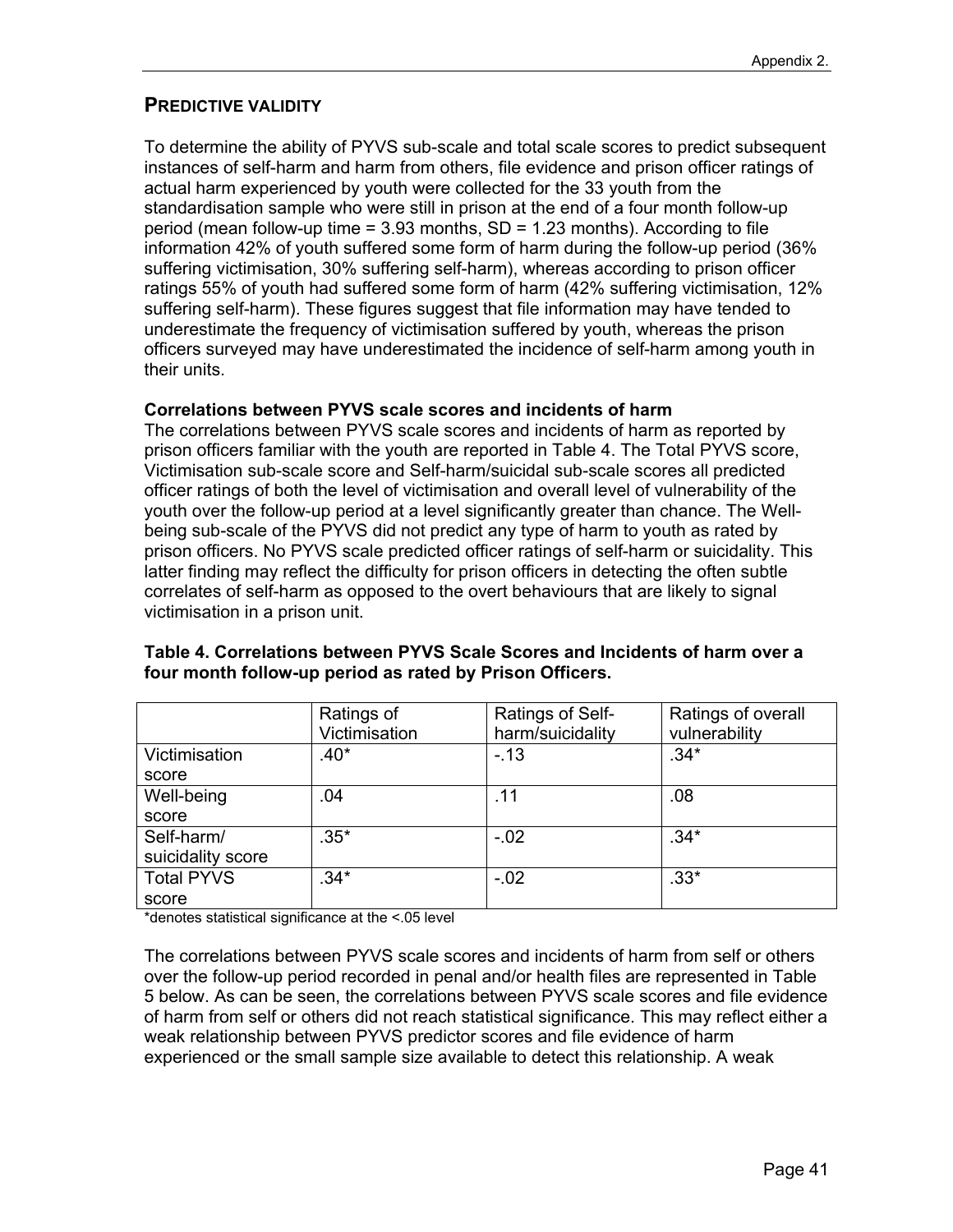## PREDICTIVE VALIDITY

To determine the ability of PYVS sub-scale and total scale scores to predict subsequent instances of self-harm and harm from others, file evidence and prison officer ratings of actual harm experienced by youth were collected for the 33 youth from the standardisation sample who were still in prison at the end of a four month follow-up period (mean follow-up time = 3.93 months, SD = 1.23 months). According to file information 42% of youth suffered some form of harm during the follow-up period (36% suffering victimisation, 30% suffering self-harm), whereas according to prison officer ratings 55% of youth had suffered some form of harm (42% suffering victimisation, 12% suffering self-harm). These figures suggest that file information may have tended to underestimate the frequency of victimisation suffered by youth, whereas the prison officers surveyed may have underestimated the incidence of self-harm among youth in their units.

### Correlations between PYVS scale scores and incidents of harm

The correlations between PYVS scale scores and incidents of harm as reported by prison officers familiar with the youth are reported in Table 4. The Total PYVS score, Victimisation sub-scale score and Self-harm/suicidal sub-scale scores all predicted officer ratings of both the level of victimisation and overall level of vulnerability of the youth over the follow-up period at a level significantly greater than chance. The Well-being sub-scale of the PYVS did not predict any type of harm to youth as rated by prison officers. No PYVS scale predicted officer ratings of self-harm or suicidality. This latter finding may reflect the difficulty for prison officers in detecting the often subtle correlates of self-harm as opposed to the overt behaviours that are likely to signal victimisation in a prison unit.

**Table 4. Correlations between PYVS Scale Scores and Incidents of harm over a four month follow-up period as rated by Prison Officers.**

| | Ratings of Victimisation | Ratings of Self-harm/suicidality | Ratings of overall vulnerability |
|---|---|---|---|
| Victimisation score | .40* | -.13 | .34* |
| Well-being score | .04 | .11 | .08 |
| Self-harm/ suicidality score | .35* | -.02 | .34* |
| Total PYVS score | .34* | -.02 | .33* |

*denotes statistical significance at the <.05 level

The correlations between PYVS scale scores and incidents of harm from self or others over the follow-up period recorded in penal and/or health files are represented in Table 5 below. As can be seen, the correlations between PYVS scale scores and file evidence of harm from self or others did not reach statistical significance. This may reflect either a weak relationship between PYVS predictor scores and file evidence of harm experienced or the small sample size available to detect this relationship. A weak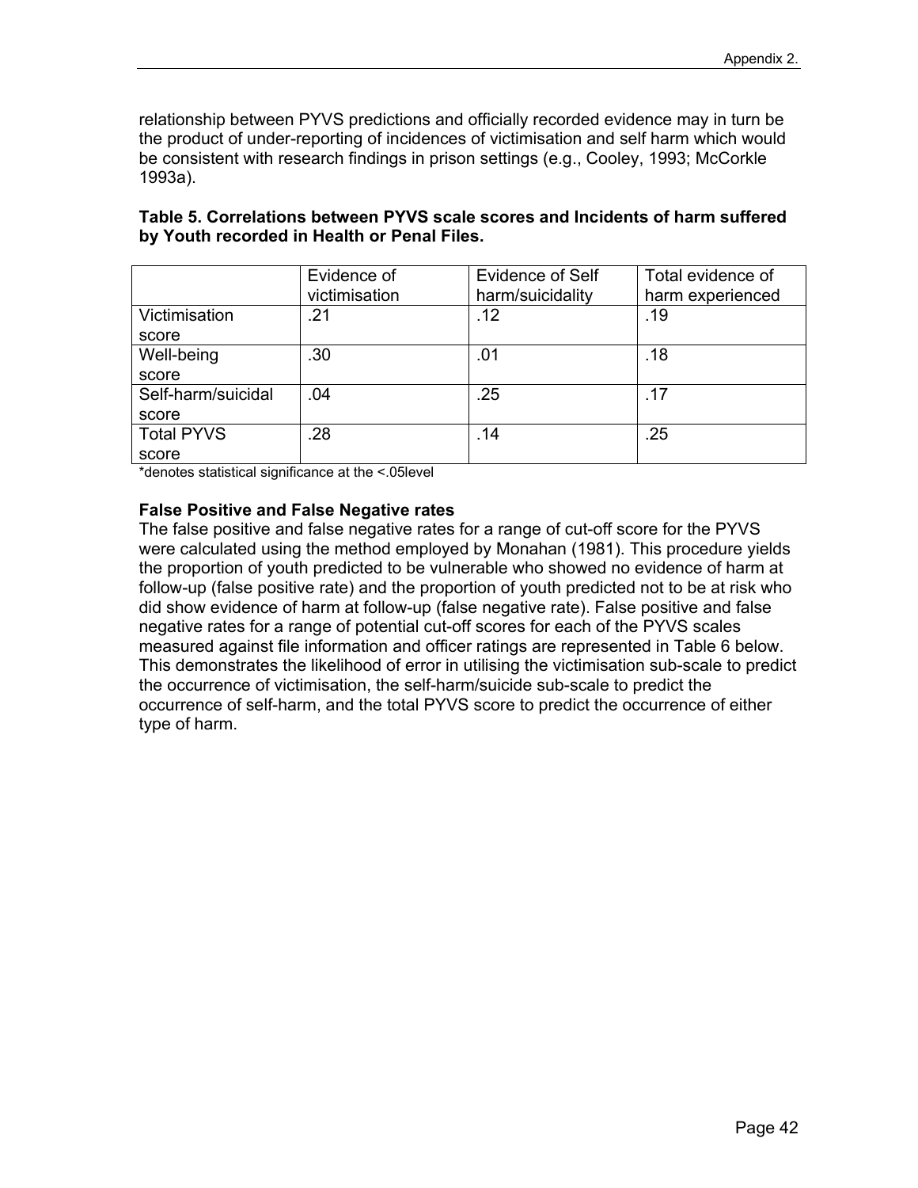relationship between PYVS predictions and officially recorded evidence may in turn be the product of under-reporting of incidences of victimisation and self harm which would be consistent with research findings in prison settings (e.g., Cooley, 1993; McCorkle 1993a).

**Table 5. Correlations between PYVS scale scores and Incidents of harm suffered by Youth recorded in Health or Penal Files.**

| | Evidence of victimisation | Evidence of Self harm/suicidality | Total evidence of harm experienced |
|---|---|---|---|
| Victimisation score | .21 | .12 | .19 |
| Well-being score | .30 | .01 | .18 |
| Self-harm/suicidal score | .04 | .25 | .17 |
| Total PYVS score | .28 | .14 | .25 |

*denotes statistical significance at the <.05level

### False Positive and False Negative rates

The false positive and false negative rates for a range of cut-off score for the PYVS were calculated using the method employed by Monahan (1981). This procedure yields the proportion of youth predicted to be vulnerable who showed no evidence of harm at follow-up (false positive rate) and the proportion of youth predicted not to be at risk who did show evidence of harm at follow-up (false negative rate). False positive and false negative rates for a range of potential cut-off scores for each of the PYVS scales measured against file information and officer ratings are represented in Table 6 below. This demonstrates the likelihood of error in utilising the victimisation sub-scale to predict the occurrence of victimisation, the self-harm/suicide sub-scale to predict the occurrence of self-harm, and the total PYVS score to predict the occurrence of either type of harm.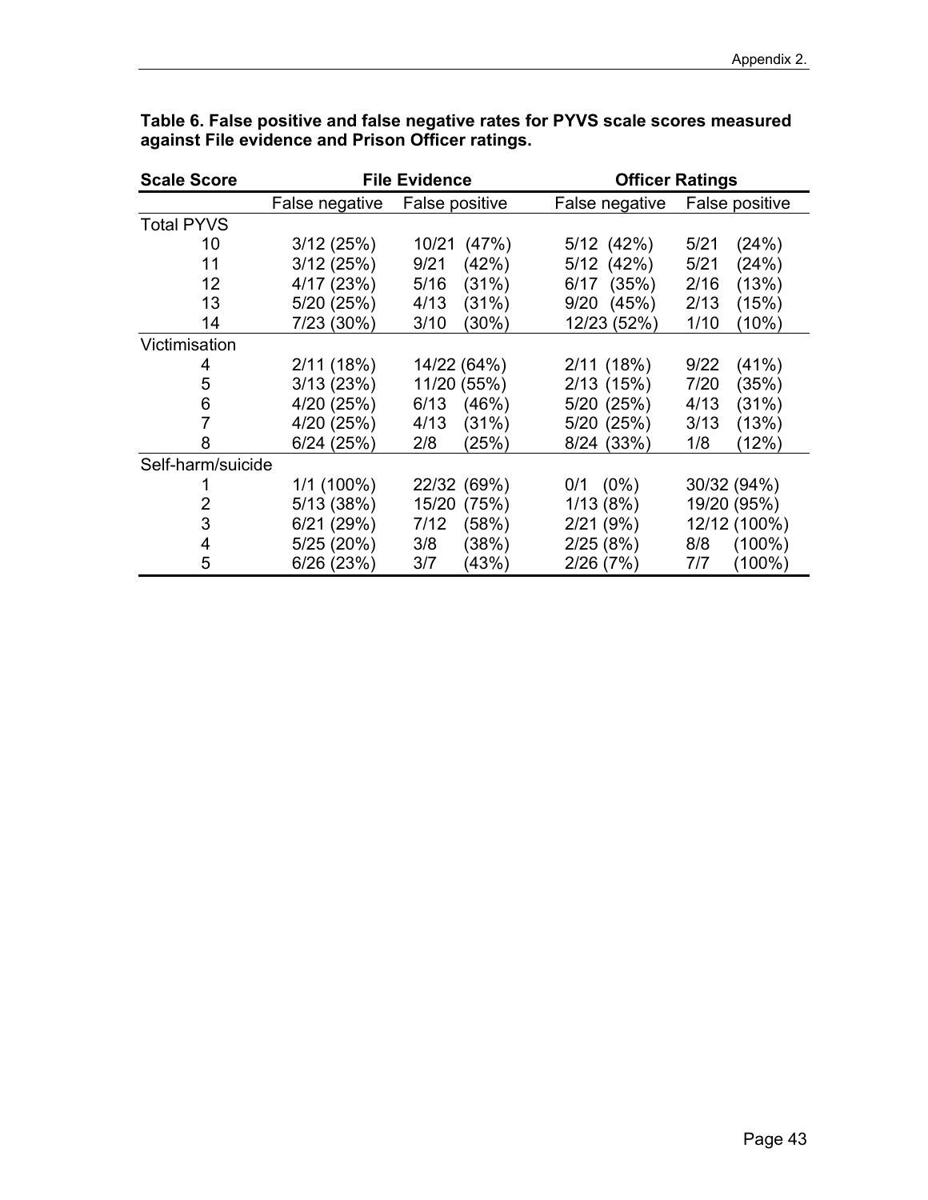**Table 6. False positive and false negative rates for PYVS scale scores measured against File evidence and Prison Officer ratings.**

| Scale Score | File Evidence | | Officer Ratings | |
|---|---|---|---|---|
| | False negative | False positive | False negative | False positive |
| Total PYVS | | | | |
| 10 | 3/12 (25%) | 10/21 (47%) | 5/12 (42%) | 5/21 (24%) |
| 11 | 3/12 (25%) | 9/21 (42%) | 5/12 (42%) | 5/21 (24%) |
| 12 | 4/17 (23%) | 5/16 (31%) | 6/17 (35%) | 2/16 (13%) |
| 13 | 5/20 (25%) | 4/13 (31%) | 9/20 (45%) | 2/13 (15%) |
| 14 | 7/23 (30%) | 3/10 (30%) | 12/23 (52%) | 1/10 (10%) |
| Victimisation | | | | |
| 4 | 2/11 (18%) | 14/22 (64%) | 2/11 (18%) | 9/22 (41%) |
| 5 | 3/13 (23%) | 11/20 (55%) | 2/13 (15%) | 7/20 (35%) |
| 6 | 4/20 (25%) | 6/13 (46%) | 5/20 (25%) | 4/13 (31%) |
| 7 | 4/20 (25%) | 4/13 (31%) | 5/20 (25%) | 3/13 (13%) |
| 8 | 6/24 (25%) | 2/8 (25%) | 8/24 (33%) | 1/8 (12%) |
| Self-harm/suicide | | | | |
| 1 | 1/1 (100%) | 22/32 (69%) | 0/1 (0%) | 30/32 (94%) |
| 2 | 5/13 (38%) | 15/20 (75%) | 1/13 (8%) | 19/20 (95%) |
| 3 | 6/21 (29%) | 7/12 (58%) | 2/21 (9%) | 12/12 (100%) |
| 4 | 5/25 (20%) | 3/8 (38%) | 2/25 (8%) | 8/8 (100%) |
| 5 | 6/26 (23%) | 3/7 (43%) | 2/26 (7%) | 7/7 (100%) |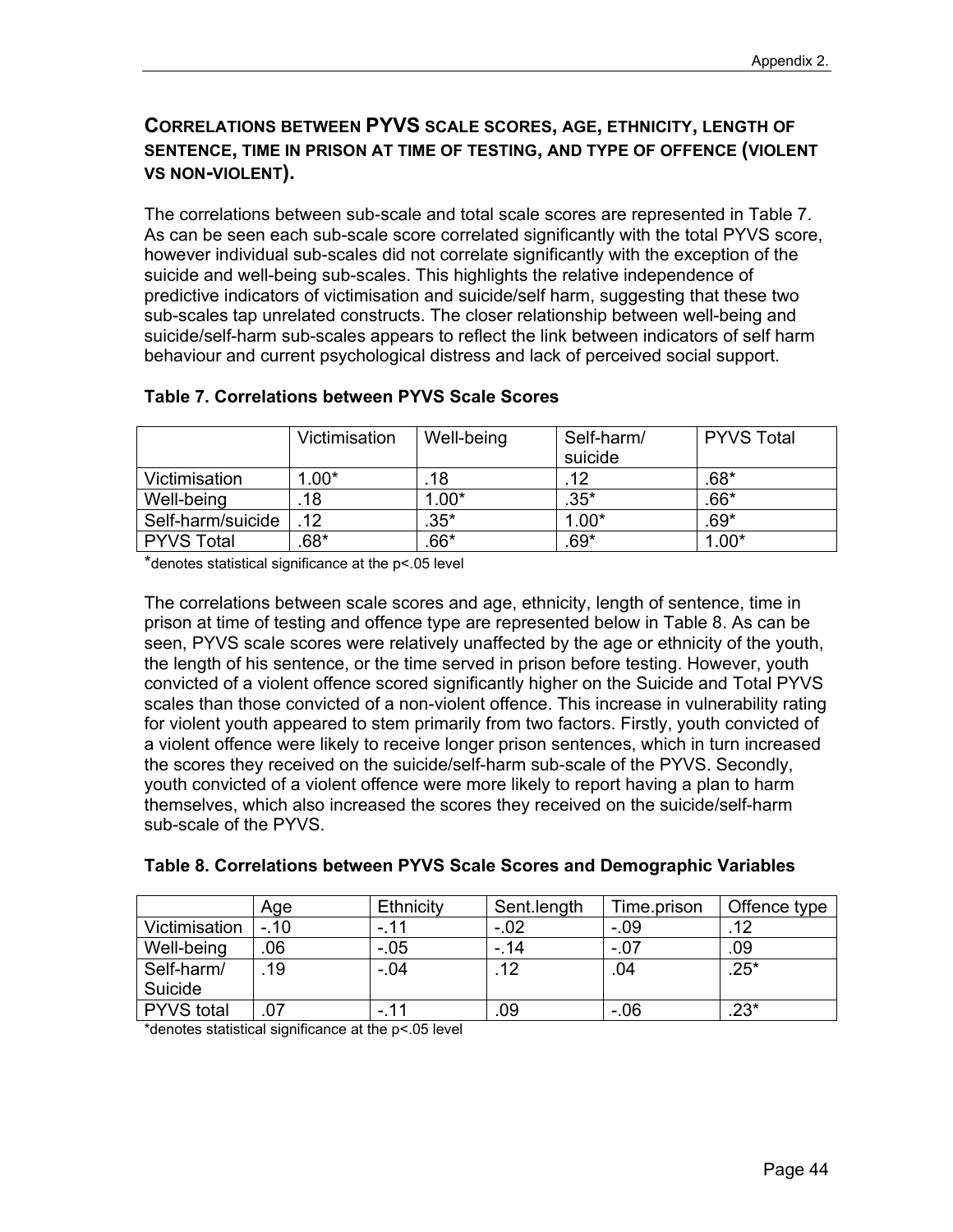## CORRELATIONS BETWEEN PYVS SCALE SCORES, AGE, ETHNICITY, LENGTH OF SENTENCE, TIME IN PRISON AT TIME OF TESTING, AND TYPE OF OFFENCE (VIOLENT VS NON-VIOLENT).

The correlations between sub-scale and total scale scores are represented in Table 7. As can be seen each sub-scale score correlated significantly with the total PYVS score, however individual sub-scales did not correlate significantly with the exception of the suicide and well-being sub-scales. This highlights the relative independence of predictive indicators of victimisation and suicide/self harm, suggesting that these two sub-scales tap unrelated constructs. The closer relationship between well-being and suicide/self-harm sub-scales appears to reflect the link between indicators of self harm behaviour and current psychological distress and lack of perceived social support.

**Table 7. Correlations between PYVS Scale Scores**

| | Victimisation | Well-being | Self-harm/ suicide | PYVS Total |
|---|---|---|---|---|
| Victimisation | 1.00* | .18 | .12 | .68* |
| Well-being | .18 | 1.00* | .35* | .66* |
| Self-harm/suicide | .12 | .35* | 1.00* | .69* |
| PYVS Total | .68* | .66* | .69* | 1.00* |

*denotes statistical significance at the p<.05 level

The correlations between scale scores and age, ethnicity, length of sentence, time in prison at time of testing and offence type are represented below in Table 8. As can be seen, PYVS scale scores were relatively unaffected by the age or ethnicity of the youth, the length of his sentence, or the time served in prison before testing. However, youth convicted of a violent offence scored significantly higher on the Suicide and Total PYVS scales than those convicted of a non-violent offence. This increase in vulnerability rating for violent youth appeared to stem primarily from two factors. Firstly, youth convicted of a violent offence were likely to receive longer prison sentences, which in turn increased the scores they received on the suicide/self-harm sub-scale of the PYVS. Secondly, youth convicted of a violent offence were more likely to report having a plan to harm themselves, which also increased the scores they received on the suicide/self-harm sub-scale of the PYVS.

**Table 8. Correlations between PYVS Scale Scores and Demographic Variables**

| | Age | Ethnicity | Sent.length | Time.prison | Offence type |
|---|---|---|---|---|---|
| Victimisation | -.10 | -.11 | -.02 | -.09 | .12 |
| Well-being | .06 | -.05 | -.14 | -.07 | .09 |
| Self-harm/ Suicide | .19 | -.04 | .12 | .04 | .25* |
| PYVS total | .07 | -.11 | .09 | -.06 | .23* |

*denotes statistical significance at the p<.05 level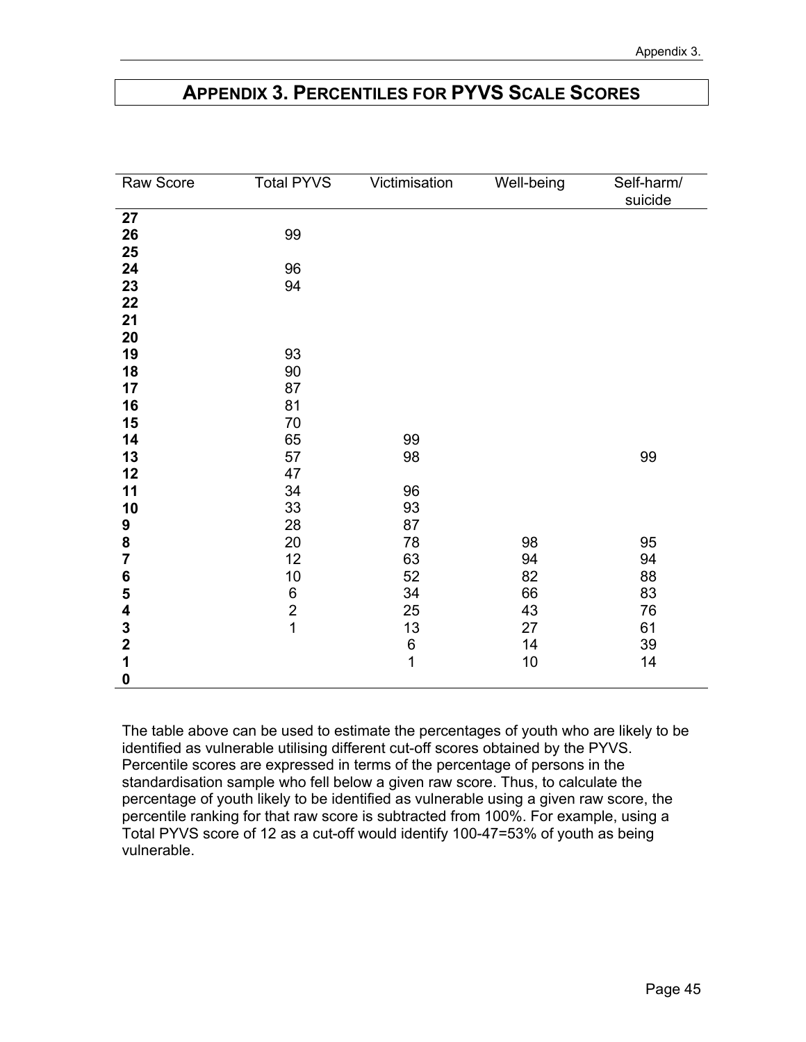# APPENDIX 3. PERCENTILES FOR PYVS SCALE SCORES

| Raw Score | Total PYVS | Victimisation | Well-being | Self-harm/ suicide |
|---|---|---|---|---|
| **27** | | | | |
| **26** | 99 | | | |
| **25** | | | | |
| **24** | 96 | | | |
| **23** | 94 | | | |
| **22** | | | | |
| **21** | | | | |
| **20** | | | | |
| **19** | 93 | | | |
| **18** | 90 | | | |
| **17** | 87 | | | |
| **16** | 81 | | | |
| **15** | 70 | | | |
| **14** | 65 | 99 | | |
| **13** | 57 | 98 | | 99 |
| **12** | 47 | | | |
| **11** | 34 | 96 | | |
| **10** | 33 | 93 | | |
| **9** | 28 | 87 | | |
| **8** | 20 | 78 | 98 | 95 |
| **7** | 12 | 63 | 94 | 94 |
| **6** | 10 | 52 | 82 | 88 |
| **5** | 6 | 34 | 66 | 83 |
| **4** | 2 | 25 | 43 | 76 |
| **3** | 1 | 13 | 27 | 61 |
| **2** | | 6 | 14 | 39 |
| **1** | | 1 | 10 | 14 |
| **0** | | | | |

The table above can be used to estimate the percentages of youth who are likely to be identified as vulnerable utilising different cut-off scores obtained by the PYVS. Percentile scores are expressed in terms of the percentage of persons in the standardisation sample who fell below a given raw score. Thus, to calculate the percentage of youth likely to be identified as vulnerable using a given raw score, the percentile ranking for that raw score is subtracted from 100%. For example, using a Total PYVS score of 12 as a cut-off would identify 100-47=53% of youth as being vulnerable.